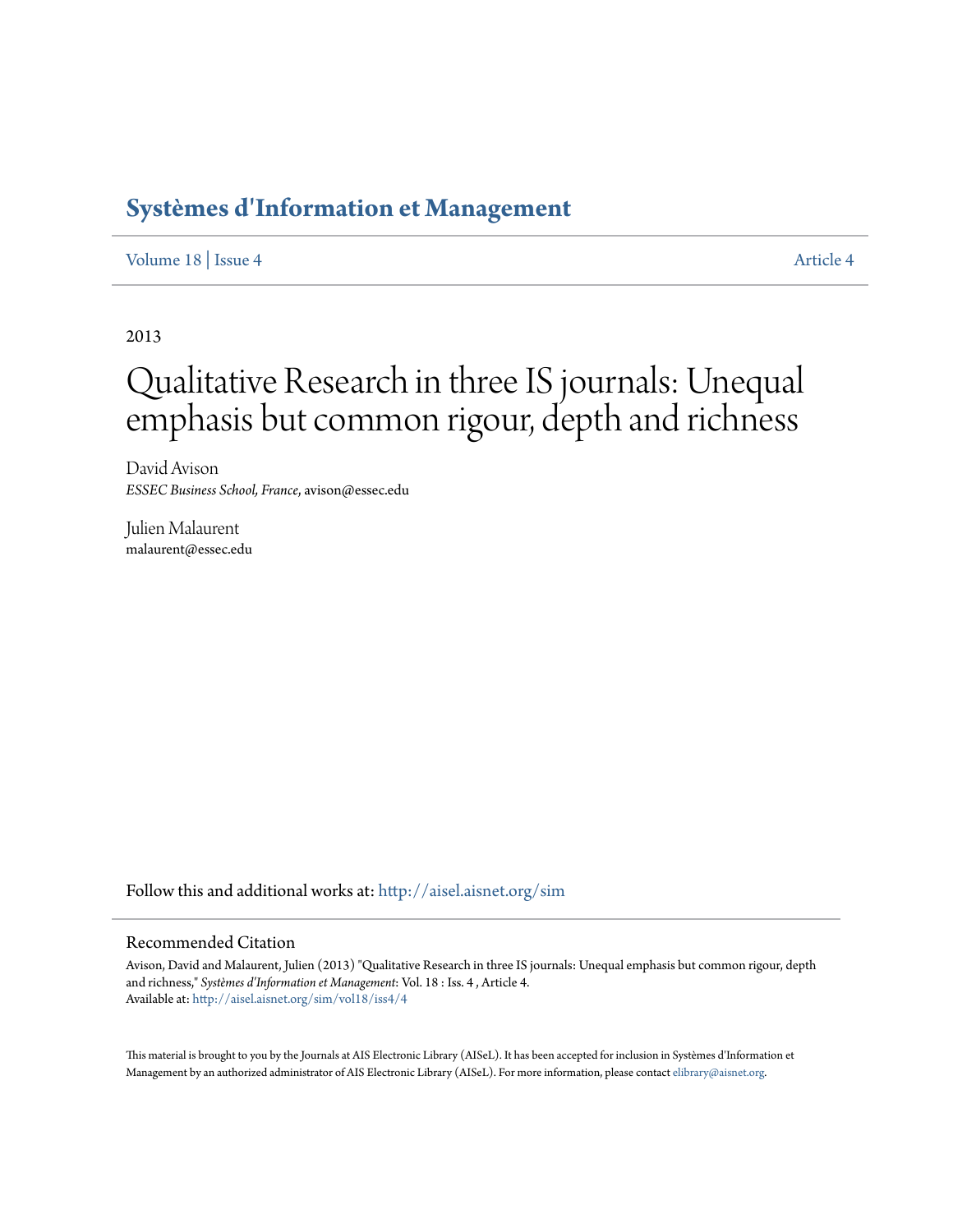# Systèmes d'Information et Management

Volume 18 | Issue 4 Article 4

2013

# Qualitative Research in three IS journals: Unequal emphasis but common rigour, depth and richness

David Avison
*ESSEC Business School, France*, avison@essec.edu

Julien Malaurent
malaurent@essec.edu

Follow this and additional works at: http://aisel.aisnet.org/sim

## Recommended Citation

Avison, David and Malaurent, Julien (2013) "Qualitative Research in three IS journals: Unequal emphasis but common rigour, depth and richness," *Systèmes d'Information et Management*: Vol. 18 : Iss. 4 , Article 4.
Available at: http://aisel.aisnet.org/sim/vol18/iss4/4

This material is brought to you by the Journals at AIS Electronic Library (AISeL). It has been accepted for inclusion in Systèmes d'Information et Management by an authorized administrator of AIS Electronic Library (AISeL). For more information, please contact elibrary@aisnet.org.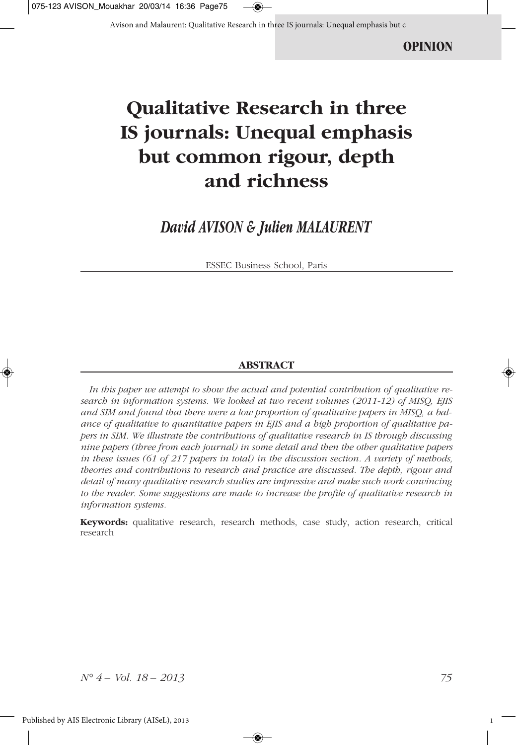OPINION

# Qualitative Research in three IS journals: Unequal emphasis but common rigour, depth and richness

*David AVISON & Julien MALAURENT*

ESSEC Business School, Paris

## ABSTRACT

*In this paper we attempt to show the actual and potential contribution of qualitative research in information systems. We looked at two recent volumes (2011-12) of MISQ, EJIS and SIM and found that there were a low proportion of qualitative papers in MISQ, a balance of qualitative to quantitative papers in EJIS and a high proportion of qualitative papers in SIM. We illustrate the contributions of qualitative research in IS through discussing nine papers (three from each journal) in some detail and then the other qualitative papers in these issues (61 of 217 papers in total) in the discussion section. A variety of methods, theories and contributions to research and practice are discussed. The depth, rigour and detail of many qualitative research studies are impressive and make such work convincing to the reader. Some suggestions are made to increase the profile of qualitative research in information systems.*

**Keywords:** qualitative research, research methods, case study, action research, critical research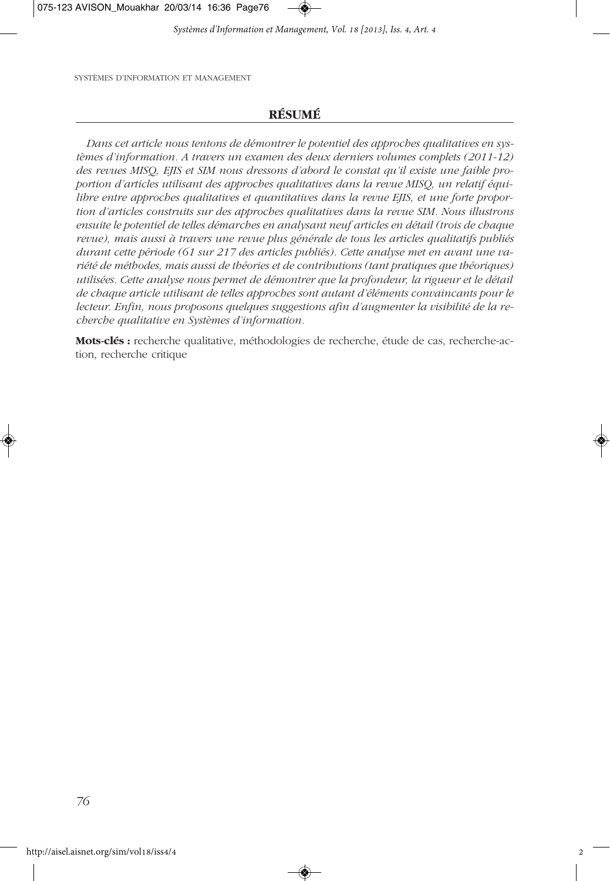## RÉSUMÉ

*Dans cet article nous tentons de démontrer le potentiel des approches qualitatives en systèmes d'information. A travers un examen des deux derniers volumes complets (2011-12) des revues MISQ, EJIS et SIM nous dressons d'abord le constat qu'il existe une faible proportion d'articles utilisant des approches qualitatives dans la revue MISQ, un relatif équilibre entre approches qualitatives et quantitatives dans la revue EJIS, et une forte proportion d'articles construits sur des approches qualitatives dans la revue SIM. Nous illustrons ensuite le potentiel de telles démarches en analysant neuf articles en détail (trois de chaque revue), mais aussi à travers une revue plus générale de tous les articles qualitatifs publiés durant cette période (61 sur 217 des articles publiés). Cette analyse met en avant une variété de méthodes, mais aussi de théories et de contributions (tant pratiques que théoriques) utilisées. Cette analyse nous permet de démontrer que la profondeur, la rigueur et le détail de chaque article utilisant de telles approches sont autant d'éléments convaincants pour le lecteur. Enfin, nous proposons quelques suggestions afin d'augmenter la visibilité de la recherche qualitative en Systèmes d'information.*

**Mots-clés :** recherche qualitative, méthodologies de recherche, étude de cas, recherche-action, recherche critique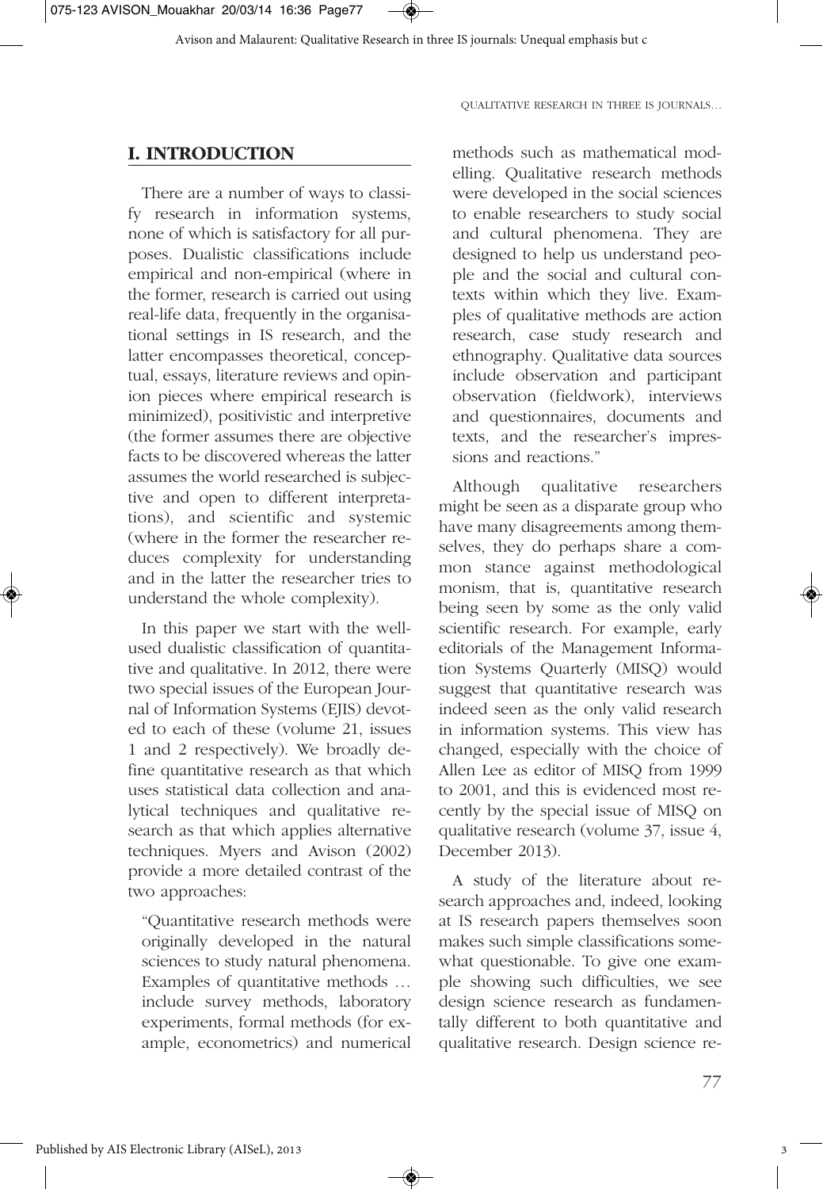## I. INTRODUCTION

There are a number of ways to classify research in information systems, none of which is satisfactory for all purposes. Dualistic classifications include empirical and non-empirical (where in the former, research is carried out using real-life data, frequently in the organisational settings in IS research, and the latter encompasses theoretical, conceptual, essays, literature reviews and opinion pieces where empirical research is minimized), positivistic and interpretive (the former assumes there are objective facts to be discovered whereas the latter assumes the world researched is subjective and open to different interpretations), and scientific and systemic (where in the former the researcher reduces complexity for understanding and in the latter the researcher tries to understand the whole complexity).

In this paper we start with the well-used dualistic classification of quantitative and qualitative. In 2012, there were two special issues of the European Journal of Information Systems (EJIS) devoted to each of these (volume 21, issues 1 and 2 respectively). We broadly define quantitative research as that which uses statistical data collection and analytical techniques and qualitative research as that which applies alternative techniques. Myers and Avison (2002) provide a more detailed contrast of the two approaches:

> "Quantitative research methods were originally developed in the natural sciences to study natural phenomena. Examples of quantitative methods … include survey methods, laboratory experiments, formal methods (for example, econometrics) and numerical methods such as mathematical modelling. Qualitative research methods were developed in the social sciences to enable researchers to study social and cultural phenomena. They are designed to help us understand people and the social and cultural contexts within which they live. Examples of qualitative methods are action research, case study research and ethnography. Qualitative data sources include observation and participant observation (fieldwork), interviews and questionnaires, documents and texts, and the researcher's impressions and reactions."

Although qualitative researchers might be seen as a disparate group who have many disagreements among themselves, they do perhaps share a common stance against methodological monism, that is, quantitative research being seen by some as the only valid scientific research. For example, early editorials of the Management Information Systems Quarterly (MISQ) would suggest that quantitative research was indeed seen as the only valid research in information systems. This view has changed, especially with the choice of Allen Lee as editor of MISQ from 1999 to 2001, and this is evidenced most recently by the special issue of MISQ on qualitative research (volume 37, issue 4, December 2013).

A study of the literature about research approaches and, indeed, looking at IS research papers themselves soon makes such simple classifications somewhat questionable. To give one example showing such difficulties, we see design science research as fundamentally different to both quantitative and qualitative research. Design science re-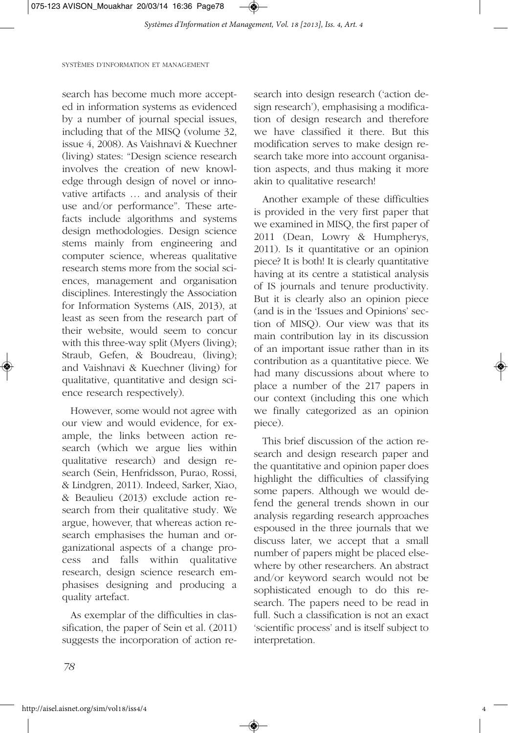search has become much more accepted in information systems as evidenced by a number of journal special issues, including that of the MISQ (volume 32, issue 4, 2008). As Vaishnavi & Kuechner (living) states: "Design science research involves the creation of new knowledge through design of novel or innovative artifacts … and analysis of their use and/or performance". These artefacts include algorithms and systems design methodologies. Design science stems mainly from engineering and computer science, whereas qualitative research stems more from the social sciences, management and organisation disciplines. Interestingly the Association for Information Systems (AIS, 2013), at least as seen from the research part of their website, would seem to concur with this three-way split (Myers (living); Straub, Gefen, & Boudreau, (living); and Vaishnavi & Kuechner (living) for qualitative, quantitative and design science research respectively).

However, some would not agree with our view and would evidence, for example, the links between action research (which we argue lies within qualitative research) and design research (Sein, Henfridsson, Purao, Rossi, & Lindgren, 2011). Indeed, Sarker, Xiao, & Beaulieu (2013) exclude action research from their qualitative study. We argue, however, that whereas action research emphasises the human and organizational aspects of a change process and falls within qualitative research, design science research emphasises designing and producing a quality artefact.

As exemplar of the difficulties in classification, the paper of Sein et al. (2011) suggests the incorporation of action research into design research ('action design research'), emphasising a modification of design research and therefore we have classified it there. But this modification serves to make design research take more into account organisation aspects, and thus making it more akin to qualitative research!

Another example of these difficulties is provided in the very first paper that we examined in MISQ, the first paper of 2011 (Dean, Lowry & Humpherys, 2011). Is it quantitative or an opinion piece? It is both! It is clearly quantitative having at its centre a statistical analysis of IS journals and tenure productivity. But it is clearly also an opinion piece (and is in the 'Issues and Opinions' section of MISQ). Our view was that its main contribution lay in its discussion of an important issue rather than in its contribution as a quantitative piece. We had many discussions about where to place a number of the 217 papers in our context (including this one which we finally categorized as an opinion piece).

This brief discussion of the action research and design research paper and the quantitative and opinion paper does highlight the difficulties of classifying some papers. Although we would defend the general trends shown in our analysis regarding research approaches espoused in the three journals that we discuss later, we accept that a small number of papers might be placed elsewhere by other researchers. An abstract and/or keyword search would not be sophisticated enough to do this research. The papers need to be read in full. Such a classification is not an exact 'scientific process' and is itself subject to interpretation.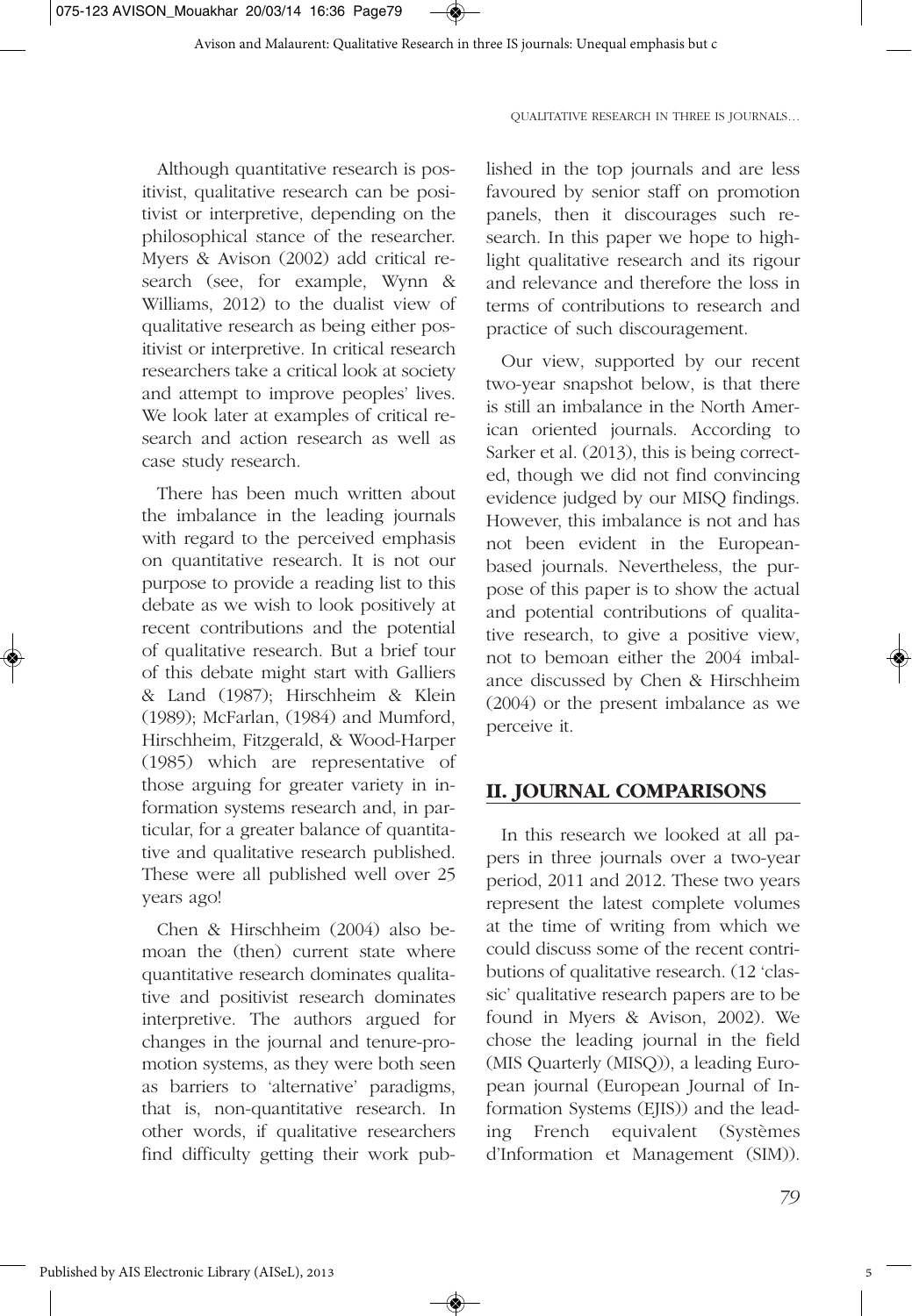Although quantitative research is positivist, qualitative research can be positivist or interpretive, depending on the philosophical stance of the researcher. Myers & Avison (2002) add critical research (see, for example, Wynn & Williams, 2012) to the dualist view of qualitative research as being either positivist or interpretive. In critical research researchers take a critical look at society and attempt to improve peoples' lives. We look later at examples of critical research and action research as well as case study research.

There has been much written about the imbalance in the leading journals with regard to the perceived emphasis on quantitative research. It is not our purpose to provide a reading list to this debate as we wish to look positively at recent contributions and the potential of qualitative research. But a brief tour of this debate might start with Galliers & Land (1987); Hirschheim & Klein (1989); McFarlan, (1984) and Mumford, Hirschheim, Fitzgerald, & Wood-Harper (1985) which are representative of those arguing for greater variety in information systems research and, in particular, for a greater balance of quantitative and qualitative research published. These were all published well over 25 years ago!

Chen & Hirschheim (2004) also bemoan the (then) current state where quantitative research dominates qualitative and positivist research dominates interpretive. The authors argued for changes in the journal and tenure-promotion systems, as they were both seen as barriers to 'alternative' paradigms, that is, non-quantitative research. In other words, if qualitative researchers find difficulty getting their work published in the top journals and are less favoured by senior staff on promotion panels, then it discourages such research. In this paper we hope to highlight qualitative research and its rigour and relevance and therefore the loss in terms of contributions to research and practice of such discouragement.

Our view, supported by our recent two-year snapshot below, is that there is still an imbalance in the North American oriented journals. According to Sarker et al. (2013), this is being corrected, though we did not find convincing evidence judged by our MISQ findings. However, this imbalance is not and has not been evident in the European-based journals. Nevertheless, the purpose of this paper is to show the actual and potential contributions of qualitative research, to give a positive view, not to bemoan either the 2004 imbalance discussed by Chen & Hirschheim (2004) or the present imbalance as we perceive it.

## II. JOURNAL COMPARISONS

In this research we looked at all papers in three journals over a two-year period, 2011 and 2012. These two years represent the latest complete volumes at the time of writing from which we could discuss some of the recent contributions of qualitative research. (12 'classic' qualitative research papers are to be found in Myers & Avison, 2002). We chose the leading journal in the field (MIS Quarterly (MISQ)), a leading European journal (European Journal of Information Systems (EJIS)) and the leading French equivalent (Systèmes d'Information et Management (SIM)).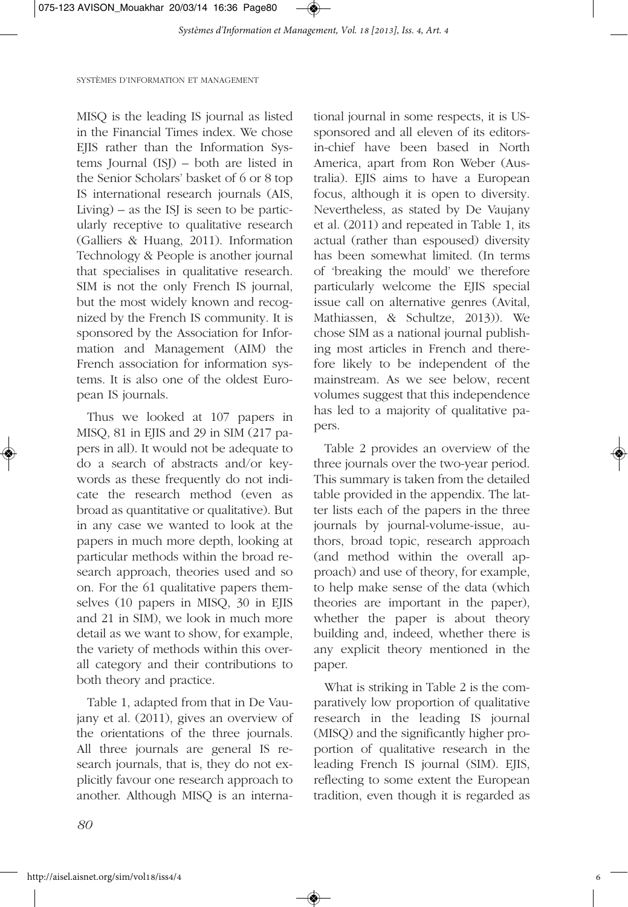MISQ is the leading IS journal as listed in the Financial Times index. We chose EJIS rather than the Information Systems Journal (ISJ) – both are listed in the Senior Scholars' basket of 6 or 8 top IS international research journals (AIS, Living) – as the ISJ is seen to be particularly receptive to qualitative research (Galliers & Huang, 2011). Information Technology & People is another journal that specialises in qualitative research. SIM is not the only French IS journal, but the most widely known and recognized by the French IS community. It is sponsored by the Association for Information and Management (AIM) the French association for information systems. It is also one of the oldest European IS journals.

Thus we looked at 107 papers in MISQ, 81 in EJIS and 29 in SIM (217 papers in all). It would not be adequate to do a search of abstracts and/or keywords as these frequently do not indicate the research method (even as broad as quantitative or qualitative). But in any case we wanted to look at the papers in much more depth, looking at particular methods within the broad research approach, theories used and so on. For the 61 qualitative papers themselves (10 papers in MISQ, 30 in EJIS and 21 in SIM), we look in much more detail as we want to show, for example, the variety of methods within this overall category and their contributions to both theory and practice.

Table 1, adapted from that in De Vaujany et al. (2011), gives an overview of the orientations of the three journals. All three journals are general IS research journals, that is, they do not explicitly favour one research approach to another. Although MISQ is an international journal in some respects, it is US-sponsored and all eleven of its editors-in-chief have been based in North America, apart from Ron Weber (Australia). EJIS aims to have a European focus, although it is open to diversity. Nevertheless, as stated by De Vaujany et al. (2011) and repeated in Table 1, its actual (rather than espoused) diversity has been somewhat limited. (In terms of 'breaking the mould' we therefore particularly welcome the EJIS special issue call on alternative genres (Avital, Mathiassen, & Schultze, 2013)). We chose SIM as a national journal publishing most articles in French and therefore likely to be independent of the mainstream. As we see below, recent volumes suggest that this independence has led to a majority of qualitative papers.

Table 2 provides an overview of the three journals over the two-year period. This summary is taken from the detailed table provided in the appendix. The latter lists each of the papers in the three journals by journal-volume-issue, authors, broad topic, research approach (and method within the overall approach) and use of theory, for example, to help make sense of the data (which theories are important in the paper), whether the paper is about theory building and, indeed, whether there is any explicit theory mentioned in the paper.

What is striking in Table 2 is the comparatively low proportion of qualitative research in the leading IS journal (MISQ) and the significantly higher proportion of qualitative research in the leading French IS journal (SIM). EJIS, reflecting to some extent the European tradition, even though it is regarded as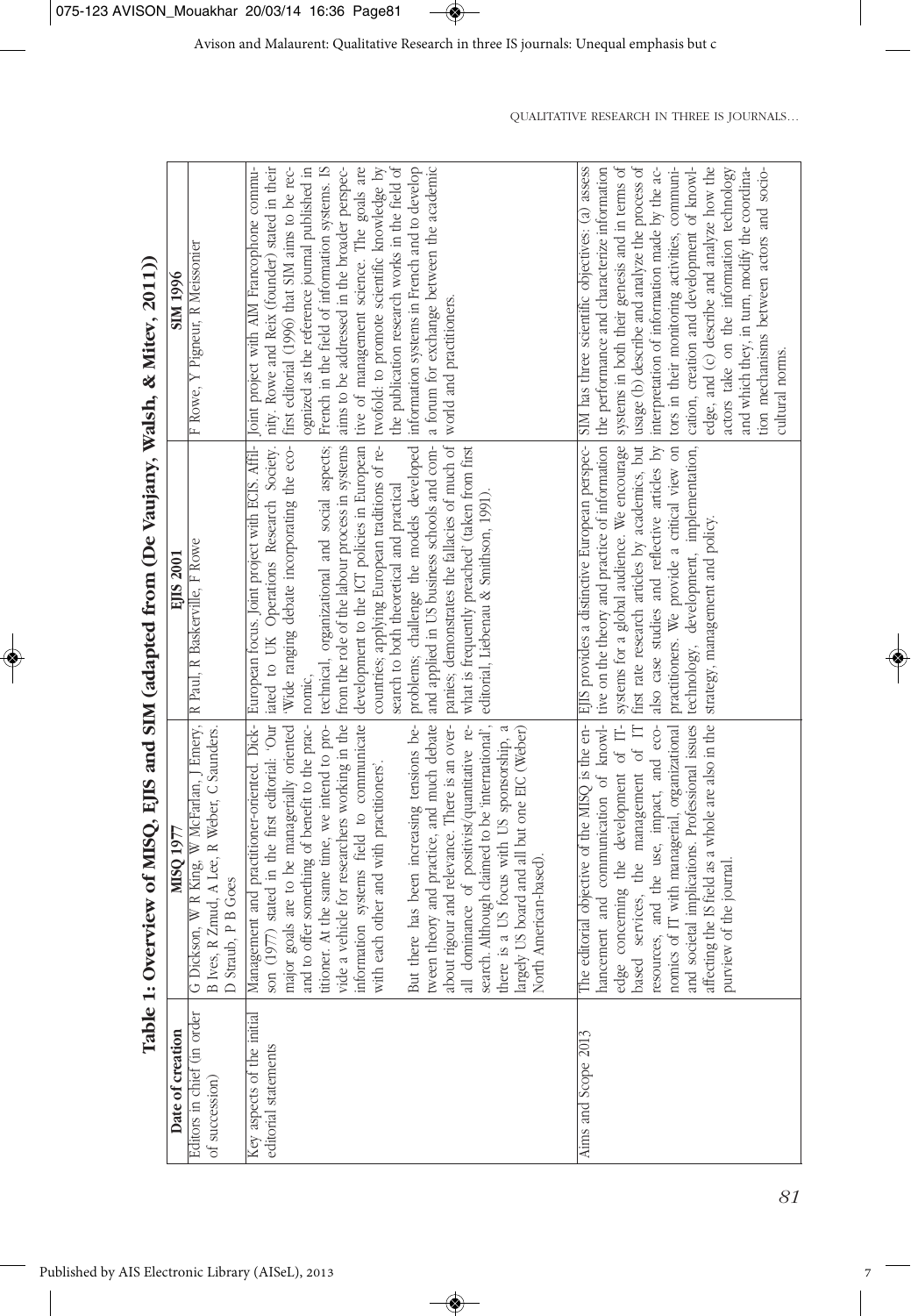**Table 1: Overview of MISQ, EJIS and SIM (adapted from (De Vaujany, Walsh, & Mitev, 2011))**

| Date of creation | MISQ 1977 | EJIS 2001 | SIM 1996 |
|---|---|---|---|
| Editors in chief (in order of succession) | G Dickson, W R King, W McFarlan, J Emery, B Ives, R Zmud, A Lee, R Weber, C Saunders, D Straub, P B Goes | R Paul, R Baskerville, F Rowe | F Rowe, Y Pigneur, R Meissonier |
| Key aspects of the initial editorial statements | Management and practitioner-oriented. Dickson (1977) stated in the first editorial: 'Our major goals are to be managerially oriented and to offer something of benefit to the practitioner. At the same time, we intend to provide a vehicle for researchers working in the information systems field to communicate with each other and with practitioners'.<br><br>But there has been increasing tensions between theory and practice, and much debate about rigour and relevance. There is an overall dominance of positivist/quantitative research. Although claimed to be 'international', there is a US focus with US sponsorship, a largely US board and all but one EIC (Weber) North American-based). | European focus. Joint project with ECIS. Affiliated to UK Operations Research Society. 'Wide ranging debate incorporating the economic, technical, organizational and social aspects; from the role of the labour process in systems development to the ICT policies in European countries; applying European traditions of research to both theoretical and practical problems; challenge the models developed and applied in US business schools and companies; demonstrates the fallacies of much of what is frequently preached' (taken from first editorial, Liebenau & Smithson, 1991). | Joint project with AIM Francophone community. Rowe and Reix (founder) stated in their first editorial (1996) that SIM aims to be recognized as the reference journal published in French in the field of information systems. IS aims to be addressed in the broader perspective of management science. The goals are twofold: to promote scientific knowledge by the publication research works in the field of information systems in French and to develop a forum for exchange between the academic world and practitioners. |
| Aims and Scope 2013 | The editorial objective of the MISQ is the enhancement and communication of knowledge concerning the development of IT-based services, the management of IT resources, and the use, impact, and economics of IT with managerial, organizational and societal implications. Professional issues affecting the IS field as a whole are also in the purview of the journal. | EJIS provides a distinctive European perspective on the theory and practice of information systems for a global audience. We encourage first rate research articles by academics, but also case studies and reflective articles by practitioners. We provide a critical view on technology, development, implementation, strategy, management and policy. | SIM has three scientific objectives: (a) assess the performance and characterize information systems in both their genesis and in terms of usage (b) describe and analyze the process of interpretation of information made by the actors in their monitoring activities, communication, creation and development of knowledge, and (c) describe and analyze how the actors take on the information technology and which they, in turn, modify the coordination mechanisms between actors and socio-cultural norms. |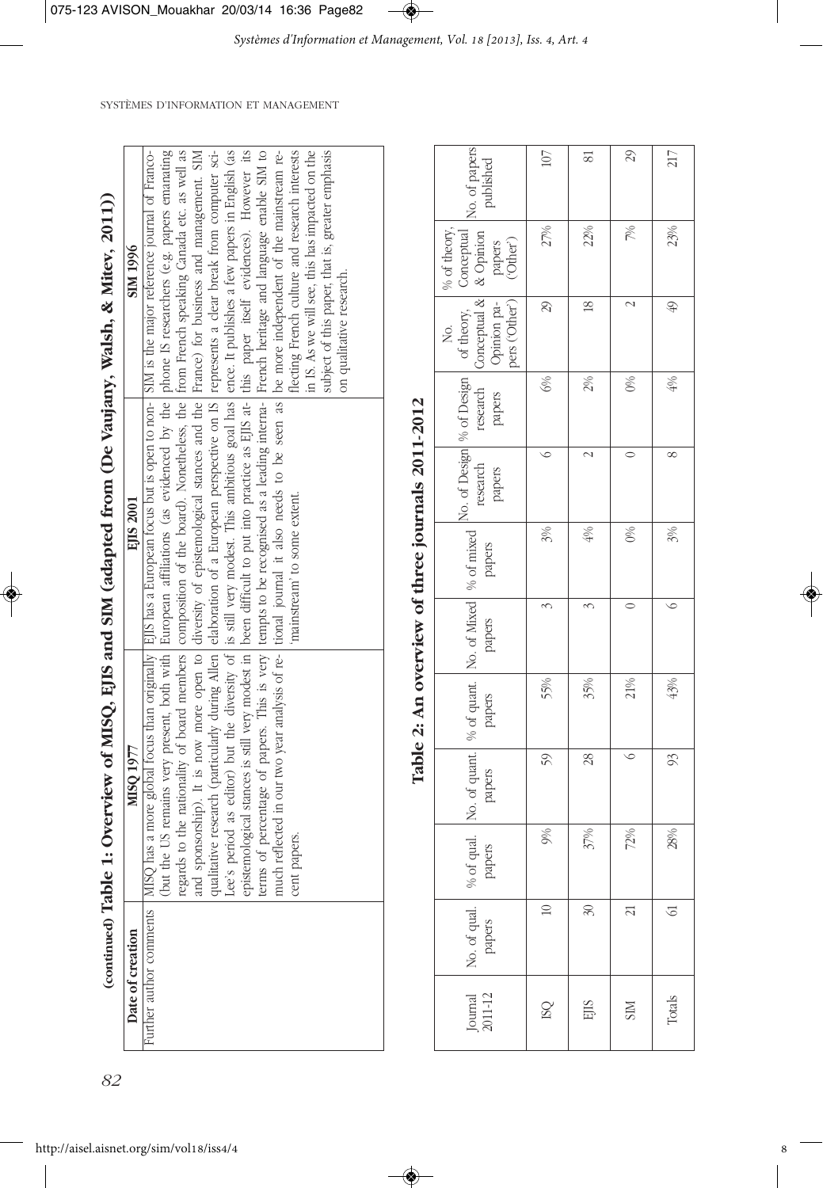**(continued) Table 1: Overview of MISQ, EJIS and SIM (adapted from (De Vaujany, Walsh, & Mitev, 2011))**

| Date of creation | MISQ 1977 | EJIS 2001 | SIM 1996 |
|---|---|---|---|
| Further author comments | MISQ has a more global focus than originally (but the US remains very present, both with regards to the nationality of board members and sponsorship). It is now more open to qualitative research (particularly during Allen Lee's period as editor) but the diversity of epistemological stances is still very modest in terms of percentage of papers. This is very much reflected in our two year analysis of recent papers. | EJIS has a European focus but is open to non-European affiliations (as evidenced by the composition of the board). Nonetheless, the diversity of epistemological stances and the elaboration of a European perspective on IS is still very modest. This ambitious goal has been difficult to put into practice as EJIS attempts to be recognised as a leading international journal it also needs to be seen as 'mainstream' to some extent. | SIM is the major reference journal of Francophone IS researchers (e.g. papers emanating from French speaking Canada etc. as well as France) for business and management. SIM represents a clear break from computer science. It publishes a few papers in English (as this paper itself evidences). However its French heritage and language enable SIM to be more independent of the mainstream reflecting French culture and research interests in IS. As we will see, this has impacted on the subject of this paper, that is, greater emphasis on qualitative research. |

**Table 2: An overview of three journals 2011-2012**

| Journal 2011-12 | No. of qual. papers | % of qual. papers | No. of quant. papers | % of quant. papers | No. of Mixed papers | % of mixed papers | No. of Design research papers | % of Design research papers | No. of theory, Conceptual & Opinion papers ('Other') | % of theory, Conceptual & Opinion papers ('Other') | No. of papers published |
|---|---|---|---|---|---|---|---|---|---|---|---|
| ISQ | 10 | 9% | 59 | 55% | 3 | 3% | 6 | 6% | 29 | 27% | 107 |
| EJIS | 30 | 37% | 28 | 35% | 3 | 4% | 2 | 2% | 18 | 22% | 81 |
| SIM | 21 | 72% | 6 | 21% | 0 | 0% | 0 | 0% | 2 | 7% | 29 |
| Totals | 61 | 28% | 93 | 43% | 6 | 3% | 8 | 4% | 49 | 23% | 217 |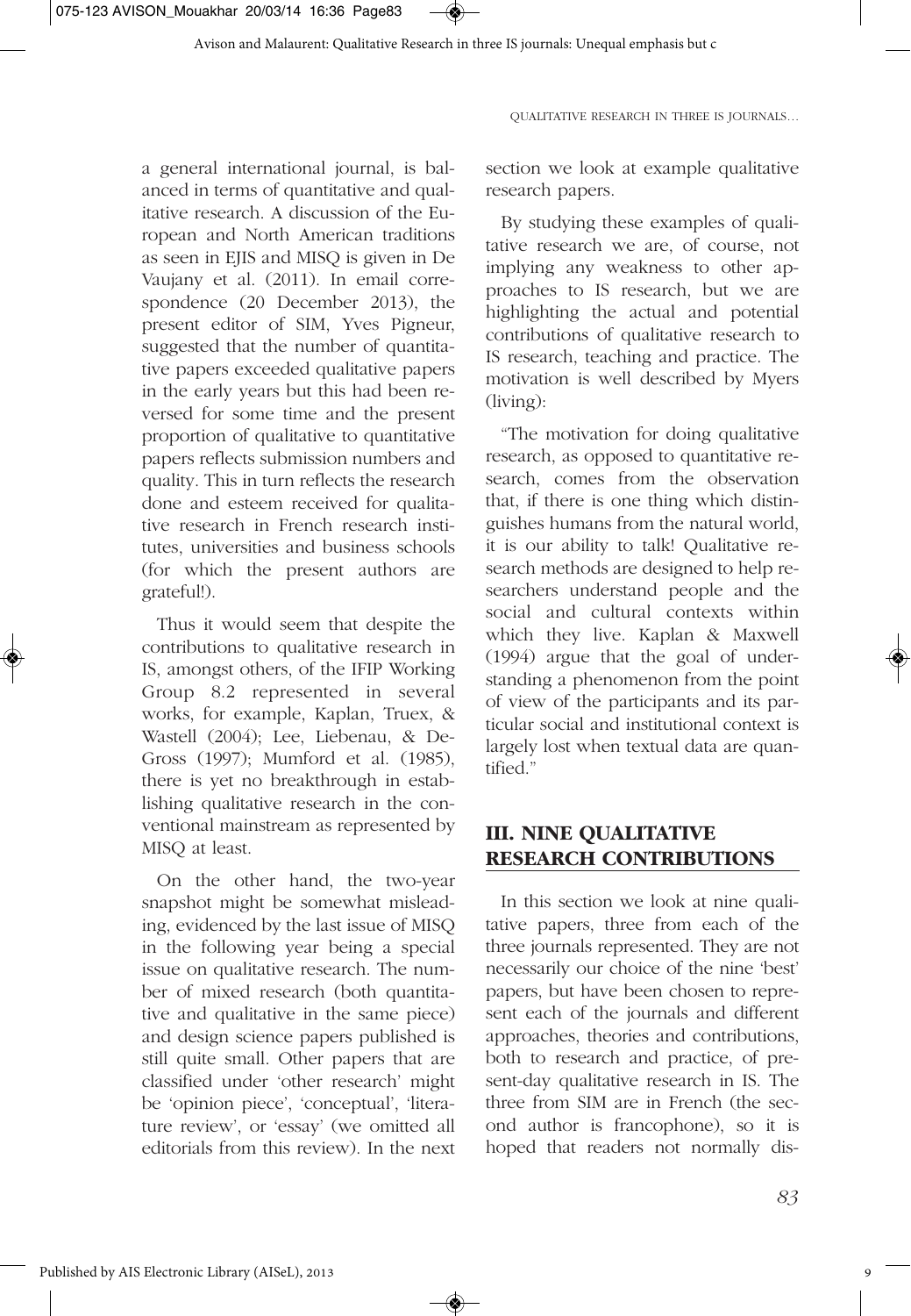a general international journal, is balanced in terms of quantitative and qualitative research. A discussion of the European and North American traditions as seen in EJIS and MISQ is given in De Vaujany et al. (2011). In email correspondence (20 December 2013), the present editor of SIM, Yves Pigneur, suggested that the number of quantitative papers exceeded qualitative papers in the early years but this had been reversed for some time and the present proportion of qualitative to quantitative papers reflects submission numbers and quality. This in turn reflects the research done and esteem received for qualitative research in French research institutes, universities and business schools (for which the present authors are grateful!).

Thus it would seem that despite the contributions to qualitative research in IS, amongst others, of the IFIP Working Group 8.2 represented in several works, for example, Kaplan, Truex, & Wastell (2004); Lee, Liebenau, & DeGross (1997); Mumford et al. (1985), there is yet no breakthrough in establishing qualitative research in the conventional mainstream as represented by MISQ at least.

On the other hand, the two-year snapshot might be somewhat misleading, evidenced by the last issue of MISQ in the following year being a special issue on qualitative research. The number of mixed research (both quantitative and qualitative in the same piece) and design science papers published is still quite small. Other papers that are classified under 'other research' might be 'opinion piece', 'conceptual', 'literature review', or 'essay' (we omitted all editorials from this review). In the next section we look at example qualitative research papers.

By studying these examples of qualitative research we are, of course, not implying any weakness to other approaches to IS research, but we are highlighting the actual and potential contributions of qualitative research to IS research, teaching and practice. The motivation is well described by Myers (living):

"The motivation for doing qualitative research, as opposed to quantitative research, comes from the observation that, if there is one thing which distinguishes humans from the natural world, it is our ability to talk! Qualitative research methods are designed to help researchers understand people and the social and cultural contexts within which they live. Kaplan & Maxwell (1994) argue that the goal of understanding a phenomenon from the point of view of the participants and its particular social and institutional context is largely lost when textual data are quantified."

## III. NINE QUALITATIVE RESEARCH CONTRIBUTIONS

In this section we look at nine qualitative papers, three from each of the three journals represented. They are not necessarily our choice of the nine 'best' papers, but have been chosen to represent each of the journals and different approaches, theories and contributions, both to research and practice, of present-day qualitative research in IS. The three from SIM are in French (the second author is francophone), so it is hoped that readers not normally dis-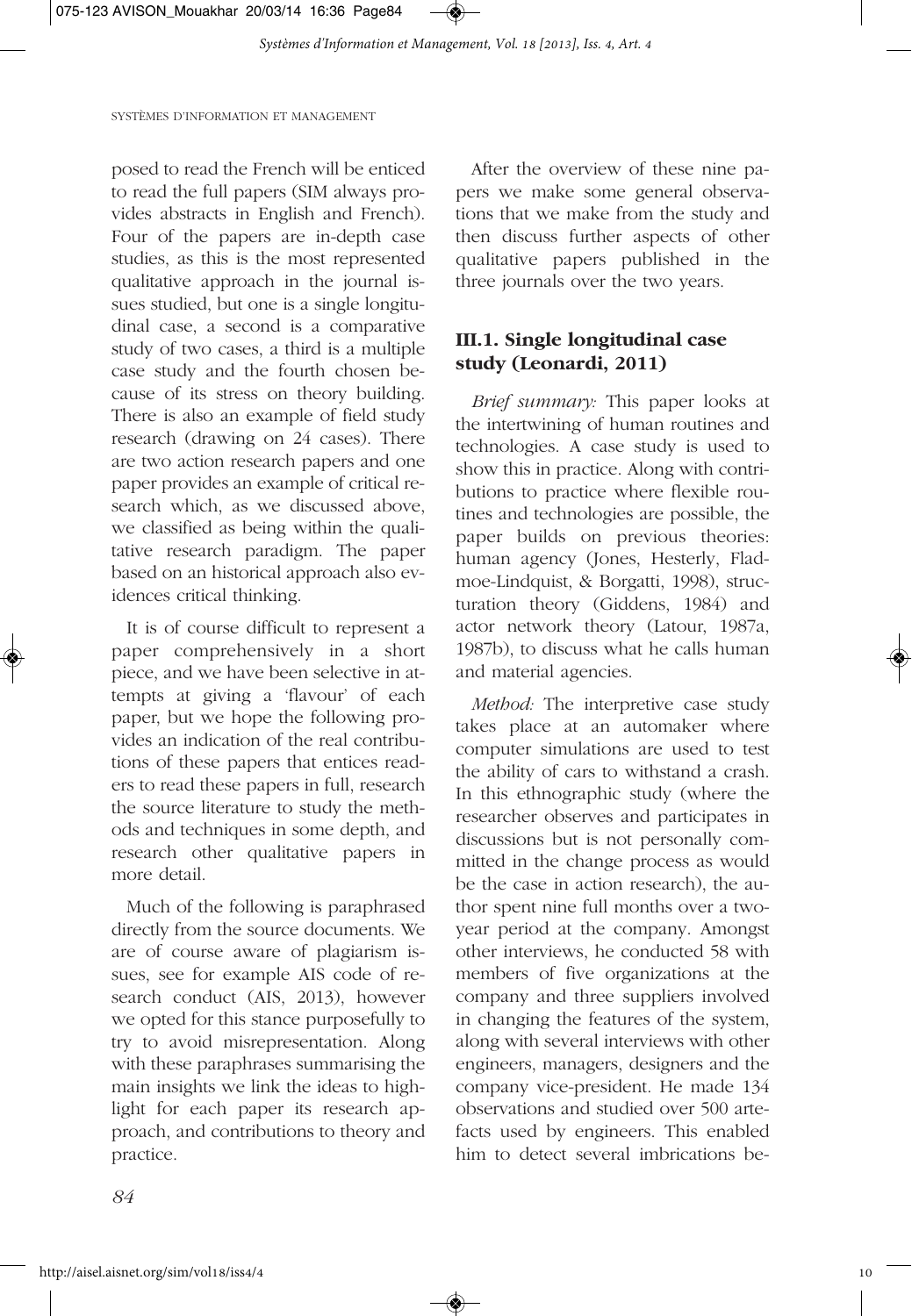posed to read the French will be enticed to read the full papers (SIM always provides abstracts in English and French). Four of the papers are in-depth case studies, as this is the most represented qualitative approach in the journal issues studied, but one is a single longitudinal case, a second is a comparative study of two cases, a third is a multiple case study and the fourth chosen because of its stress on theory building. There is also an example of field study research (drawing on 24 cases). There are two action research papers and one paper provides an example of critical research which, as we discussed above, we classified as being within the qualitative research paradigm. The paper based on an historical approach also evidences critical thinking.

It is of course difficult to represent a paper comprehensively in a short piece, and we have been selective in attempts at giving a 'flavour' of each paper, but we hope the following provides an indication of the real contributions of these papers that entices readers to read these papers in full, research the source literature to study the methods and techniques in some depth, and research other qualitative papers in more detail.

Much of the following is paraphrased directly from the source documents. We are of course aware of plagiarism issues, see for example AIS code of research conduct (AIS, 2013), however we opted for this stance purposefully to try to avoid misrepresentation. Along with these paraphrases summarising the main insights we link the ideas to highlight for each paper its research approach, and contributions to theory and practice.

After the overview of these nine papers we make some general observations that we make from the study and then discuss further aspects of other qualitative papers published in the three journals over the two years.

### III.1. Single longitudinal case study (Leonardi, 2011)

*Brief summary:* This paper looks at the intertwining of human routines and technologies. A case study is used to show this in practice. Along with contributions to practice where flexible routines and technologies are possible, the paper builds on previous theories: human agency (Jones, Hesterly, Fladmoe-Lindquist, & Borgatti, 1998), structuration theory (Giddens, 1984) and actor network theory (Latour, 1987a, 1987b), to discuss what he calls human and material agencies.

*Method:* The interpretive case study takes place at an automaker where computer simulations are used to test the ability of cars to withstand a crash. In this ethnographic study (where the researcher observes and participates in discussions but is not personally committed in the change process as would be the case in action research), the author spent nine full months over a two-year period at the company. Amongst other interviews, he conducted 58 with members of five organizations at the company and three suppliers involved in changing the features of the system, along with several interviews with other engineers, managers, designers and the company vice-president. He made 134 observations and studied over 500 artefacts used by engineers. This enabled him to detect several imbrications be-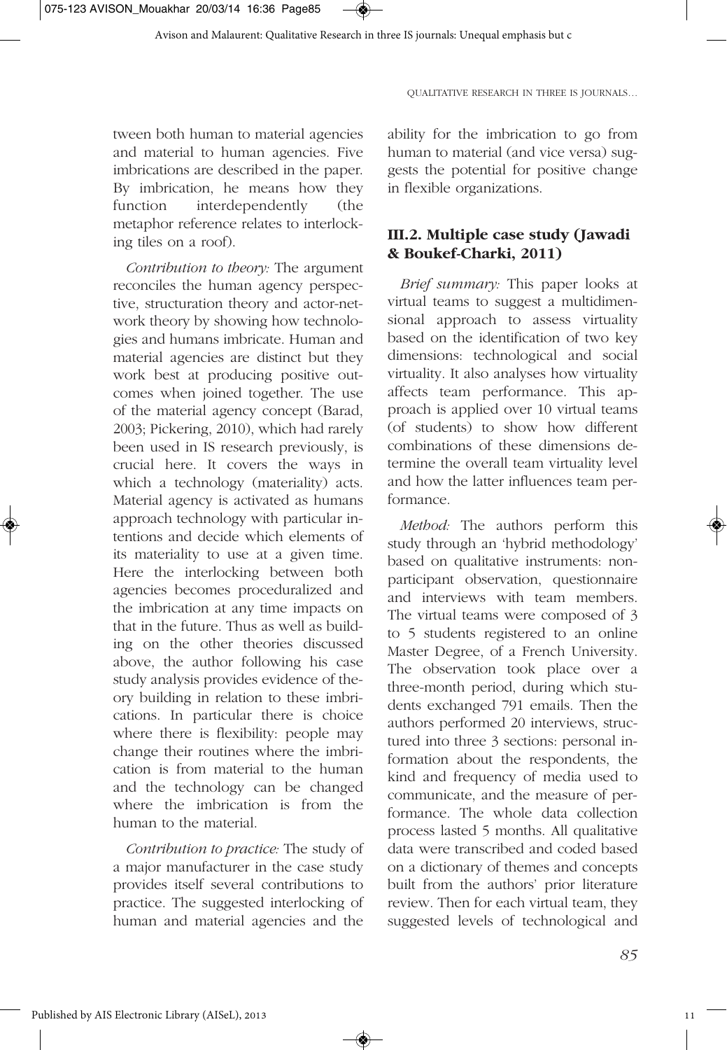tween both human to material agencies and material to human agencies. Five imbrications are described in the paper. By imbrication, he means how they function interdependently (the metaphor reference relates to interlocking tiles on a roof).

*Contribution to theory:* The argument reconciles the human agency perspective, structuration theory and actor-network theory by showing how technologies and humans imbricate. Human and material agencies are distinct but they work best at producing positive outcomes when joined together. The use of the material agency concept (Barad, 2003; Pickering, 2010), which had rarely been used in IS research previously, is crucial here. It covers the ways in which a technology (materiality) acts. Material agency is activated as humans approach technology with particular intentions and decide which elements of its materiality to use at a given time. Here the interlocking between both agencies becomes proceduralized and the imbrication at any time impacts on that in the future. Thus as well as building on the other theories discussed above, the author following his case study analysis provides evidence of theory building in relation to these imbrications. In particular there is choice where there is flexibility: people may change their routines where the imbrication is from material to the human and the technology can be changed where the imbrication is from the human to the material.

*Contribution to practice:* The study of a major manufacturer in the case study provides itself several contributions to practice. The suggested interlocking of human and material agencies and the ability for the imbrication to go from human to material (and vice versa) suggests the potential for positive change in flexible organizations.

### III.2. Multiple case study (Jawadi & Boukef-Charki, 2011)

*Brief summary:* This paper looks at virtual teams to suggest a multidimensional approach to assess virtuality based on the identification of two key dimensions: technological and social virtuality. It also analyses how virtuality affects team performance. This approach is applied over 10 virtual teams (of students) to show how different combinations of these dimensions determine the overall team virtuality level and how the latter influences team performance.

*Method:* The authors perform this study through an 'hybrid methodology' based on qualitative instruments: nonparticipant observation, questionnaire and interviews with team members. The virtual teams were composed of 3 to 5 students registered to an online Master Degree, of a French University. The observation took place over a three-month period, during which students exchanged 791 emails. Then the authors performed 20 interviews, structured into three 3 sections: personal information about the respondents, the kind and frequency of media used to communicate, and the measure of performance. The whole data collection process lasted 5 months. All qualitative data were transcribed and coded based on a dictionary of themes and concepts built from the authors' prior literature review. Then for each virtual team, they suggested levels of technological and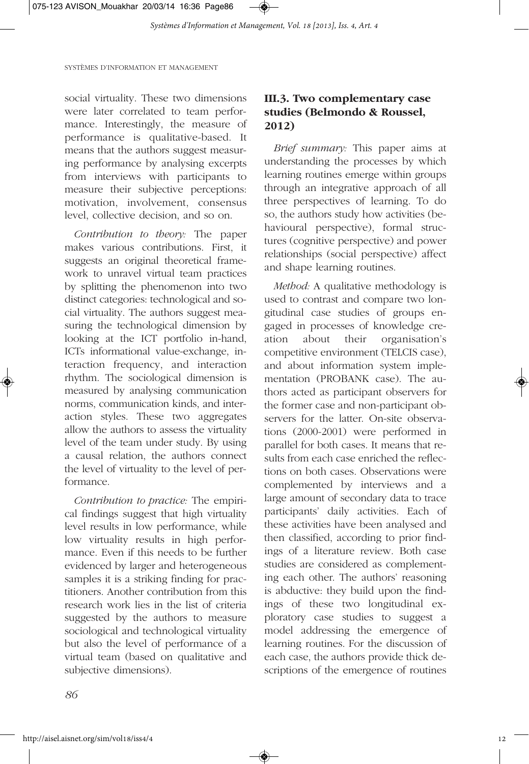social virtuality. These two dimensions were later correlated to team performance. Interestingly, the measure of performance is qualitative-based. It means that the authors suggest measuring performance by analysing excerpts from interviews with participants to measure their subjective perceptions: motivation, involvement, consensus level, collective decision, and so on.

*Contribution to theory:* The paper makes various contributions. First, it suggests an original theoretical framework to unravel virtual team practices by splitting the phenomenon into two distinct categories: technological and social virtuality. The authors suggest measuring the technological dimension by looking at the ICT portfolio in-hand, ICTs informational value-exchange, interaction frequency, and interaction rhythm. The sociological dimension is measured by analysing communication norms, communication kinds, and interaction styles. These two aggregates allow the authors to assess the virtuality level of the team under study. By using a causal relation, the authors connect the level of virtuality to the level of performance.

*Contribution to practice:* The empirical findings suggest that high virtuality level results in low performance, while low virtuality results in high performance. Even if this needs to be further evidenced by larger and heterogeneous samples it is a striking finding for practitioners. Another contribution from this research work lies in the list of criteria suggested by the authors to measure sociological and technological virtuality but also the level of performance of a virtual team (based on qualitative and subjective dimensions).

### III.3. Two complementary case studies (Belmondo & Roussel, 2012)

*Brief summary:* This paper aims at understanding the processes by which learning routines emerge within groups through an integrative approach of all three perspectives of learning. To do so, the authors study how activities (behavioural perspective), formal structures (cognitive perspective) and power relationships (social perspective) affect and shape learning routines.

*Method:* A qualitative methodology is used to contrast and compare two longitudinal case studies of groups engaged in processes of knowledge creation about their organisation's competitive environment (TELCIS case), and about information system implementation (PROBANK case). The authors acted as participant observers for the former case and non-participant observers for the latter. On-site observations (2000-2001) were performed in parallel for both cases. It means that results from each case enriched the reflections on both cases. Observations were complemented by interviews and a large amount of secondary data to trace participants' daily activities. Each of these activities have been analysed and then classified, according to prior findings of a literature review. Both case studies are considered as complementing each other. The authors' reasoning is abductive: they build upon the findings of these two longitudinal exploratory case studies to suggest a model addressing the emergence of learning routines. For the discussion of each case, the authors provide thick descriptions of the emergence of routines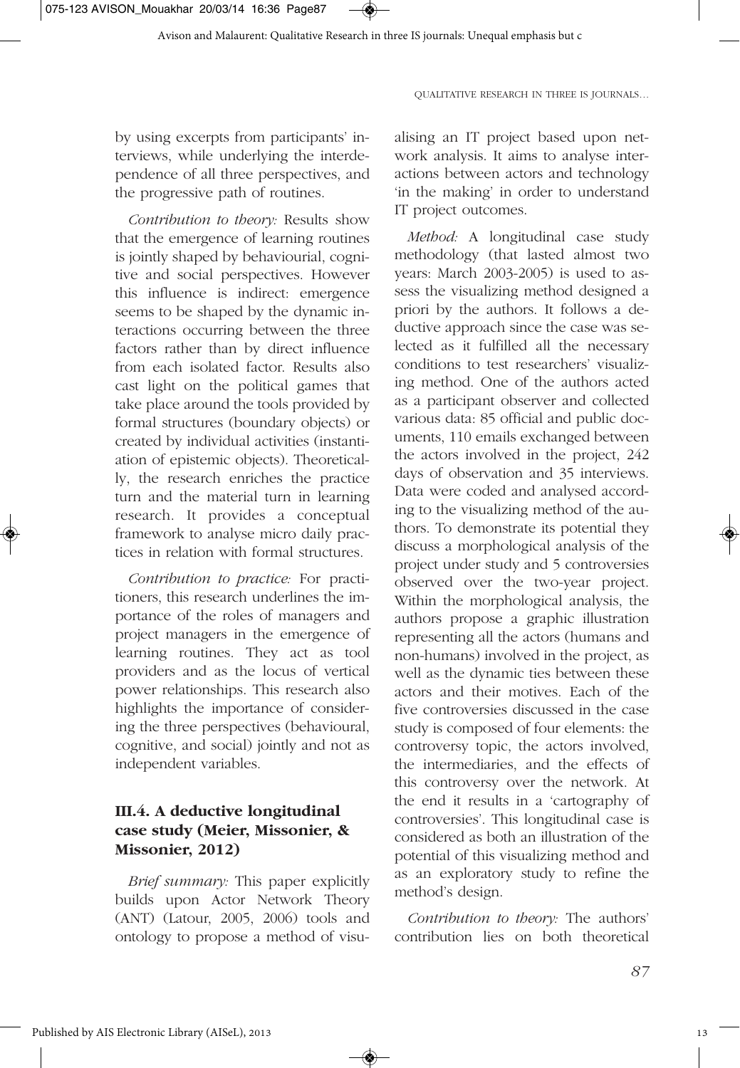by using excerpts from participants' interviews, while underlying the interdependence of all three perspectives, and the progressive path of routines.

*Contribution to theory:* Results show that the emergence of learning routines is jointly shaped by behaviourial, cognitive and social perspectives. However this influence is indirect: emergence seems to be shaped by the dynamic interactions occurring between the three factors rather than by direct influence from each isolated factor. Results also cast light on the political games that take place around the tools provided by formal structures (boundary objects) or created by individual activities (instantiation of epistemic objects). Theoretically, the research enriches the practice turn and the material turn in learning research. It provides a conceptual framework to analyse micro daily practices in relation with formal structures.

*Contribution to practice:* For practitioners, this research underlines the importance of the roles of managers and project managers in the emergence of learning routines. They act as tool providers and as the locus of vertical power relationships. This research also highlights the importance of considering the three perspectives (behavioural, cognitive, and social) jointly and not as independent variables.

### III.4. A deductive longitudinal case study (Meier, Missonier, & Missonier, 2012)

*Brief summary:* This paper explicitly builds upon Actor Network Theory (ANT) (Latour, 2005, 2006) tools and ontology to propose a method of visualising an IT project based upon network analysis. It aims to analyse interactions between actors and technology 'in the making' in order to understand IT project outcomes.

*Method:* A longitudinal case study methodology (that lasted almost two years: March 2003-2005) is used to assess the visualizing method designed a priori by the authors. It follows a deductive approach since the case was selected as it fulfilled all the necessary conditions to test researchers' visualizing method. One of the authors acted as a participant observer and collected various data: 85 official and public documents, 110 emails exchanged between the actors involved in the project, 242 days of observation and 35 interviews. Data were coded and analysed according to the visualizing method of the authors. To demonstrate its potential they discuss a morphological analysis of the project under study and 5 controversies observed over the two-year project. Within the morphological analysis, the authors propose a graphic illustration representing all the actors (humans and non-humans) involved in the project, as well as the dynamic ties between these actors and their motives. Each of the five controversies discussed in the case study is composed of four elements: the controversy topic, the actors involved, the intermediaries, and the effects of this controversy over the network. At the end it results in a 'cartography of controversies'. This longitudinal case is considered as both an illustration of the potential of this visualizing method and as an exploratory study to refine the method's design.

*Contribution to theory:* The authors' contribution lies on both theoretical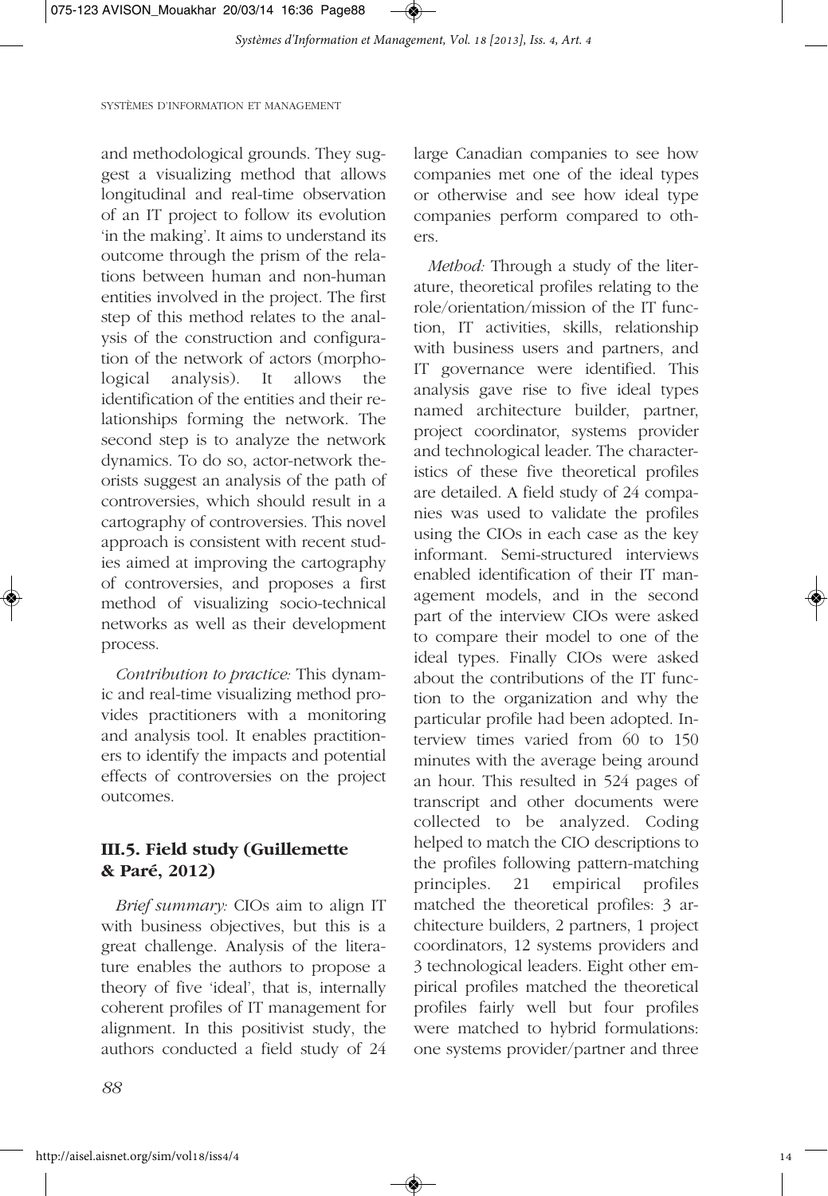and methodological grounds. They suggest a visualizing method that allows longitudinal and real-time observation of an IT project to follow its evolution 'in the making'. It aims to understand its outcome through the prism of the relations between human and non-human entities involved in the project. The first step of this method relates to the analysis of the construction and configuration of the network of actors (morphological analysis). It allows the identification of the entities and their relationships forming the network. The second step is to analyze the network dynamics. To do so, actor-network theorists suggest an analysis of the path of controversies, which should result in a cartography of controversies. This novel approach is consistent with recent studies aimed at improving the cartography of controversies, and proposes a first method of visualizing socio-technical networks as well as their development process.

*Contribution to practice:* This dynamic and real-time visualizing method provides practitioners with a monitoring and analysis tool. It enables practitioners to identify the impacts and potential effects of controversies on the project outcomes.

### III.5. Field study (Guillemette & Paré, 2012)

*Brief summary:* CIOs aim to align IT with business objectives, but this is a great challenge. Analysis of the literature enables the authors to propose a theory of five 'ideal', that is, internally coherent profiles of IT management for alignment. In this positivist study, the authors conducted a field study of 24 large Canadian companies to see how companies met one of the ideal types or otherwise and see how ideal type companies perform compared to others.

*Method:* Through a study of the literature, theoretical profiles relating to the role/orientation/mission of the IT function, IT activities, skills, relationship with business users and partners, and IT governance were identified. This analysis gave rise to five ideal types named architecture builder, partner, project coordinator, systems provider and technological leader. The characteristics of these five theoretical profiles are detailed. A field study of 24 companies was used to validate the profiles using the CIOs in each case as the key informant. Semi-structured interviews enabled identification of their IT management models, and in the second part of the interview CIOs were asked to compare their model to one of the ideal types. Finally CIOs were asked about the contributions of the IT function to the organization and why the particular profile had been adopted. Interview times varied from 60 to 150 minutes with the average being around an hour. This resulted in 524 pages of transcript and other documents were collected to be analyzed. Coding helped to match the CIO descriptions to the profiles following pattern-matching principles. 21 empirical profiles matched the theoretical profiles: 3 architecture builders, 2 partners, 1 project coordinators, 12 systems providers and 3 technological leaders. Eight other empirical profiles matched the theoretical profiles fairly well but four profiles were matched to hybrid formulations: one systems provider/partner and three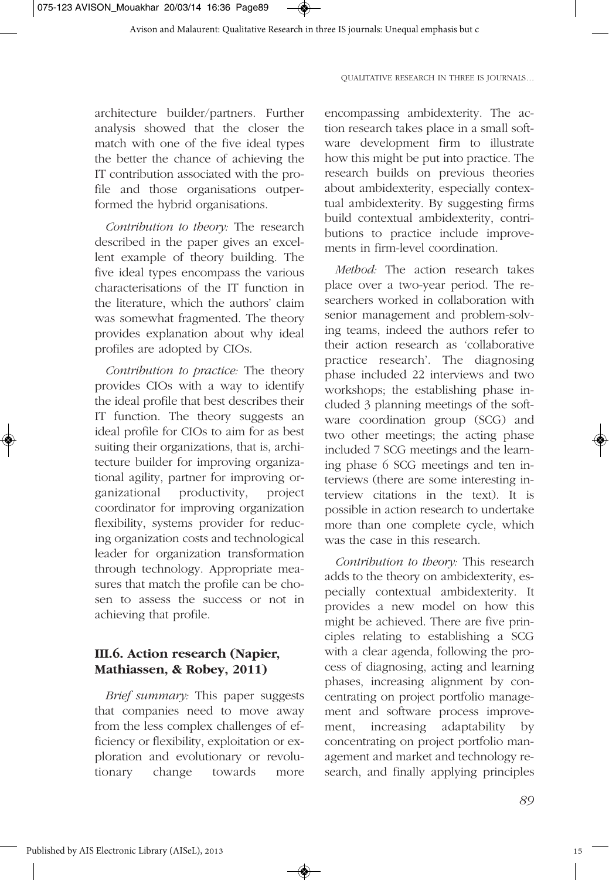architecture builder/partners. Further analysis showed that the closer the match with one of the five ideal types the better the chance of achieving the IT contribution associated with the profile and those organisations outperformed the hybrid organisations.

*Contribution to theory:* The research described in the paper gives an excellent example of theory building. The five ideal types encompass the various characterisations of the IT function in the literature, which the authors' claim was somewhat fragmented. The theory provides explanation about why ideal profiles are adopted by CIOs.

*Contribution to practice:* The theory provides CIOs with a way to identify the ideal profile that best describes their IT function. The theory suggests an ideal profile for CIOs to aim for as best suiting their organizations, that is, architecture builder for improving organizational agility, partner for improving organizational productivity, project coordinator for improving organization flexibility, systems provider for reducing organization costs and technological leader for organization transformation through technology. Appropriate measures that match the profile can be chosen to assess the success or not in achieving that profile.

### III.6. Action research (Napier, Mathiassen, & Robey, 2011)

*Brief summary:* This paper suggests that companies need to move away from the less complex challenges of efficiency or flexibility, exploitation or exploration and evolutionary or revolutionary change towards more encompassing ambidexterity. The action research takes place in a small software development firm to illustrate how this might be put into practice. The research builds on previous theories about ambidexterity, especially contextual ambidexterity. By suggesting firms build contextual ambidexterity, contributions to practice include improvements in firm-level coordination.

*Method:* The action research takes place over a two-year period. The researchers worked in collaboration with senior management and problem-solving teams, indeed the authors refer to their action research as 'collaborative practice research'. The diagnosing phase included 22 interviews and two workshops; the establishing phase included 3 planning meetings of the software coordination group (SCG) and two other meetings; the acting phase included 7 SCG meetings and the learning phase 6 SCG meetings and ten interviews (there are some interesting interview citations in the text). It is possible in action research to undertake more than one complete cycle, which was the case in this research.

*Contribution to theory:* This research adds to the theory on ambidexterity, especially contextual ambidexterity. It provides a new model on how this might be achieved. There are five principles relating to establishing a SCG with a clear agenda, following the process of diagnosing, acting and learning phases, increasing alignment by concentrating on project portfolio management and software process improvement, increasing adaptability by concentrating on project portfolio management and market and technology research, and finally applying principles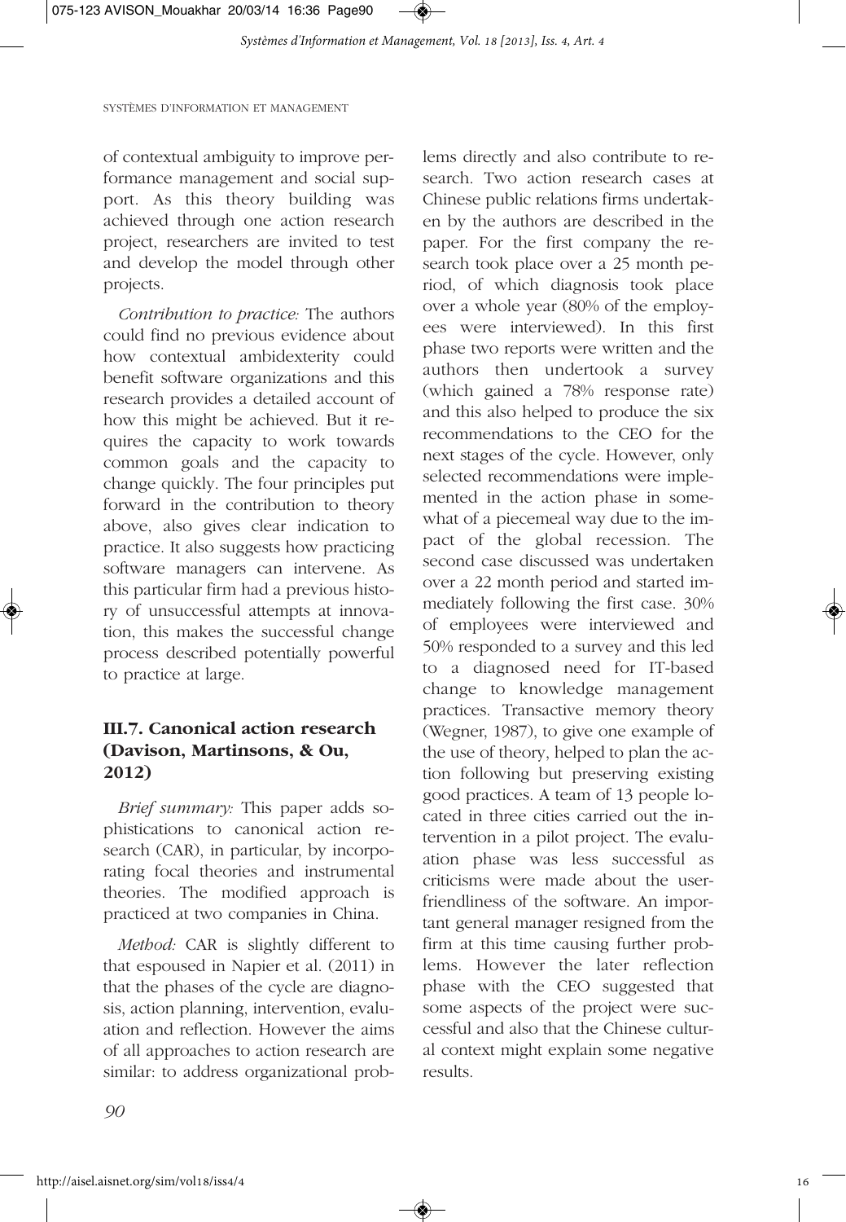of contextual ambiguity to improve performance management and social support. As this theory building was achieved through one action research project, researchers are invited to test and develop the model through other projects.

*Contribution to practice:* The authors could find no previous evidence about how contextual ambidexterity could benefit software organizations and this research provides a detailed account of how this might be achieved. But it requires the capacity to work towards common goals and the capacity to change quickly. The four principles put forward in the contribution to theory above, also gives clear indication to practice. It also suggests how practicing software managers can intervene. As this particular firm had a previous history of unsuccessful attempts at innovation, this makes the successful change process described potentially powerful to practice at large.

### III.7. Canonical action research (Davison, Martinsons, & Ou, 2012)

*Brief summary:* This paper adds sophistications to canonical action research (CAR), in particular, by incorporating focal theories and instrumental theories. The modified approach is practiced at two companies in China.

*Method:* CAR is slightly different to that espoused in Napier et al. (2011) in that the phases of the cycle are diagnosis, action planning, intervention, evaluation and reflection. However the aims of all approaches to action research are similar: to address organizational problems directly and also contribute to research. Two action research cases at Chinese public relations firms undertaken by the authors are described in the paper. For the first company the research took place over a 25 month period, of which diagnosis took place over a whole year (80% of the employees were interviewed). In this first phase two reports were written and the authors then undertook a survey (which gained a 78% response rate) and this also helped to produce the six recommendations to the CEO for the next stages of the cycle. However, only selected recommendations were implemented in the action phase in somewhat of a piecemeal way due to the impact of the global recession. The second case discussed was undertaken over a 22 month period and started immediately following the first case. 30% of employees were interviewed and 50% responded to a survey and this led to a diagnosed need for IT-based change to knowledge management practices. Transactive memory theory (Wegner, 1987), to give one example of the use of theory, helped to plan the action following but preserving existing good practices. A team of 13 people located in three cities carried out the intervention in a pilot project. The evaluation phase was less successful as criticisms were made about the user-friendliness of the software. An important general manager resigned from the firm at this time causing further problems. However the later reflection phase with the CEO suggested that some aspects of the project were successful and also that the Chinese cultural context might explain some negative results.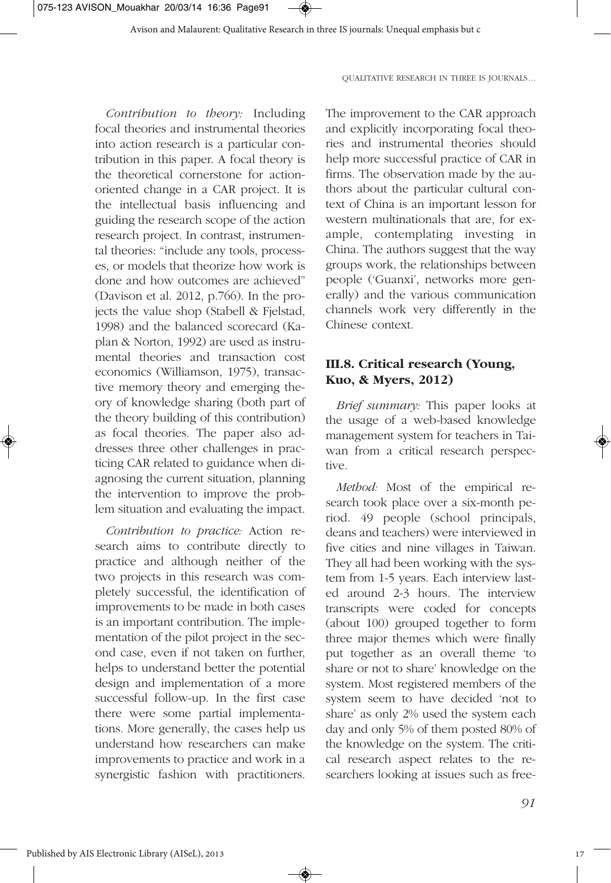*Contribution to theory:* Including focal theories and instrumental theories into action research is a particular contribution in this paper. A focal theory is the theoretical cornerstone for action-oriented change in a CAR project. It is the intellectual basis influencing and guiding the research scope of the action research project. In contrast, instrumental theories: "include any tools, processes, or models that theorize how work is done and how outcomes are achieved" (Davison et al. 2012, p.766). In the projects the value shop (Stabell & Fjelstad, 1998) and the balanced scorecard (Kaplan & Norton, 1992) are used as instrumental theories and transaction cost economics (Williamson, 1975), transactive memory theory and emerging theory of knowledge sharing (both part of the theory building of this contribution) as focal theories. The paper also addresses three other challenges in practicing CAR related to guidance when diagnosing the current situation, planning the intervention to improve the problem situation and evaluating the impact.

*Contribution to practice:* Action research aims to contribute directly to practice and although neither of the two projects in this research was completely successful, the identification of improvements to be made in both cases is an important contribution. The implementation of the pilot project in the second case, even if not taken on further, helps to understand better the potential design and implementation of a more successful follow-up. In the first case there were some partial implementations. More generally, the cases help us understand how researchers can make improvements to practice and work in a synergistic fashion with practitioners. The improvement to the CAR approach and explicitly incorporating focal theories and instrumental theories should help more successful practice of CAR in firms. The observation made by the authors about the particular cultural context of China is an important lesson for western multinationals that are, for example, contemplating investing in China. The authors suggest that the way groups work, the relationships between people ('Guanxi', networks more generally) and the various communication channels work very differently in the Chinese context.

### III.8. Critical research (Young, Kuo, & Myers, 2012)

*Brief summary:* This paper looks at the usage of a web-based knowledge management system for teachers in Taiwan from a critical research perspective.

*Method:* Most of the empirical research took place over a six-month period. 49 people (school principals, deans and teachers) were interviewed in five cities and nine villages in Taiwan. They all had been working with the system from 1-5 years. Each interview lasted around 2-3 hours. The interview transcripts were coded for concepts (about 100) grouped together to form three major themes which were finally put together as an overall theme 'to share or not to share' knowledge on the system. Most registered members of the system seem to have decided 'not to share' as only 2% used the system each day and only 5% of them posted 80% of the knowledge on the system. The critical research aspect relates to the researchers looking at issues such as free-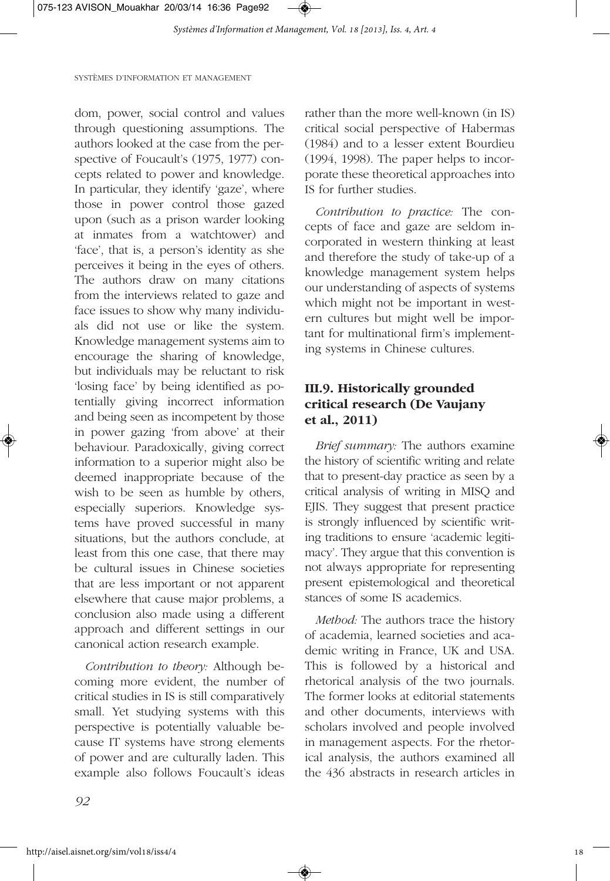dom, power, social control and values through questioning assumptions. The authors looked at the case from the perspective of Foucault's (1975, 1977) concepts related to power and knowledge. In particular, they identify 'gaze', where those in power control those gazed upon (such as a prison warder looking at inmates from a watchtower) and 'face', that is, a person's identity as she perceives it being in the eyes of others. The authors draw on many citations from the interviews related to gaze and face issues to show why many individuals did not use or like the system. Knowledge management systems aim to encourage the sharing of knowledge, but individuals may be reluctant to risk 'losing face' by being identified as potentially giving incorrect information and being seen as incompetent by those in power gazing 'from above' at their behaviour. Paradoxically, giving correct information to a superior might also be deemed inappropriate because of the wish to be seen as humble by others, especially superiors. Knowledge systems have proved successful in many situations, but the authors conclude, at least from this one case, that there may be cultural issues in Chinese societies that are less important or not apparent elsewhere that cause major problems, a conclusion also made using a different approach and different settings in our canonical action research example.

*Contribution to theory:* Although becoming more evident, the number of critical studies in IS is still comparatively small. Yet studying systems with this perspective is potentially valuable because IT systems have strong elements of power and are culturally laden. This example also follows Foucault's ideas rather than the more well-known (in IS) critical social perspective of Habermas (1984) and to a lesser extent Bourdieu (1994, 1998). The paper helps to incorporate these theoretical approaches into IS for further studies.

*Contribution to practice:* The concepts of face and gaze are seldom incorporated in western thinking at least and therefore the study of take-up of a knowledge management system helps our understanding of aspects of systems which might not be important in western cultures but might well be important for multinational firm's implementing systems in Chinese cultures.

### III.9. Historically grounded critical research (De Vaujany et al., 2011)

*Brief summary:* The authors examine the history of scientific writing and relate that to present-day practice as seen by a critical analysis of writing in MISQ and EJIS. They suggest that present practice is strongly influenced by scientific writing traditions to ensure 'academic legitimacy'. They argue that this convention is not always appropriate for representing present epistemological and theoretical stances of some IS academics.

*Method:* The authors trace the history of academia, learned societies and academic writing in France, UK and USA. This is followed by a historical and rhetorical analysis of the two journals. The former looks at editorial statements and other documents, interviews with scholars involved and people involved in management aspects. For the rhetorical analysis, the authors examined all the 436 abstracts in research articles in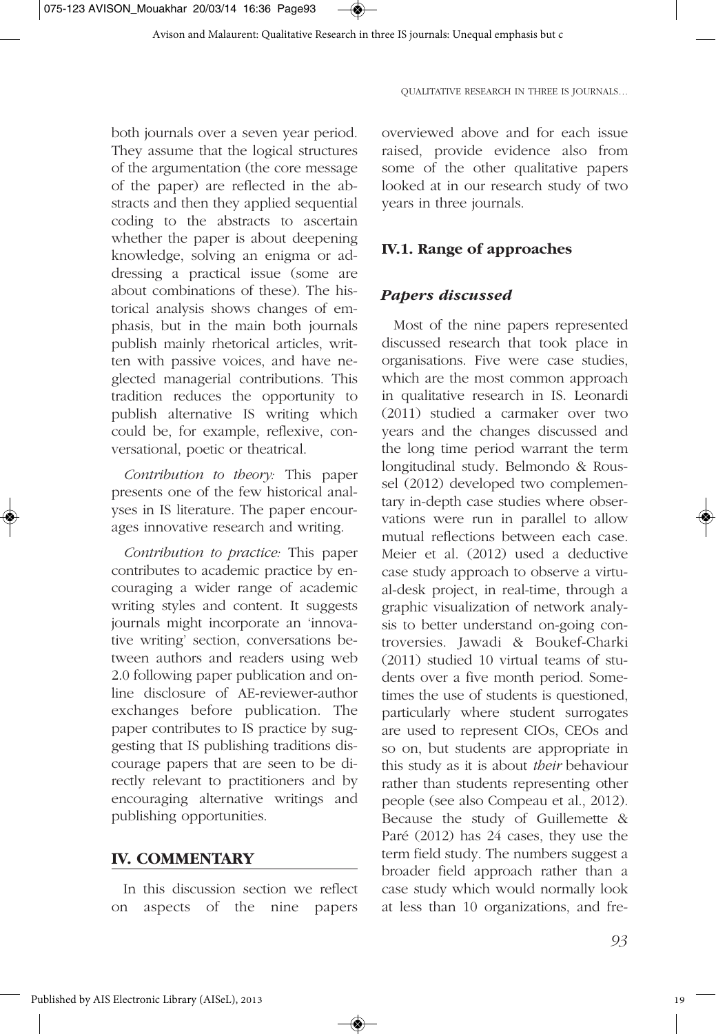both journals over a seven year period. They assume that the logical structures of the argumentation (the core message of the paper) are reflected in the abstracts and then they applied sequential coding to the abstracts to ascertain whether the paper is about deepening knowledge, solving an enigma or addressing a practical issue (some are about combinations of these). The historical analysis shows changes of emphasis, but in the main both journals publish mainly rhetorical articles, written with passive voices, and have neglected managerial contributions. This tradition reduces the opportunity to publish alternative IS writing which could be, for example, reflexive, conversational, poetic or theatrical.

*Contribution to theory:* This paper presents one of the few historical analyses in IS literature. The paper encourages innovative research and writing.

*Contribution to practice:* This paper contributes to academic practice by encouraging a wider range of academic writing styles and content. It suggests journals might incorporate an 'innovative writing' section, conversations between authors and readers using web 2.0 following paper publication and online disclosure of AE-reviewer-author exchanges before publication. The paper contributes to IS practice by suggesting that IS publishing traditions discourage papers that are seen to be directly relevant to practitioners and by encouraging alternative writings and publishing opportunities.

## IV. COMMENTARY

In this discussion section we reflect on aspects of the nine papers overviewed above and for each issue raised, provide evidence also from some of the other qualitative papers looked at in our research study of two years in three journals.

### IV.1. Range of approaches

#### *Papers discussed*

Most of the nine papers represented discussed research that took place in organisations. Five were case studies, which are the most common approach in qualitative research in IS. Leonardi (2011) studied a carmaker over two years and the changes discussed and the long time period warrant the term longitudinal study. Belmondo & Roussel (2012) developed two complementary in-depth case studies where observations were run in parallel to allow mutual reflections between each case. Meier et al. (2012) used a deductive case study approach to observe a virtual-desk project, in real-time, through a graphic visualization of network analysis to better understand on-going controversies. Jawadi & Boukef-Charki (2011) studied 10 virtual teams of students over a five month period. Sometimes the use of students is questioned, particularly where student surrogates are used to represent CIOs, CEOs and so on, but students are appropriate in this study as it is about *their* behaviour rather than students representing other people (see also Compeau et al., 2012). Because the study of Guillemette & Paré (2012) has 24 cases, they use the term field study. The numbers suggest a broader field approach rather than a case study which would normally look at less than 10 organizations, and fre-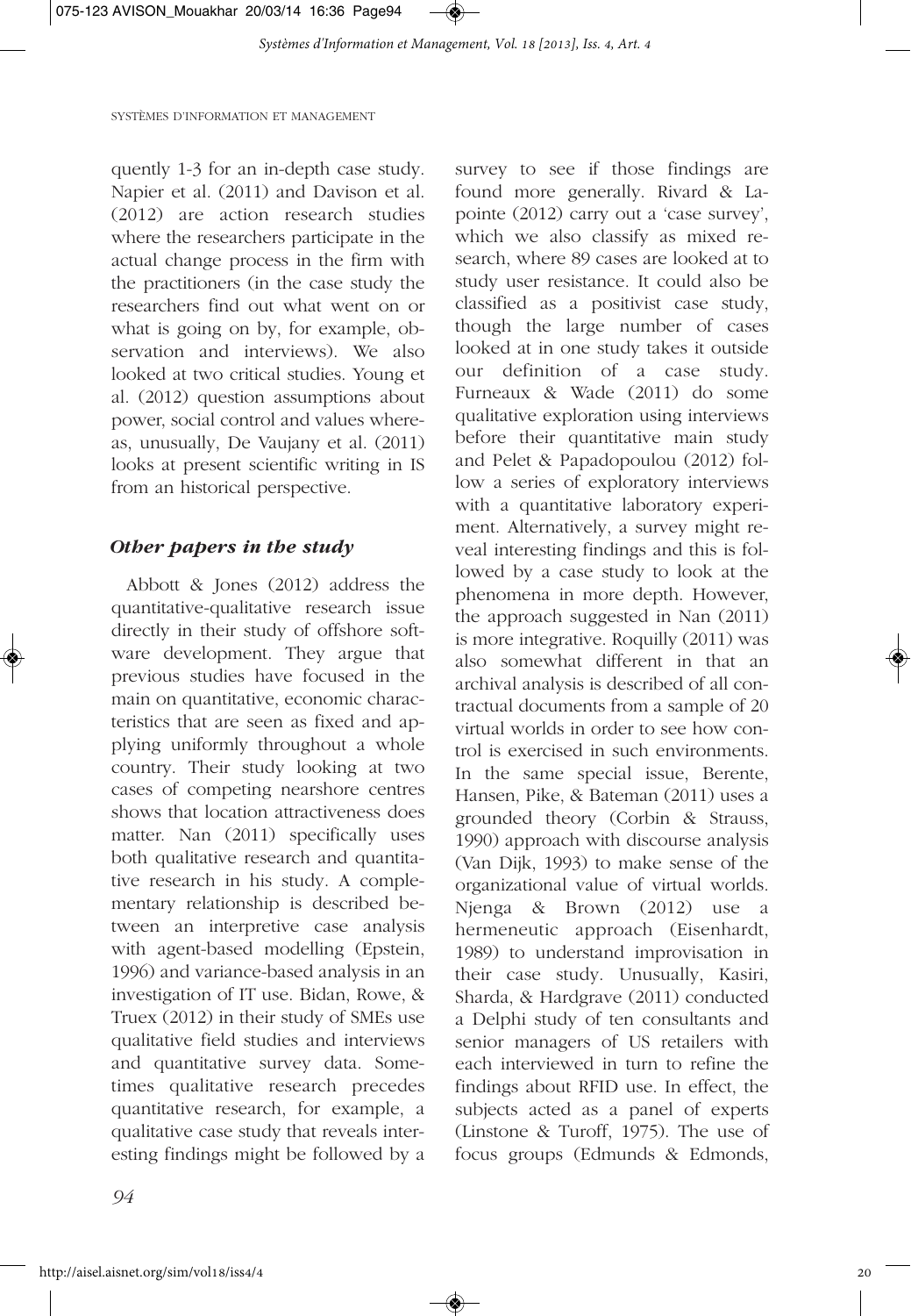quently 1-3 for an in-depth case study. Napier et al. (2011) and Davison et al. (2012) are action research studies where the researchers participate in the actual change process in the firm with the practitioners (in the case study the researchers find out what went on or what is going on by, for example, observation and interviews). We also looked at two critical studies. Young et al. (2012) question assumptions about power, social control and values whereas, unusually, De Vaujany et al. (2011) looks at present scientific writing in IS from an historical perspective.

### *Other papers in the study*

Abbott & Jones (2012) address the quantitative-qualitative research issue directly in their study of offshore software development. They argue that previous studies have focused in the main on quantitative, economic characteristics that are seen as fixed and applying uniformly throughout a whole country. Their study looking at two cases of competing nearshore centres shows that location attractiveness does matter. Nan (2011) specifically uses both qualitative research and quantitative research in his study. A complementary relationship is described between an interpretive case analysis with agent-based modelling (Epstein, 1996) and variance-based analysis in an investigation of IT use. Bidan, Rowe, & Truex (2012) in their study of SMEs use qualitative field studies and interviews and quantitative survey data. Sometimes qualitative research precedes quantitative research, for example, a qualitative case study that reveals interesting findings might be followed by a survey to see if those findings are found more generally. Rivard & Lapointe (2012) carry out a 'case survey', which we also classify as mixed research, where 89 cases are looked at to study user resistance. It could also be classified as a positivist case study, though the large number of cases looked at in one study takes it outside our definition of a case study. Furneaux & Wade (2011) do some qualitative exploration using interviews before their quantitative main study and Pelet & Papadopoulou (2012) follow a series of exploratory interviews with a quantitative laboratory experiment. Alternatively, a survey might reveal interesting findings and this is followed by a case study to look at the phenomena in more depth. However, the approach suggested in Nan (2011) is more integrative. Roquilly (2011) was also somewhat different in that an archival analysis is described of all contractual documents from a sample of 20 virtual worlds in order to see how control is exercised in such environments. In the same special issue, Berente, Hansen, Pike, & Bateman (2011) uses a grounded theory (Corbin & Strauss, 1990) approach with discourse analysis (Van Dijk, 1993) to make sense of the organizational value of virtual worlds. Njenga & Brown (2012) use a hermeneutic approach (Eisenhardt, 1989) to understand improvisation in their case study. Unusually, Kasiri, Sharda, & Hardgrave (2011) conducted a Delphi study of ten consultants and senior managers of US retailers with each interviewed in turn to refine the findings about RFID use. In effect, the subjects acted as a panel of experts (Linstone & Turoff, 1975). The use of focus groups (Edmunds & Edmonds,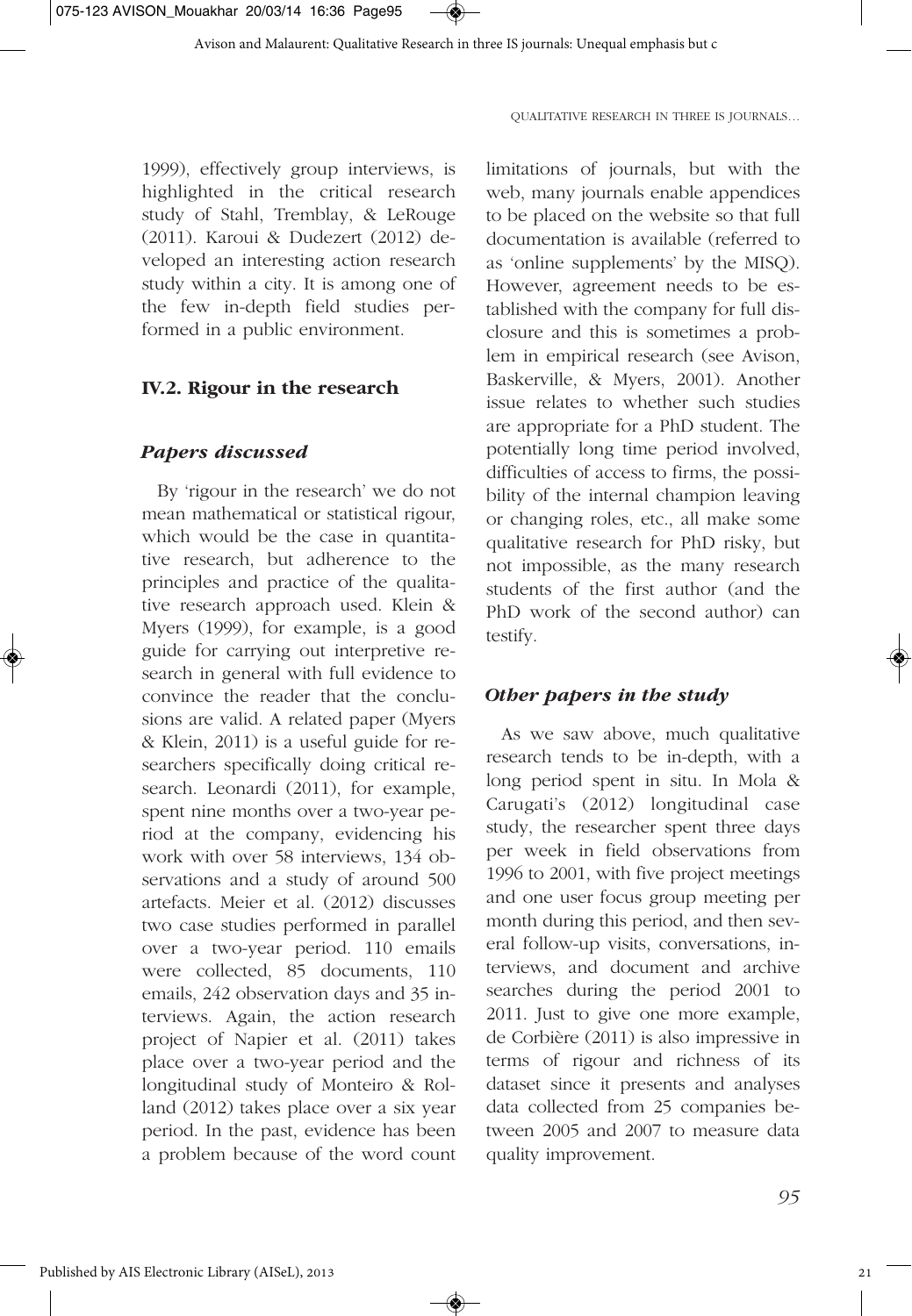1999), effectively group interviews, is highlighted in the critical research study of Stahl, Tremblay, & LeRouge (2011). Karoui & Dudezert (2012) developed an interesting action research study within a city. It is among one of the few in-depth field studies performed in a public environment.

## IV.2. Rigour in the research

### *Papers discussed*

By 'rigour in the research' we do not mean mathematical or statistical rigour, which would be the case in quantitative research, but adherence to the principles and practice of the qualitative research approach used. Klein & Myers (1999), for example, is a good guide for carrying out interpretive research in general with full evidence to convince the reader that the conclusions are valid. A related paper (Myers & Klein, 2011) is a useful guide for researchers specifically doing critical research. Leonardi (2011), for example, spent nine months over a two-year period at the company, evidencing his work with over 58 interviews, 134 observations and a study of around 500 artefacts. Meier et al. (2012) discusses two case studies performed in parallel over a two-year period. 110 emails were collected, 85 documents, 110 emails, 242 observation days and 35 interviews. Again, the action research project of Napier et al. (2011) takes place over a two-year period and the longitudinal study of Monteiro & Rolland (2012) takes place over a six year period. In the past, evidence has been a problem because of the word count limitations of journals, but with the web, many journals enable appendices to be placed on the website so that full documentation is available (referred to as 'online supplements' by the MISQ). However, agreement needs to be established with the company for full disclosure and this is sometimes a problem in empirical research (see Avison, Baskerville, & Myers, 2001). Another issue relates to whether such studies are appropriate for a PhD student. The potentially long time period involved, difficulties of access to firms, the possibility of the internal champion leaving or changing roles, etc., all make some qualitative research for PhD risky, but not impossible, as the many research students of the first author (and the PhD work of the second author) can testify.

### *Other papers in the study*

As we saw above, much qualitative research tends to be in-depth, with a long period spent in situ. In Mola & Carugati's (2012) longitudinal case study, the researcher spent three days per week in field observations from 1996 to 2001, with five project meetings and one user focus group meeting per month during this period, and then several follow-up visits, conversations, interviews, and document and archive searches during the period 2001 to 2011. Just to give one more example, de Corbière (2011) is also impressive in terms of rigour and richness of its dataset since it presents and analyses data collected from 25 companies between 2005 and 2007 to measure data quality improvement.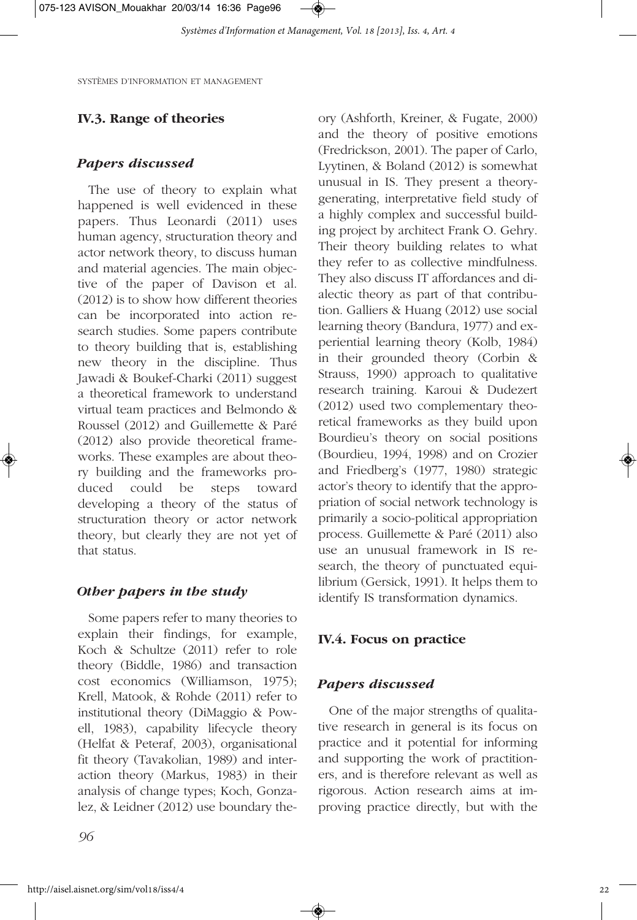## IV.3. Range of theories

### *Papers discussed*

The use of theory to explain what happened is well evidenced in these papers. Thus Leonardi (2011) uses human agency, structuration theory and actor network theory, to discuss human and material agencies. The main objective of the paper of Davison et al. (2012) is to show how different theories can be incorporated into action research studies. Some papers contribute to theory building that is, establishing new theory in the discipline. Thus Jawadi & Boukef-Charki (2011) suggest a theoretical framework to understand virtual team practices and Belmondo & Roussel (2012) and Guillemette & Paré (2012) also provide theoretical frameworks. These examples are about theory building and the frameworks produced could be steps toward developing a theory of the status of structuration theory or actor network theory, but clearly they are not yet of that status.

### *Other papers in the study*

Some papers refer to many theories to explain their findings, for example, Koch & Schultze (2011) refer to role theory (Biddle, 1986) and transaction cost economics (Williamson, 1975); Krell, Matook, & Rohde (2011) refer to institutional theory (DiMaggio & Powell, 1983), capability lifecycle theory (Helfat & Peteraf, 2003), organisational fit theory (Tavakolian, 1989) and interaction theory (Markus, 1983) in their analysis of change types; Koch, Gonzalez, & Leidner (2012) use boundary theory (Ashforth, Kreiner, & Fugate, 2000) and the theory of positive emotions (Fredrickson, 2001). The paper of Carlo, Lyytinen, & Boland (2012) is somewhat unusual in IS. They present a theory-generating, interpretative field study of a highly complex and successful building project by architect Frank O. Gehry. Their theory building relates to what they refer to as collective mindfulness. They also discuss IT affordances and dialectic theory as part of that contribution. Galliers & Huang (2012) use social learning theory (Bandura, 1977) and experiential learning theory (Kolb, 1984) in their grounded theory (Corbin & Strauss, 1990) approach to qualitative research training. Karoui & Dudezert (2012) used two complementary theoretical frameworks as they build upon Bourdieu's theory on social positions (Bourdieu, 1994, 1998) and on Crozier and Friedberg's (1977, 1980) strategic actor's theory to identify that the appropriation of social network technology is primarily a socio-political appropriation process. Guillemette & Paré (2011) also use an unusual framework in IS research, the theory of punctuated equilibrium (Gersick, 1991). It helps them to identify IS transformation dynamics.

## IV.4. Focus on practice

### *Papers discussed*

One of the major strengths of qualitative research in general is its focus on practice and it potential for informing and supporting the work of practitioners, and is therefore relevant as well as rigorous. Action research aims at improving practice directly, but with the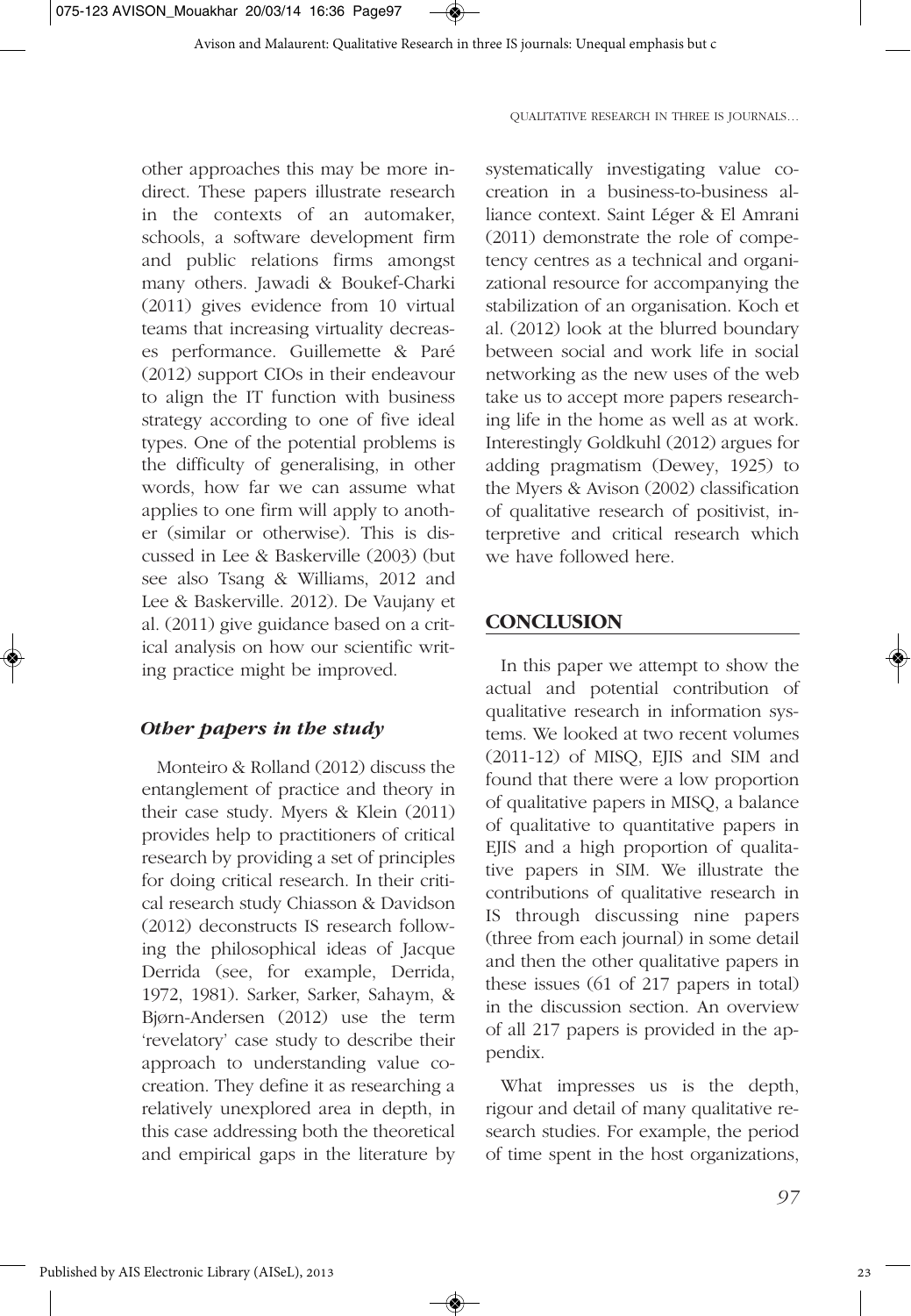other approaches this may be more indirect. These papers illustrate research in the contexts of an automaker, schools, a software development firm and public relations firms amongst many others. Jawadi & Boukef-Charki (2011) gives evidence from 10 virtual teams that increasing virtuality decreases performance. Guillemette & Paré (2012) support CIOs in their endeavour to align the IT function with business strategy according to one of five ideal types. One of the potential problems is the difficulty of generalising, in other words, how far we can assume what applies to one firm will apply to another (similar or otherwise). This is discussed in Lee & Baskerville (2003) (but see also Tsang & Williams, 2012 and Lee & Baskerville. 2012). De Vaujany et al. (2011) give guidance based on a critical analysis on how our scientific writing practice might be improved.

### *Other papers in the study*

Monteiro & Rolland (2012) discuss the entanglement of practice and theory in their case study. Myers & Klein (2011) provides help to practitioners of critical research by providing a set of principles for doing critical research. In their critical research study Chiasson & Davidson (2012) deconstructs IS research following the philosophical ideas of Jacque Derrida (see, for example, Derrida, 1972, 1981). Sarker, Sarker, Sahaym, & Bjørn-Andersen (2012) use the term 'revelatory' case study to describe their approach to understanding value co-creation. They define it as researching a relatively unexplored area in depth, in this case addressing both the theoretical and empirical gaps in the literature by systematically investigating value co-creation in a business-to-business alliance context. Saint Léger & El Amrani (2011) demonstrate the role of competency centres as a technical and organizational resource for accompanying the stabilization of an organisation. Koch et al. (2012) look at the blurred boundary between social and work life in social networking as the new uses of the web take us to accept more papers researching life in the home as well as at work. Interestingly Goldkuhl (2012) argues for adding pragmatism (Dewey, 1925) to the Myers & Avison (2002) classification of qualitative research of positivist, interpretive and critical research which we have followed here.

## CONCLUSION

In this paper we attempt to show the actual and potential contribution of qualitative research in information systems. We looked at two recent volumes (2011-12) of MISQ, EJIS and SIM and found that there were a low proportion of qualitative papers in MISQ, a balance of qualitative to quantitative papers in EJIS and a high proportion of qualitative papers in SIM. We illustrate the contributions of qualitative research in IS through discussing nine papers (three from each journal) in some detail and then the other qualitative papers in these issues (61 of 217 papers in total) in the discussion section. An overview of all 217 papers is provided in the appendix.

What impresses us is the depth, rigour and detail of many qualitative research studies. For example, the period of time spent in the host organizations,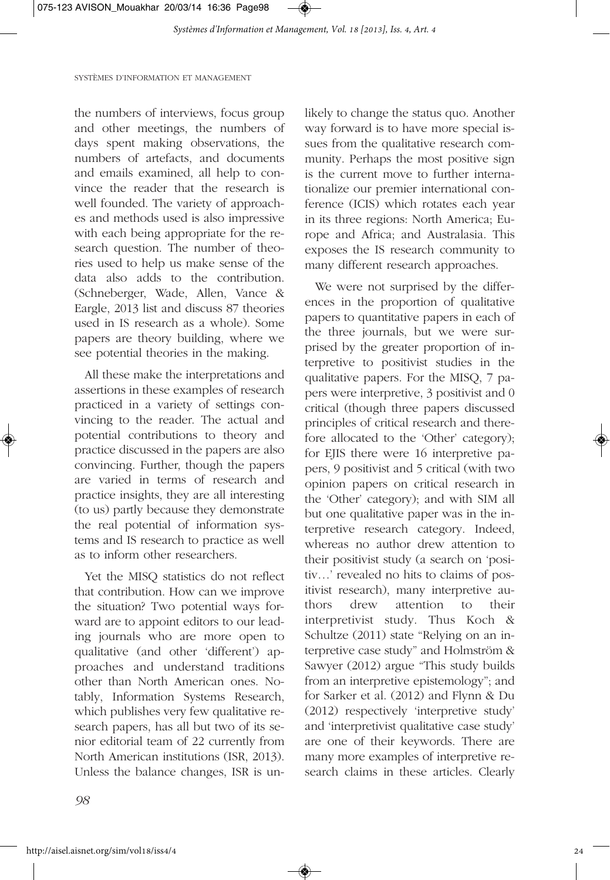the numbers of interviews, focus group and other meetings, the numbers of days spent making observations, the numbers of artefacts, and documents and emails examined, all help to convince the reader that the research is well founded. The variety of approaches and methods used is also impressive with each being appropriate for the research question. The number of theories used to help us make sense of the data also adds to the contribution. (Schneberger, Wade, Allen, Vance & Eargle, 2013 list and discuss 87 theories used in IS research as a whole). Some papers are theory building, where we see potential theories in the making.

All these make the interpretations and assertions in these examples of research practiced in a variety of settings convincing to the reader. The actual and potential contributions to theory and practice discussed in the papers are also convincing. Further, though the papers are varied in terms of research and practice insights, they are all interesting (to us) partly because they demonstrate the real potential of information systems and IS research to practice as well as to inform other researchers.

Yet the MISQ statistics do not reflect that contribution. How can we improve the situation? Two potential ways forward are to appoint editors to our leading journals who are more open to qualitative (and other 'different') approaches and understand traditions other than North American ones. Notably, Information Systems Research, which publishes very few qualitative research papers, has all but two of its senior editorial team of 22 currently from North American institutions (ISR, 2013). Unless the balance changes, ISR is unlikely to change the status quo. Another way forward is to have more special issues from the qualitative research community. Perhaps the most positive sign is the current move to further internationalize our premier international conference (ICIS) which rotates each year in its three regions: North America; Europe and Africa; and Australasia. This exposes the IS research community to many different research approaches.

We were not surprised by the differences in the proportion of qualitative papers to quantitative papers in each of the three journals, but we were surprised by the greater proportion of interpretive to positivist studies in the qualitative papers. For the MISQ, 7 papers were interpretive, 3 positivist and 0 critical (though three papers discussed principles of critical research and therefore allocated to the 'Other' category); for EJIS there were 16 interpretive papers, 9 positivist and 5 critical (with two opinion papers on critical research in the 'Other' category); and with SIM all but one qualitative paper was in the interpretive research category. Indeed, whereas no author drew attention to their positivist study (a search on 'positiv…' revealed no hits to claims of positivist research), many interpretive authors drew attention to their interpretivist study. Thus Koch & Schultze (2011) state "Relying on an interpretive case study" and Holmström & Sawyer (2012) argue "This study builds from an interpretive epistemology"; and for Sarker et al. (2012) and Flynn & Du (2012) respectively 'interpretive study' and 'interpretivist qualitative case study' are one of their keywords. There are many more examples of interpretive research claims in these articles. Clearly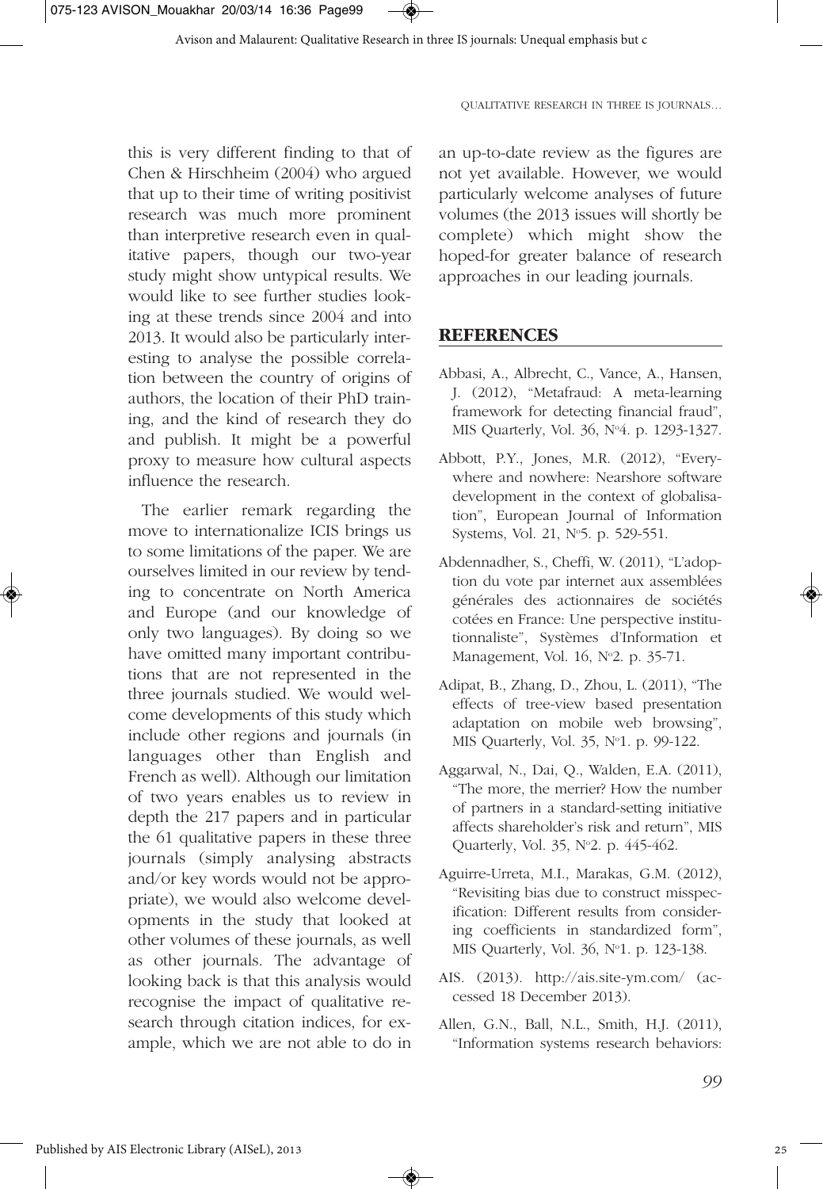this is very different finding to that of Chen & Hirschheim (2004) who argued that up to their time of writing positivist research was much more prominent than interpretive research even in qualitative papers, though our two-year study might show untypical results. We would like to see further studies looking at these trends since 2004 and into 2013. It would also be particularly interesting to analyse the possible correlation between the country of origins of authors, the location of their PhD training, and the kind of research they do and publish. It might be a powerful proxy to measure how cultural aspects influence the research.

The earlier remark regarding the move to internationalize ICIS brings us to some limitations of the paper. We are ourselves limited in our review by tending to concentrate on North America and Europe (and our knowledge of only two languages). By doing so we have omitted many important contributions that are not represented in the three journals studied. We would welcome developments of this study which include other regions and journals (in languages other than English and French as well). Although our limitation of two years enables us to review in depth the 217 papers and in particular the 61 qualitative papers in these three journals (simply analysing abstracts and/or key words would not be appropriate), we would also welcome developments in the study that looked at other volumes of these journals, as well as other journals. The advantage of looking back is that this analysis would recognise the impact of qualitative research through citation indices, for example, which we are not able to do in an up-to-date review as the figures are not yet available. However, we would particularly welcome analyses of future volumes (the 2013 issues will shortly be complete) which might show the hoped-for greater balance of research approaches in our leading journals.

## REFERENCES

Abbasi, A., Albrecht, C., Vance, A., Hansen, J. (2012), "Metafraud: A meta-learning framework for detecting financial fraud", MIS Quarterly, Vol. 36, N°4. p. 1293-1327.

Abbott, P.Y., Jones, M.R. (2012), "Everywhere and nowhere: Nearshore software development in the context of globalisation", European Journal of Information Systems, Vol. 21, N°5. p. 529-551.

Abdennadher, S., Cheffi, W. (2011), "L'adoption du vote par internet aux assemblées générales des actionnaires de sociétés cotées en France: Une perspective institutionnaliste", Systèmes d'Information et Management, Vol. 16, N°2. p. 35-71.

Adipat, B., Zhang, D., Zhou, L. (2011), "The effects of tree-view based presentation adaptation on mobile web browsing", MIS Quarterly, Vol. 35, N°1. p. 99-122.

Aggarwal, N., Dai, Q., Walden, E.A. (2011), "The more, the merrier? How the number of partners in a standard-setting initiative affects shareholder's risk and return", MIS Quarterly, Vol. 35, N°2. p. 445-462.

Aguirre-Urreta, M.I., Marakas, G.M. (2012), "Revisiting bias due to construct misspecification: Different results from considering coefficients in standardized form", MIS Quarterly, Vol. 36, N°1. p. 123-138.

AIS. (2013). http://ais.site-ym.com/ (accessed 18 December 2013).

Allen, G.N., Ball, N.L., Smith, H.J. (2011), "Information systems research behaviors: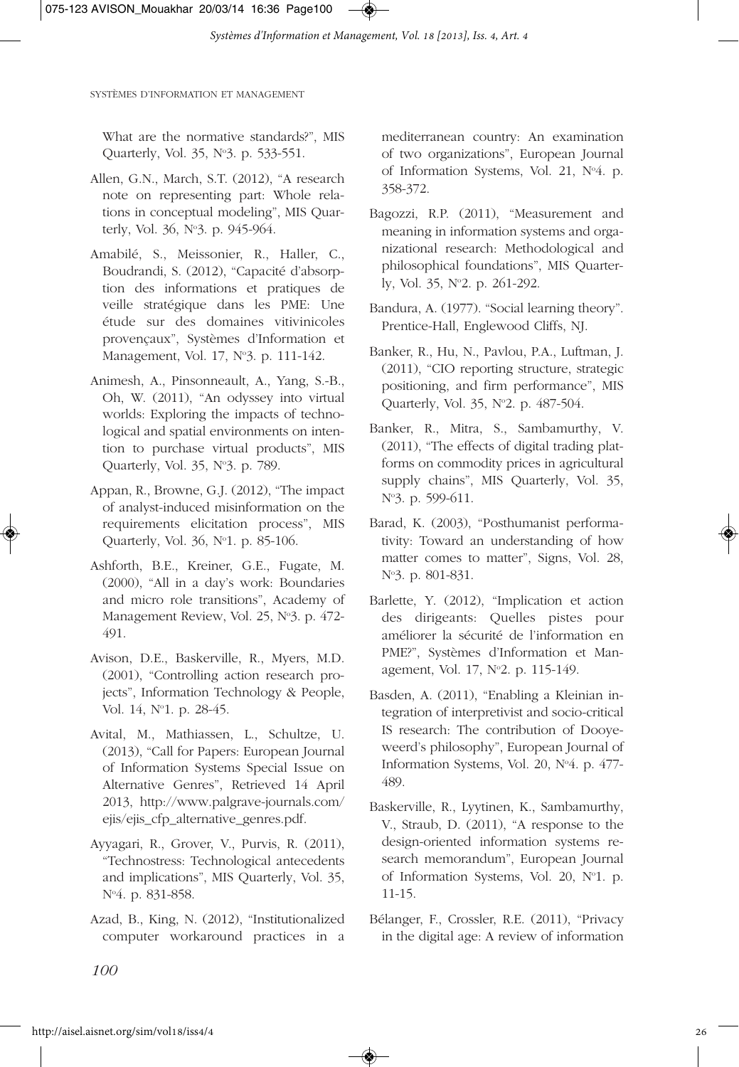What are the normative standards?", MIS Quarterly, Vol. 35, N°3. p. 533-551.

Allen, G.N., March, S.T. (2012), "A research note on representing part: Whole relations in conceptual modeling", MIS Quarterly, Vol. 36, N°3. p. 945-964.

Amabilé, S., Meissonier, R., Haller, C., Boudrandi, S. (2012), "Capacité d'absorption des informations et pratiques de veille stratégique dans les PME: Une étude sur des domaines vitivinicoles provençaux", Systèmes d'Information et Management, Vol. 17, N°3. p. 111-142.

Animesh, A., Pinsonneault, A., Yang, S.-B., Oh, W. (2011), "An odyssey into virtual worlds: Exploring the impacts of technological and spatial environments on intention to purchase virtual products", MIS Quarterly, Vol. 35, N°3. p. 789.

Appan, R., Browne, G.J. (2012), "The impact of analyst-induced misinformation on the requirements elicitation process", MIS Quarterly, Vol. 36, N°1. p. 85-106.

Ashforth, B.E., Kreiner, G.E., Fugate, M. (2000), "All in a day's work: Boundaries and micro role transitions", Academy of Management Review, Vol. 25, N°3. p. 472-491.

Avison, D.E., Baskerville, R., Myers, M.D. (2001), "Controlling action research projects", Information Technology & People, Vol. 14, N°1. p. 28-45.

Avital, M., Mathiassen, L., Schultze, U. (2013), "Call for Papers: European Journal of Information Systems Special Issue on Alternative Genres", Retrieved 14 April 2013, http://www.palgrave-journals.com/ejis/ejis_cfp_alternative_genres.pdf.

Ayyagari, R., Grover, V., Purvis, R. (2011), "Technostress: Technological antecedents and implications", MIS Quarterly, Vol. 35, N°4. p. 831-858.

Azad, B., King, N. (2012), "Institutionalized computer workaround practices in a mediterranean country: An examination of two organizations", European Journal of Information Systems, Vol. 21, N°4. p. 358-372.

Bagozzi, R.P. (2011), "Measurement and meaning in information systems and organizational research: Methodological and philosophical foundations", MIS Quarterly, Vol. 35, N°2. p. 261-292.

Bandura, A. (1977). "Social learning theory". Prentice-Hall, Englewood Cliffs, NJ.

Banker, R., Hu, N., Pavlou, P.A., Luftman, J. (2011), "CIO reporting structure, strategic positioning, and firm performance", MIS Quarterly, Vol. 35, N°2. p. 487-504.

Banker, R., Mitra, S., Sambamurthy, V. (2011), "The effects of digital trading platforms on commodity prices in agricultural supply chains", MIS Quarterly, Vol. 35, N°3. p. 599-611.

Barad, K. (2003), "Posthumanist performativity: Toward an understanding of how matter comes to matter", Signs, Vol. 28, N°3. p. 801-831.

Barlette, Y. (2012), "Implication et action des dirigeants: Quelles pistes pour améliorer la sécurité de l'information en PME?", Systèmes d'Information et Management, Vol. 17, N°2. p. 115-149.

Basden, A. (2011), "Enabling a Kleinian integration of interpretivist and socio-critical IS research: The contribution of Dooyeweerd's philosophy", European Journal of Information Systems, Vol. 20, N°4. p. 477-489.

Baskerville, R., Lyytinen, K., Sambamurthy, V., Straub, D. (2011), "A response to the design-oriented information systems research memorandum", European Journal of Information Systems, Vol. 20, N°1. p. 11-15.

Bélanger, F., Crossler, R.E. (2011), "Privacy in the digital age: A review of information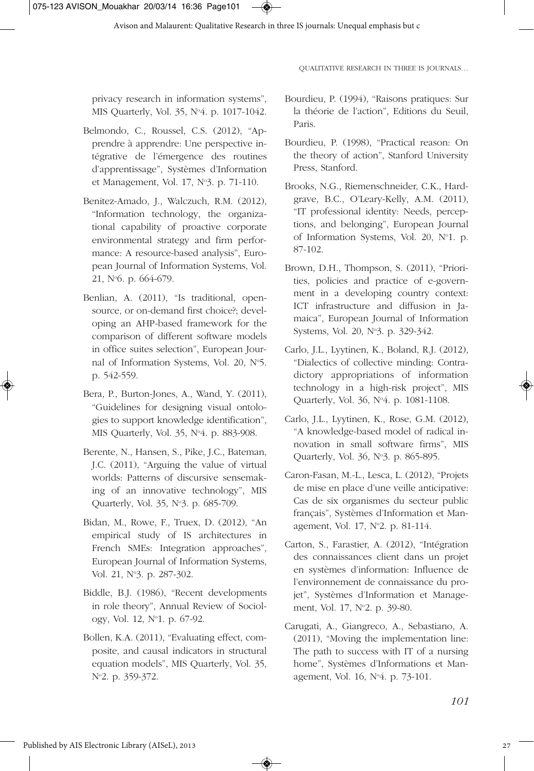privacy research in information systems", MIS Quarterly, Vol. 35, N°4. p. 1017-1042.

Belmondo, C., Roussel, C.S. (2012), "Apprendre à apprendre: Une perspective intégrative de l'émergence des routines d'apprentissage", Systèmes d'Information et Management, Vol. 17, N°3. p. 71-110.

Benitez-Amado, J., Walczuch, R.M. (2012), "Information technology, the organizational capability of proactive corporate environmental strategy and firm performance: A resource-based analysis", European Journal of Information Systems, Vol. 21, N°6. p. 664-679.

Benlian, A. (2011), "Is traditional, opensource, or on-demand first choice?; developing an AHP-based framework for the comparison of different software models in office suites selection", European Journal of Information Systems, Vol. 20, N°5. p. 542-559.

Bera, P., Burton-Jones, A., Wand, Y. (2011), "Guidelines for designing visual ontologies to support knowledge identification", MIS Quarterly, Vol. 35, N°4. p. 883-908.

Berente, N., Hansen, S., Pike, J.C., Bateman, J.C. (2011), "Arguing the value of virtual worlds: Patterns of discursive sensemaking of an innovative technology", MIS Quarterly, Vol. 35, N°3. p. 685-709.

Bidan, M., Rowe, F., Truex, D. (2012), "An empirical study of IS architectures in French SMEs: Integration approaches", European Journal of Information Systems, Vol. 21, N°3. p. 287-302.

Biddle, B.J. (1986), "Recent developments in role theory", Annual Review of Sociology, Vol. 12, N°1. p. 67-92.

Bollen, K.A. (2011), "Evaluating effect, composite, and causal indicators in structural equation models", MIS Quarterly, Vol. 35, N°2. p. 359-372.

Bourdieu, P. (1994), "Raisons pratiques: Sur la théorie de l'action", Editions du Seuil, Paris.

Bourdieu, P. (1998), "Practical reason: On the theory of action", Stanford University Press, Stanford.

Brooks, N.G., Riemenschneider, C.K., Hardgrave, B.C., O'Leary-Kelly, A.M. (2011), "IT professional identity: Needs, perceptions, and belonging", European Journal of Information Systems, Vol. 20, N°1. p. 87-102.

Brown, D.H., Thompson, S. (2011), "Priorities, policies and practice of e-government in a developing country context: ICT infrastructure and diffusion in Jamaica", European Journal of Information Systems, Vol. 20, N°3. p. 329-342.

Carlo, J.L., Lyytinen, K., Boland, R.J. (2012), "Dialectics of collective minding: Contradictory appropriations of information technology in a high-risk project", MIS Quarterly, Vol. 36, N°4. p. 1081-1108.

Carlo, J.L., Lyytinen, K., Rose, G.M. (2012), "A knowledge-based model of radical innovation in small software firms", MIS Quarterly, Vol. 36, N°3. p. 865-895.

Caron-Fasan, M.-L., Lesca, L. (2012), "Projets de mise en place d'une veille anticipative: Cas de six organismes du secteur public français", Systèmes d'Information et Management, Vol. 17, N°2. p. 81-114.

Carton, S., Farastier, A. (2012), "Intégration des connaissances client dans un projet en systèmes d'information: Influence de l'environnement de connaissance du projet", Systèmes d'Information et Management, Vol. 17, N°2. p. 39-80.

Carugati, A., Giangreco, A., Sebastiano, A. (2011), "Moving the implementation line: The path to success with IT of a nursing home", Systèmes d'Informations et Management, Vol. 16, N°4. p. 73-101.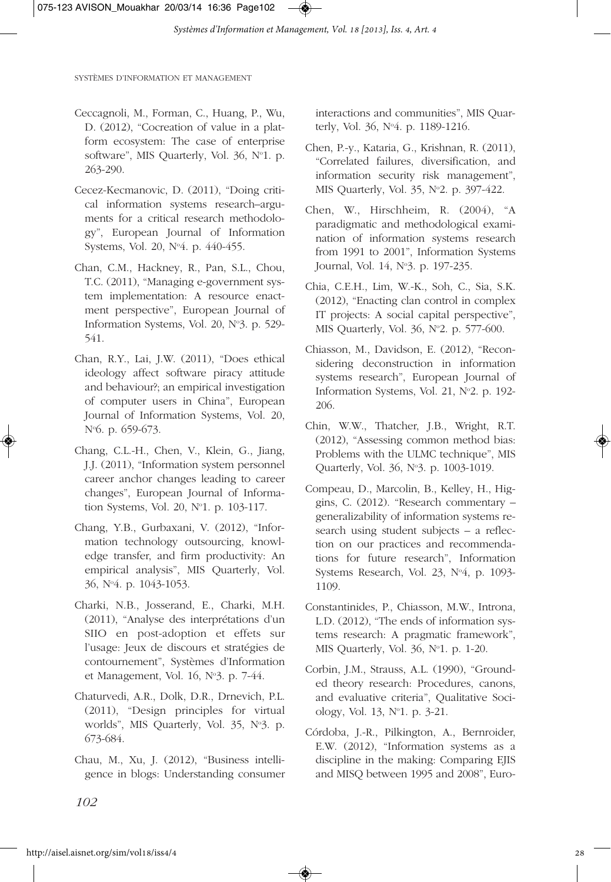Ceccagnoli, M., Forman, C., Huang, P., Wu, D. (2012), "Cocreation of value in a platform ecosystem: The case of enterprise software", MIS Quarterly, Vol. 36, N°1. p. 263-290.

Cecez-Kecmanovic, D. (2011), "Doing critical information systems research–arguments for a critical research methodology", European Journal of Information Systems, Vol. 20, N°4. p. 440-455.

Chan, C.M., Hackney, R., Pan, S.L., Chou, T.C. (2011), "Managing e-government system implementation: A resource enactment perspective", European Journal of Information Systems, Vol. 20, N°3. p. 529-541.

Chan, R.Y., Lai, J.W. (2011), "Does ethical ideology affect software piracy attitude and behaviour?; an empirical investigation of computer users in China", European Journal of Information Systems, Vol. 20, N°6. p. 659-673.

Chang, C.L.-H., Chen, V., Klein, G., Jiang, J.J. (2011), "Information system personnel career anchor changes leading to career changes", European Journal of Information Systems, Vol. 20, N°1. p. 103-117.

Chang, Y.B., Gurbaxani, V. (2012), "Information technology outsourcing, knowledge transfer, and firm productivity: An empirical analysis", MIS Quarterly, Vol. 36, N°4. p. 1043-1053.

Charki, N.B., Josserand, E., Charki, M.H. (2011), "Analyse des interprétations d'un SIIO en post-adoption et effets sur l'usage: Jeux de discours et stratégies de contournement", Systèmes d'Information et Management, Vol. 16, N°3. p. 7-44.

Chaturvedi, A.R., Dolk, D.R., Drnevich, P.L. (2011), "Design principles for virtual worlds", MIS Quarterly, Vol. 35, N°3. p. 673-684.

Chau, M., Xu, J. (2012), "Business intelligence in blogs: Understanding consumer interactions and communities", MIS Quarterly, Vol. 36, N°4. p. 1189-1216.

Chen, P.-y., Kataria, G., Krishnan, R. (2011), "Correlated failures, diversification, and information security risk management", MIS Quarterly, Vol. 35, N°2. p. 397-422.

Chen, W., Hirschheim, R. (2004), "A paradigmatic and methodological examination of information systems research from 1991 to 2001", Information Systems Journal, Vol. 14, N°3. p. 197-235.

Chia, C.E.H., Lim, W.-K., Soh, C., Sia, S.K. (2012), "Enacting clan control in complex IT projects: A social capital perspective", MIS Quarterly, Vol. 36, N°2. p. 577-600.

Chiasson, M., Davidson, E. (2012), "Reconsidering deconstruction in information systems research", European Journal of Information Systems, Vol. 21, N°2. p. 192-206.

Chin, W.W., Thatcher, J.B., Wright, R.T. (2012), "Assessing common method bias: Problems with the ULMC technique", MIS Quarterly, Vol. 36, N°3. p. 1003-1019.

Compeau, D., Marcolin, B., Kelley, H., Higgins, C. (2012). "Research commentary – generalizability of information systems research using student subjects – a reflection on our practices and recommendations for future research", Information Systems Research, Vol. 23, N°4, p. 1093-1109.

Constantinides, P., Chiasson, M.W., Introna, L.D. (2012), "The ends of information systems research: A pragmatic framework", MIS Quarterly, Vol. 36, N°1. p. 1-20.

Corbin, J.M., Strauss, A.L. (1990), "Grounded theory research: Procedures, canons, and evaluative criteria", Qualitative Sociology, Vol. 13, N°1. p. 3-21.

Córdoba, J.-R., Pilkington, A., Bernroider, E.W. (2012), "Information systems as a discipline in the making: Comparing EJIS and MISQ between 1995 and 2008", Euro-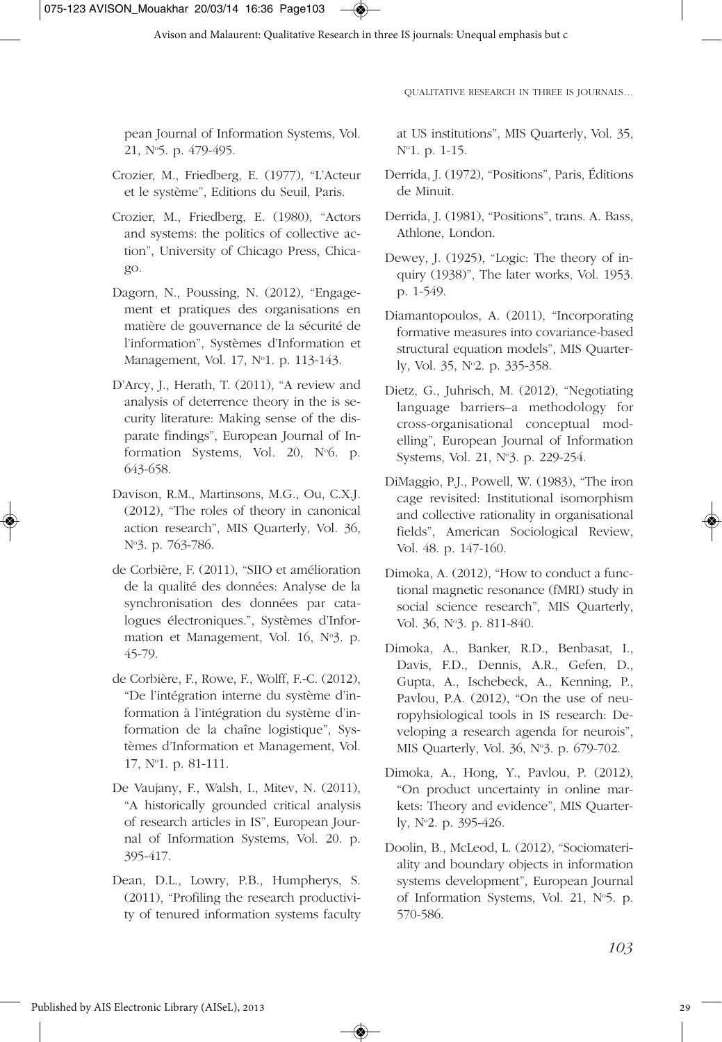pean Journal of Information Systems, Vol. 21, N°5. p. 479-495.

Crozier, M., Friedberg, E. (1977), "L'Acteur et le système", Editions du Seuil, Paris.

Crozier, M., Friedberg, E. (1980), "Actors and systems: the politics of collective action", University of Chicago Press, Chicago.

Dagorn, N., Poussing, N. (2012), "Engagement et pratiques des organisations en matière de gouvernance de la sécurité de l'information", Systèmes d'Information et Management, Vol. 17, N°1. p. 113-143.

D'Arcy, J., Herath, T. (2011), "A review and analysis of deterrence theory in the is security literature: Making sense of the disparate findings", European Journal of Information Systems, Vol. 20, N°6. p. 643-658.

Davison, R.M., Martinsons, M.G., Ou, C.X.J. (2012), "The roles of theory in canonical action research", MIS Quarterly, Vol. 36, N°3. p. 763-786.

de Corbière, F. (2011), "SIIO et amélioration de la qualité des données: Analyse de la synchronisation des données par catalogues électroniques.", Systèmes d'Information et Management, Vol. 16, N°3. p. 45-79.

de Corbière, F., Rowe, F., Wolff, F.-C. (2012), "De l'intégration interne du système d'information à l'intégration du système d'information de la chaîne logistique", Systèmes d'Information et Management, Vol. 17, N°1. p. 81-111.

De Vaujany, F., Walsh, I., Mitev, N. (2011), "A historically grounded critical analysis of research articles in IS", European Journal of Information Systems, Vol. 20. p. 395-417.

Dean, D.L., Lowry, P.B., Humpherys, S. (2011), "Profiling the research productivity of tenured information systems faculty at US institutions", MIS Quarterly, Vol. 35, N°1. p. 1-15.

Derrida, J. (1972), "Positions", Paris, Éditions de Minuit.

Derrida, J. (1981), "Positions", trans. A. Bass, Athlone, London.

Dewey, J. (1925), "Logic: The theory of inquiry (1938)", The later works, Vol. 1953. p. 1-549.

Diamantopoulos, A. (2011), "Incorporating formative measures into covariance-based structural equation models", MIS Quarterly, Vol. 35, N°2. p. 335-358.

Dietz, G., Juhrisch, M. (2012), "Negotiating language barriers–a methodology for cross-organisational conceptual modelling", European Journal of Information Systems, Vol. 21, N°3. p. 229-254.

DiMaggio, P.J., Powell, W. (1983), "The iron cage revisited: Institutional isomorphism and collective rationality in organisational fields", American Sociological Review, Vol. 48. p. 147-160.

Dimoka, A. (2012), "How to conduct a functional magnetic resonance (fMRI) study in social science research", MIS Quarterly, Vol. 36, N°3. p. 811-840.

Dimoka, A., Banker, R.D., Benbasat, I., Davis, F.D., Dennis, A.R., Gefen, D., Gupta, A., Ischebeck, A., Kenning, P., Pavlou, P.A. (2012), "On the use of neuropyhsiological tools in IS research: Developing a research agenda for neurois", MIS Quarterly, Vol. 36, N°3. p. 679-702.

Dimoka, A., Hong, Y., Pavlou, P. (2012), "On product uncertainty in online markets: Theory and evidence", MIS Quarterly, N°2. p. 395-426.

Doolin, B., McLeod, L. (2012), "Sociomateriality and boundary objects in information systems development", European Journal of Information Systems, Vol. 21, N°5. p. 570-586.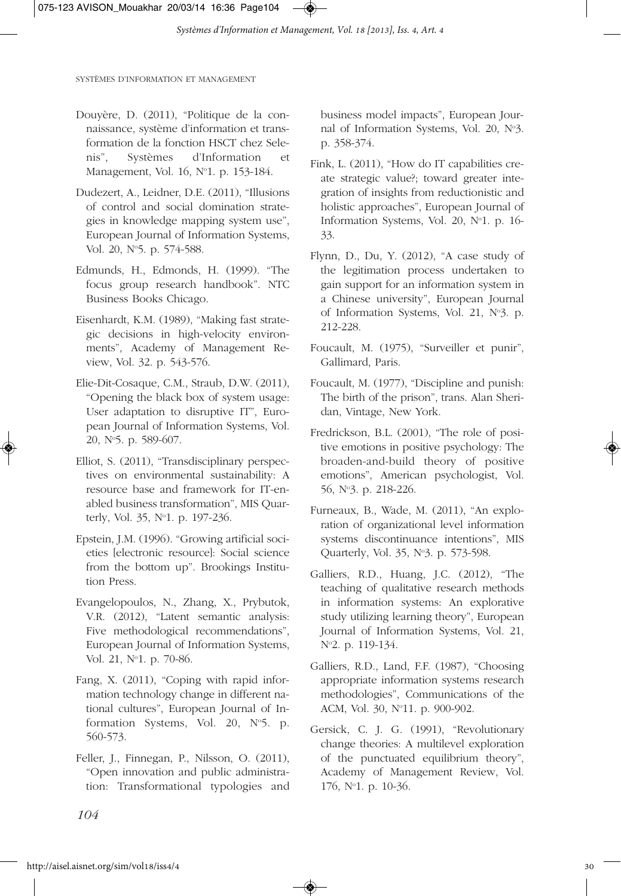Douyère, D. (2011), "Politique de la connaissance, système d'information et transformation de la fonction HSCT chez Selenis", Systèmes d'Information et Management, Vol. 16, N°1. p. 153-184.

Dudezert, A., Leidner, D.E. (2011), "Illusions of control and social domination strategies in knowledge mapping system use", European Journal of Information Systems, Vol. 20, N°5. p. 574-588.

Edmunds, H., Edmonds, H. (1999). "The focus group research handbook". NTC Business Books Chicago.

Eisenhardt, K.M. (1989), "Making fast strategic decisions in high-velocity environments", Academy of Management Review, Vol. 32. p. 543-576.

Elie-Dit-Cosaque, C.M., Straub, D.W. (2011), "Opening the black box of system usage: User adaptation to disruptive IT", European Journal of Information Systems, Vol. 20, N°5. p. 589-607.

Elliot, S. (2011), "Transdisciplinary perspectives on environmental sustainability: A resource base and framework for IT-enabled business transformation", MIS Quarterly, Vol. 35, N°1. p. 197-236.

Epstein, J.M. (1996). "Growing artificial societies [electronic resource]: Social science from the bottom up". Brookings Institution Press.

Evangelopoulos, N., Zhang, X., Prybutok, V.R. (2012), "Latent semantic analysis: Five methodological recommendations", European Journal of Information Systems, Vol. 21, N°1. p. 70-86.

Fang, X. (2011), "Coping with rapid information technology change in different national cultures", European Journal of Information Systems, Vol. 20, N°5. p. 560-573.

Feller, J., Finnegan, P., Nilsson, O. (2011), "Open innovation and public administration: Transformational typologies and business model impacts", European Journal of Information Systems, Vol. 20, N°3. p. 358-374.

Fink, L. (2011), "How do IT capabilities create strategic value?; toward greater integration of insights from reductionistic and holistic approaches", European Journal of Information Systems, Vol. 20, N°1. p. 16-33.

Flynn, D., Du, Y. (2012), "A case study of the legitimation process undertaken to gain support for an information system in a Chinese university", European Journal of Information Systems, Vol. 21, N°3. p. 212-228.

Foucault, M. (1975), "Surveiller et punir", Gallimard, Paris.

Foucault, M. (1977), "Discipline and punish: The birth of the prison", trans. Alan Sheridan, Vintage, New York.

Fredrickson, B.L. (2001), "The role of positive emotions in positive psychology: The broaden-and-build theory of positive emotions", American psychologist, Vol. 56, N°3. p. 218-226.

Furneaux, B., Wade, M. (2011), "An exploration of organizational level information systems discontinuance intentions", MIS Quarterly, Vol. 35, N°3. p. 573-598.

Galliers, R.D., Huang, J.C. (2012), "The teaching of qualitative research methods in information systems: An explorative study utilizing learning theory", European Journal of Information Systems, Vol. 21, N°2. p. 119-134.

Galliers, R.D., Land, F.F. (1987), "Choosing appropriate information systems research methodologies", Communications of the ACM, Vol. 30, N°11. p. 900-902.

Gersick, C. J. G. (1991), "Revolutionary change theories: A multilevel exploration of the punctuated equilibrium theory", Academy of Management Review, Vol. 176, N°1. p. 10-36.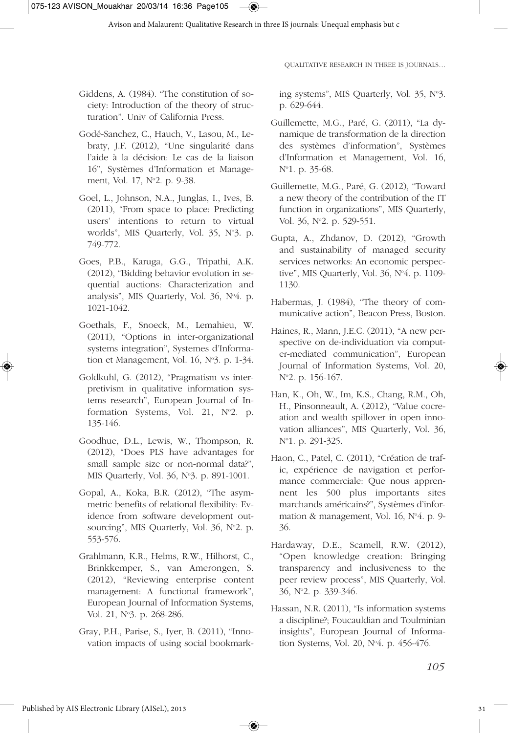Giddens, A. (1984). "The constitution of society: Introduction of the theory of structuration". Univ of California Press.

Godé-Sanchez, C., Hauch, V., Lasou, M., Lebraty, J.F. (2012), "Une singularité dans l'aide à la décision: Le cas de la liaison 16", Systèmes d'Information et Management, Vol. 17, N°2. p. 9-38.

Goel, L., Johnson, N.A., Junglas, I., Ives, B. (2011), "From space to place: Predicting users' intentions to return to virtual worlds", MIS Quarterly, Vol. 35, N°3. p. 749-772.

Goes, P.B., Karuga, G.G., Tripathi, A.K. (2012), "Bidding behavior evolution in sequential auctions: Characterization and analysis", MIS Quarterly, Vol. 36, N°4. p. 1021-1042.

Goethals, F., Snoeck, M., Lemahieu, W. (2011), "Options in inter-organizational systems integration", Systemes d'Information et Management, Vol. 16, N°3. p. 1-34.

Goldkuhl, G. (2012), "Pragmatism vs interpretivism in qualitative information systems research", European Journal of Information Systems, Vol. 21, N°2. p. 135-146.

Goodhue, D.L., Lewis, W., Thompson, R. (2012), "Does PLS have advantages for small sample size or non-normal data?", MIS Quarterly, Vol. 36, N°3. p. 891-1001.

Gopal, A., Koka, B.R. (2012), "The asymmetric benefits of relational flexibility: Evidence from software development outsourcing", MIS Quarterly, Vol. 36, N°2. p. 553-576.

Grahlmann, K.R., Helms, R.W., Hilhorst, C., Brinkkemper, S., van Amerongen, S. (2012), "Reviewing enterprise content management: A functional framework", European Journal of Information Systems, Vol. 21, N°3. p. 268-286.

Gray, P.H., Parise, S., Iyer, B. (2011), "Innovation impacts of using social bookmarking systems", MIS Quarterly, Vol. 35, N°3. p. 629-644.

Guillemette, M.G., Paré, G. (2011), "La dynamique de transformation de la direction des systèmes d'information", Systèmes d'Information et Management, Vol. 16, N°1. p. 35-68.

Guillemette, M.G., Paré, G. (2012), "Toward a new theory of the contribution of the IT function in organizations", MIS Quarterly, Vol. 36, N°2. p. 529-551.

Gupta, A., Zhdanov, D. (2012), "Growth and sustainability of managed security services networks: An economic perspective", MIS Quarterly, Vol. 36, N°4. p. 1109-1130.

Habermas, J. (1984), "The theory of communicative action", Beacon Press, Boston.

Haines, R., Mann, J.E.C. (2011), "A new perspective on de-individuation via computer-mediated communication", European Journal of Information Systems, Vol. 20, N°2. p. 156-167.

Han, K., Oh, W., Im, K.S., Chang, R.M., Oh, H., Pinsonneault, A. (2012), "Value cocreation and wealth spillover in open innovation alliances", MIS Quarterly, Vol. 36, N°1. p. 291-325.

Haon, C., Patel, C. (2011), "Création de trafic, expérience de navigation et performance commerciale: Que nous apprennent les 500 plus importants sites marchands américains?", Systèmes d'information & management, Vol. 16, N°4. p. 9-36.

Hardaway, D.E., Scamell, R.W. (2012), "Open knowledge creation: Bringing transparency and inclusiveness to the peer review process", MIS Quarterly, Vol. 36, N°2. p. 339-346.

Hassan, N.R. (2011), "Is information systems a discipline?; Foucauldian and Toulminian insights", European Journal of Information Systems, Vol. 20, N°4. p. 456-476.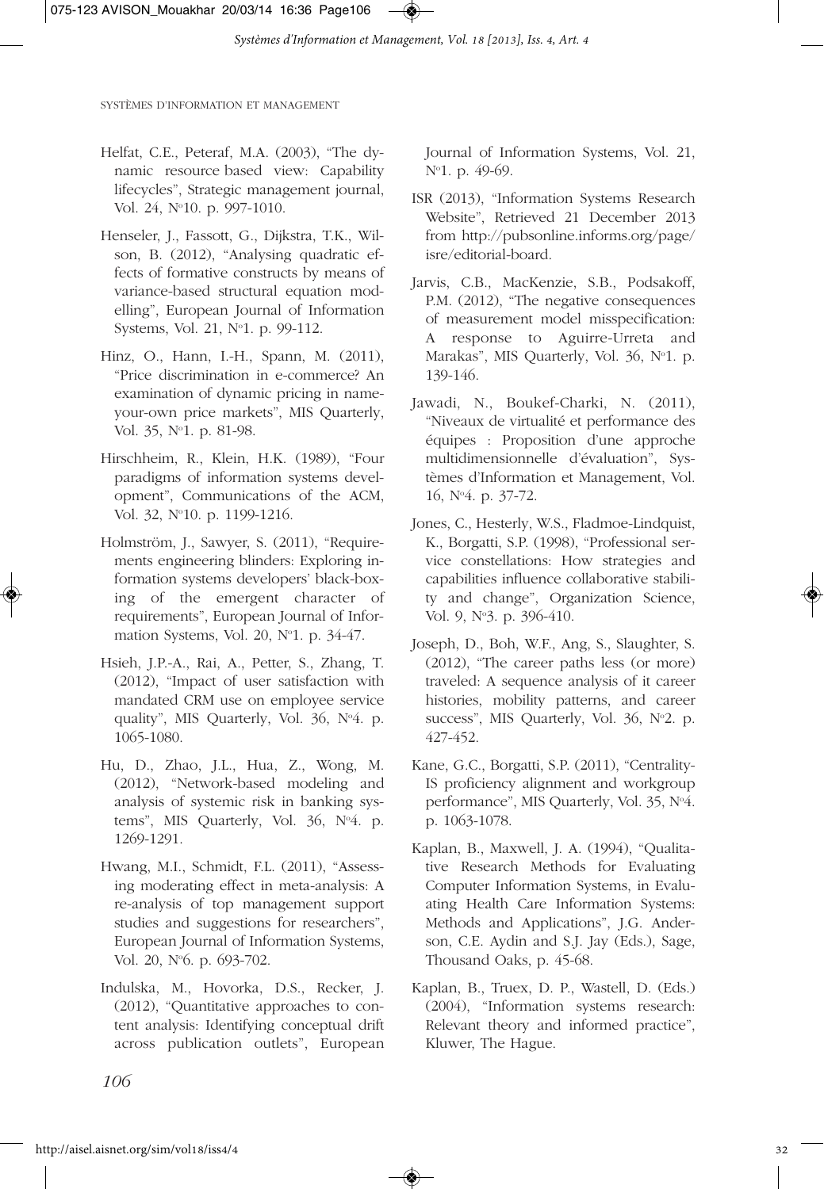Helfat, C.E., Peteraf, M.A. (2003), "The dynamic resource based view: Capability lifecycles", Strategic management journal, Vol. 24, N°10. p. 997-1010.

Henseler, J., Fassott, G., Dijkstra, T.K., Wilson, B. (2012), "Analysing quadratic effects of formative constructs by means of variance-based structural equation modelling", European Journal of Information Systems, Vol. 21, N°1. p. 99-112.

Hinz, O., Hann, I.-H., Spann, M. (2011), "Price discrimination in e-commerce? An examination of dynamic pricing in name-your-own price markets", MIS Quarterly, Vol. 35, N°1. p. 81-98.

Hirschheim, R., Klein, H.K. (1989), "Four paradigms of information systems development", Communications of the ACM, Vol. 32, N°10. p. 1199-1216.

Holmström, J., Sawyer, S. (2011), "Requirements engineering blinders: Exploring information systems developers' black-boxing of the emergent character of requirements", European Journal of Information Systems, Vol. 20, N°1. p. 34-47.

Hsieh, J.P.-A., Rai, A., Petter, S., Zhang, T. (2012), "Impact of user satisfaction with mandated CRM use on employee service quality", MIS Quarterly, Vol. 36, N°4. p. 1065-1080.

Hu, D., Zhao, J.L., Hua, Z., Wong, M. (2012), "Network-based modeling and analysis of systemic risk in banking systems", MIS Quarterly, Vol. 36, N°4. p. 1269-1291.

Hwang, M.I., Schmidt, F.L. (2011), "Assessing moderating effect in meta-analysis: A re-analysis of top management support studies and suggestions for researchers", European Journal of Information Systems, Vol. 20, N°6. p. 693-702.

Indulska, M., Hovorka, D.S., Recker, J. (2012), "Quantitative approaches to content analysis: Identifying conceptual drift across publication outlets", European Journal of Information Systems, Vol. 21, N°1. p. 49-69.

ISR (2013), "Information Systems Research Website", Retrieved 21 December 2013 from http://pubsonline.informs.org/page/isre/editorial-board.

Jarvis, C.B., MacKenzie, S.B., Podsakoff, P.M. (2012), "The negative consequences of measurement model misspecification: A response to Aguirre-Urreta and Marakas", MIS Quarterly, Vol. 36, N°1. p. 139-146.

Jawadi, N., Boukef-Charki, N. (2011), "Niveaux de virtualité et performance des équipes : Proposition d'une approche multidimensionnelle d'évaluation", Systèmes d'Information et Management, Vol. 16, N°4. p. 37-72.

Jones, C., Hesterly, W.S., Fladmoe-Lindquist, K., Borgatti, S.P. (1998), "Professional service constellations: How strategies and capabilities influence collaborative stability and change", Organization Science, Vol. 9, N°3. p. 396-410.

Joseph, D., Boh, W.F., Ang, S., Slaughter, S. (2012), "The career paths less (or more) traveled: A sequence analysis of it career histories, mobility patterns, and career success", MIS Quarterly, Vol. 36, N°2. p. 427-452.

Kane, G.C., Borgatti, S.P. (2011), "Centrality-IS proficiency alignment and workgroup performance", MIS Quarterly, Vol. 35, N°4. p. 1063-1078.

Kaplan, B., Maxwell, J. A. (1994), "Qualitative Research Methods for Evaluating Computer Information Systems, in Evaluating Health Care Information Systems: Methods and Applications", J.G. Anderson, C.E. Aydin and S.J. Jay (Eds.), Sage, Thousand Oaks, p. 45-68.

Kaplan, B., Truex, D. P., Wastell, D. (Eds.) (2004), "Information systems research: Relevant theory and informed practice", Kluwer, The Hague.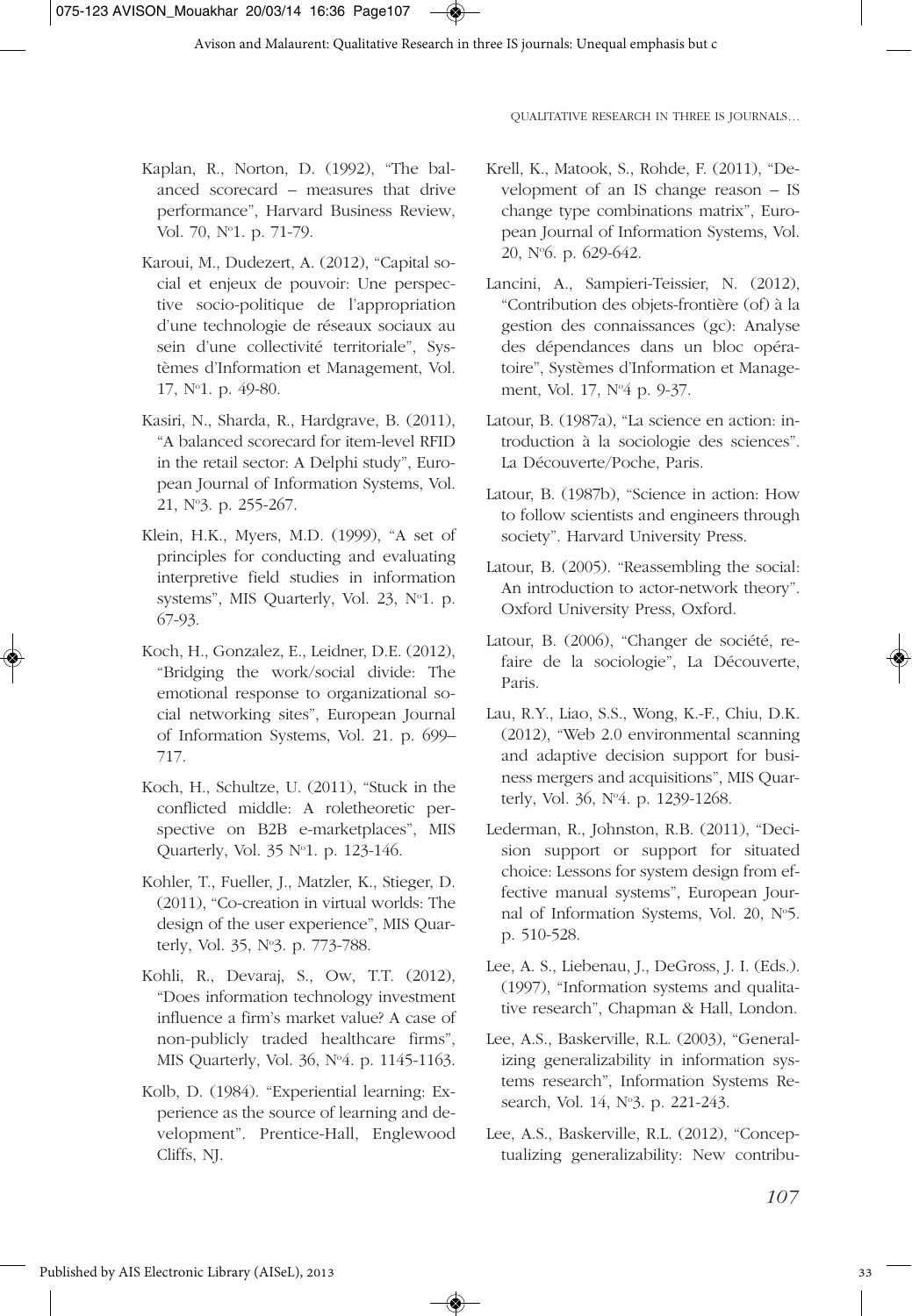Kaplan, R., Norton, D. (1992), "The balanced scorecard – measures that drive performance", Harvard Business Review, Vol. 70, N°1. p. 71-79.

Karoui, M., Dudezert, A. (2012), "Capital social et enjeux de pouvoir: Une perspective socio-politique de l'appropriation d'une technologie de réseaux sociaux au sein d'une collectivité territoriale", Systèmes d'Information et Management, Vol. 17, N°1. p. 49-80.

Kasiri, N., Sharda, R., Hardgrave, B. (2011), "A balanced scorecard for item-level RFID in the retail sector: A Delphi study", European Journal of Information Systems, Vol. 21, N°3. p. 255-267.

Klein, H.K., Myers, M.D. (1999), "A set of principles for conducting and evaluating interpretive field studies in information systems", MIS Quarterly, Vol. 23, N°1. p. 67-93.

Koch, H., Gonzalez, E., Leidner, D.E. (2012), "Bridging the work/social divide: The emotional response to organizational social networking sites", European Journal of Information Systems, Vol. 21. p. 699–717.

Koch, H., Schultze, U. (2011), "Stuck in the conflicted middle: A roletheoretic perspective on B2B e-marketplaces", MIS Quarterly, Vol. 35 N°1. p. 123-146.

Kohler, T., Fueller, J., Matzler, K., Stieger, D. (2011), "Co-creation in virtual worlds: The design of the user experience", MIS Quarterly, Vol. 35, N°3. p. 773-788.

Kohli, R., Devaraj, S., Ow, T.T. (2012), "Does information technology investment influence a firm's market value? A case of non-publicly traded healthcare firms", MIS Quarterly, Vol. 36, N°4. p. 1145-1163.

Kolb, D. (1984). "Experiential learning: Experience as the source of learning and development". Prentice-Hall, Englewood Cliffs, NJ.

Krell, K., Matook, S., Rohde, F. (2011), "Development of an IS change reason – IS change type combinations matrix", European Journal of Information Systems, Vol. 20, N°6. p. 629-642.

Lancini, A., Sampieri-Teissier, N. (2012), "Contribution des objets-frontière (of) à la gestion des connaissances (gc): Analyse des dépendances dans un bloc opératoire", Systèmes d'Information et Management, Vol. 17, N°4 p. 9-37.

Latour, B. (1987a), "La science en action: introduction à la sociologie des sciences". La Découverte/Poche, Paris.

Latour, B. (1987b), "Science in action: How to follow scientists and engineers through society". Harvard University Press.

Latour, B. (2005). "Reassembling the social: An introduction to actor-network theory". Oxford University Press, Oxford.

Latour, B. (2006), "Changer de société, refaire de la sociologie", La Découverte, Paris.

Lau, R.Y., Liao, S.S., Wong, K.-F., Chiu, D.K. (2012), "Web 2.0 environmental scanning and adaptive decision support for business mergers and acquisitions", MIS Quarterly, Vol. 36, N°4. p. 1239-1268.

Lederman, R., Johnston, R.B. (2011), "Decision support or support for situated choice: Lessons for system design from effective manual systems", European Journal of Information Systems, Vol. 20, N°5. p. 510-528.

Lee, A. S., Liebenau, J., DeGross, J. I. (Eds.). (1997), "Information systems and qualitative research", Chapman & Hall, London.

Lee, A.S., Baskerville, R.L. (2003), "Generalizing generalizability in information systems research", Information Systems Research, Vol. 14, N°3. p. 221-243.

Lee, A.S., Baskerville, R.L. (2012), "Conceptualizing generalizability: New contribu-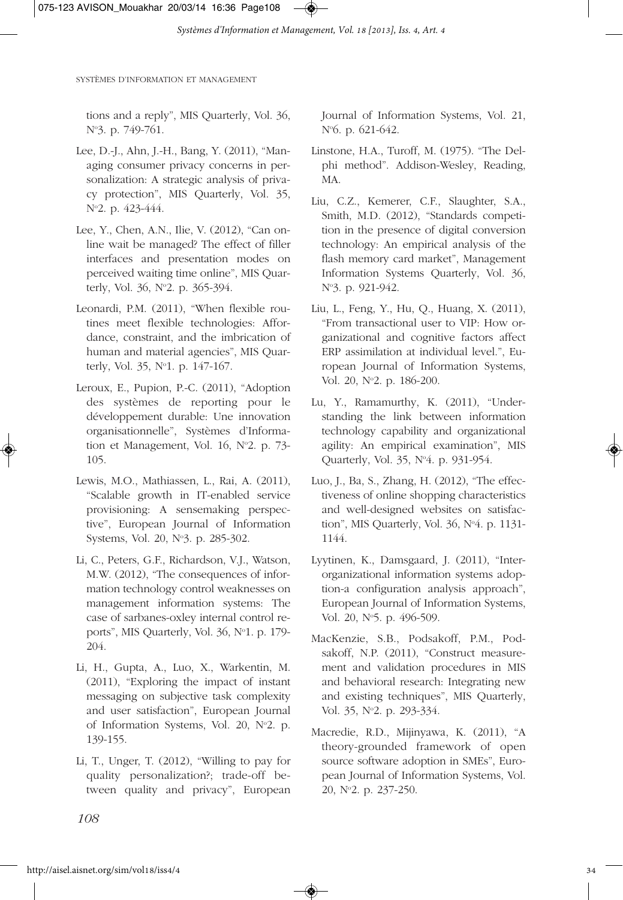tions and a reply", MIS Quarterly, Vol. 36, N°3. p. 749-761.

Lee, D.-J., Ahn, J.-H., Bang, Y. (2011), "Managing consumer privacy concerns in personalization: A strategic analysis of privacy protection", MIS Quarterly, Vol. 35, N°2. p. 423-444.

Lee, Y., Chen, A.N., Ilie, V. (2012), "Can online wait be managed? The effect of filler interfaces and presentation modes on perceived waiting time online", MIS Quarterly, Vol. 36, N°2. p. 365-394.

Leonardi, P.M. (2011), "When flexible routines meet flexible technologies: Affordance, constraint, and the imbrication of human and material agencies", MIS Quarterly, Vol. 35, N°1. p. 147-167.

Leroux, E., Pupion, P.-C. (2011), "Adoption des systèmes de reporting pour le développement durable: Une innovation organisationnelle", Systèmes d'Information et Management, Vol. 16, N°2. p. 73-105.

Lewis, M.O., Mathiassen, L., Rai, A. (2011), "Scalable growth in IT-enabled service provisioning: A sensemaking perspective", European Journal of Information Systems, Vol. 20, N°3. p. 285-302.

Li, C., Peters, G.F., Richardson, V.J., Watson, M.W. (2012), "The consequences of information technology control weaknesses on management information systems: The case of sarbanes-oxley internal control reports", MIS Quarterly, Vol. 36, N°1. p. 179-204.

Li, H., Gupta, A., Luo, X., Warkentin, M. (2011), "Exploring the impact of instant messaging on subjective task complexity and user satisfaction", European Journal of Information Systems, Vol. 20, N°2. p. 139-155.

Li, T., Unger, T. (2012), "Willing to pay for quality personalization?; trade-off between quality and privacy", European Journal of Information Systems, Vol. 21, N°6. p. 621-642.

Linstone, H.A., Turoff, M. (1975). "The Delphi method". Addison-Wesley, Reading, MA.

Liu, C.Z., Kemerer, C.F., Slaughter, S.A., Smith, M.D. (2012), "Standards competition in the presence of digital conversion technology: An empirical analysis of the flash memory card market", Management Information Systems Quarterly, Vol. 36, N°3. p. 921-942.

Liu, L., Feng, Y., Hu, Q., Huang, X. (2011), "From transactional user to VIP: How organizational and cognitive factors affect ERP assimilation at individual level.", European Journal of Information Systems, Vol. 20, N°2. p. 186-200.

Lu, Y., Ramamurthy, K. (2011), "Understanding the link between information technology capability and organizational agility: An empirical examination", MIS Quarterly, Vol. 35, N°4. p. 931-954.

Luo, J., Ba, S., Zhang, H. (2012), "The effectiveness of online shopping characteristics and well-designed websites on satisfaction", MIS Quarterly, Vol. 36, N°4. p. 1131-1144.

Lyytinen, K., Damsgaard, J. (2011), "Inter-organizational information systems adoption-a configuration analysis approach", European Journal of Information Systems, Vol. 20, N°5. p. 496-509.

MacKenzie, S.B., Podsakoff, P.M., Podsakoff, N.P. (2011), "Construct measurement and validation procedures in MIS and behavioral research: Integrating new and existing techniques", MIS Quarterly, Vol. 35, N°2. p. 293-334.

Macredie, R.D., Mijinyawa, K. (2011), "A theory-grounded framework of open source software adoption in SMEs", European Journal of Information Systems, Vol. 20, N°2. p. 237-250.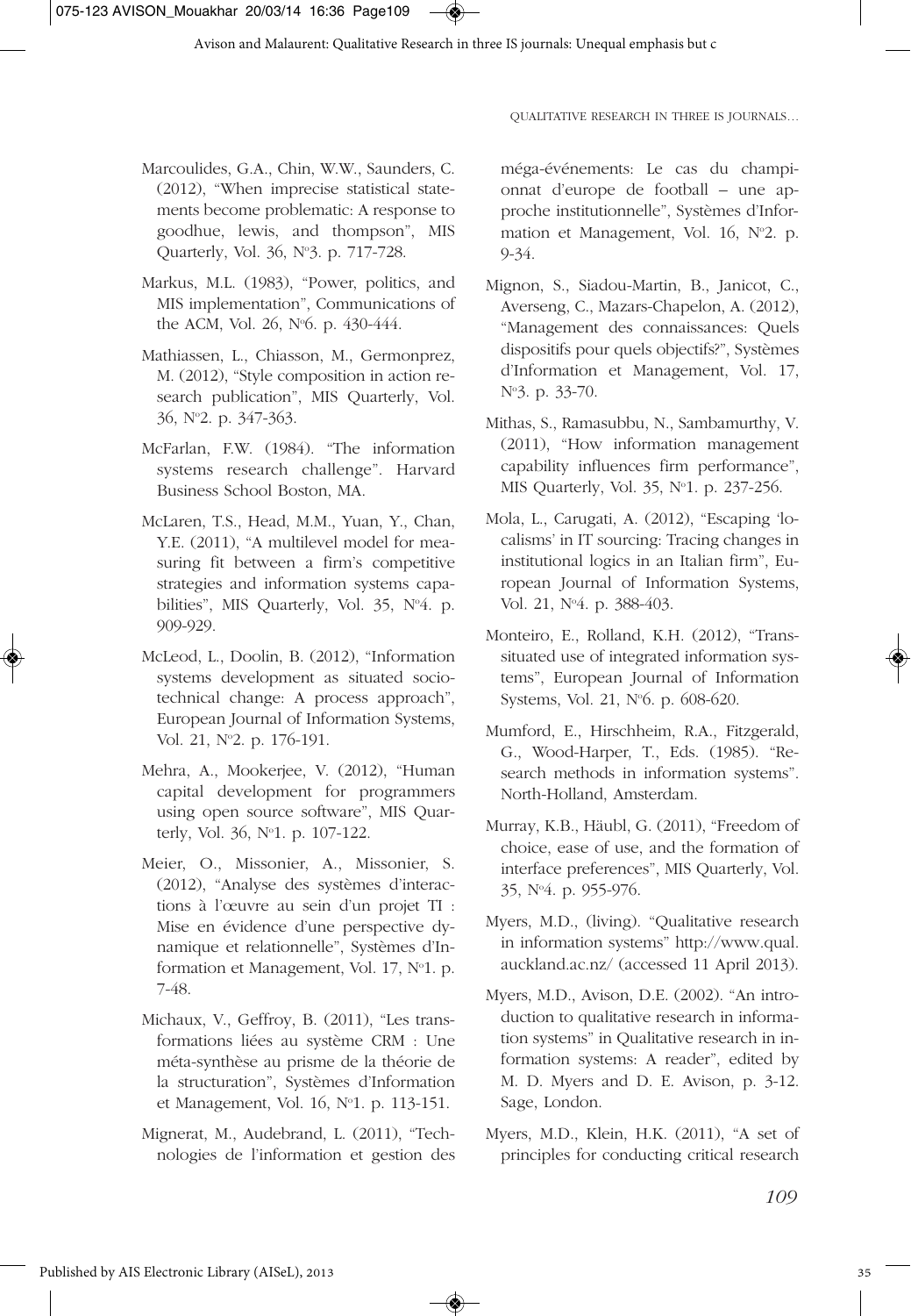Marcoulides, G.A., Chin, W.W., Saunders, C. (2012), "When imprecise statistical statements become problematic: A response to goodhue, lewis, and thompson", MIS Quarterly, Vol. 36, N°3. p. 717-728.

Markus, M.L. (1983), "Power, politics, and MIS implementation", Communications of the ACM, Vol. 26, N°6. p. 430-444.

Mathiassen, L., Chiasson, M., Germonprez, M. (2012), "Style composition in action research publication", MIS Quarterly, Vol. 36, N°2. p. 347-363.

McFarlan, F.W. (1984). "The information systems research challenge". Harvard Business School Boston, MA.

McLaren, T.S., Head, M.M., Yuan, Y., Chan, Y.E. (2011), "A multilevel model for measuring fit between a firm's competitive strategies and information systems capabilities", MIS Quarterly, Vol. 35, N°4. p. 909-929.

McLeod, L., Doolin, B. (2012), "Information systems development as situated socio-technical change: A process approach", European Journal of Information Systems, Vol. 21, N°2. p. 176-191.

Mehra, A., Mookerjee, V. (2012), "Human capital development for programmers using open source software", MIS Quarterly, Vol. 36, N°1. p. 107-122.

Meier, O., Missonier, A., Missonier, S. (2012), "Analyse des systèmes d'interactions à l'œuvre au sein d'un projet TI : Mise en évidence d'une perspective dynamique et relationnelle", Systèmes d'Information et Management, Vol. 17, N°1. p. 7-48.

Michaux, V., Geffroy, B. (2011), "Les transformations liées au système CRM : Une méta-synthèse au prisme de la théorie de la structuration", Systèmes d'Information et Management, Vol. 16, N°1. p. 113-151.

Mignerat, M., Audebrand, L. (2011), "Technologies de l'information et gestion des méga-événements: Le cas du championnat d'europe de football – une approche institutionnelle", Systèmes d'Information et Management, Vol. 16, N°2. p. 9-34.

Mignon, S., Siadou-Martin, B., Janicot, C., Averseng, C., Mazars-Chapelon, A. (2012), "Management des connaissances: Quels dispositifs pour quels objectifs?", Systèmes d'Information et Management, Vol. 17, N°3. p. 33-70.

Mithas, S., Ramasubbu, N., Sambamurthy, V. (2011), "How information management capability influences firm performance", MIS Quarterly, Vol. 35, N°1. p. 237-256.

Mola, L., Carugati, A. (2012), "Escaping 'localisms' in IT sourcing: Tracing changes in institutional logics in an Italian firm", European Journal of Information Systems, Vol. 21, N°4. p. 388-403.

Monteiro, E., Rolland, K.H. (2012), "Trans-situated use of integrated information systems", European Journal of Information Systems, Vol. 21, N°6. p. 608-620.

Mumford, E., Hirschheim, R.A., Fitzgerald, G., Wood-Harper, T., Eds. (1985). "Research methods in information systems". North-Holland, Amsterdam.

Murray, K.B., Häubl, G. (2011), "Freedom of choice, ease of use, and the formation of interface preferences", MIS Quarterly, Vol. 35, N°4. p. 955-976.

Myers, M.D., (living). "Qualitative research in information systems" http://www.qual.auckland.ac.nz/ (accessed 11 April 2013).

Myers, M.D., Avison, D.E. (2002). "An introduction to qualitative research in information systems" in Qualitative research in information systems: A reader", edited by M. D. Myers and D. E. Avison, p. 3-12. Sage, London.

Myers, M.D., Klein, H.K. (2011), "A set of principles for conducting critical research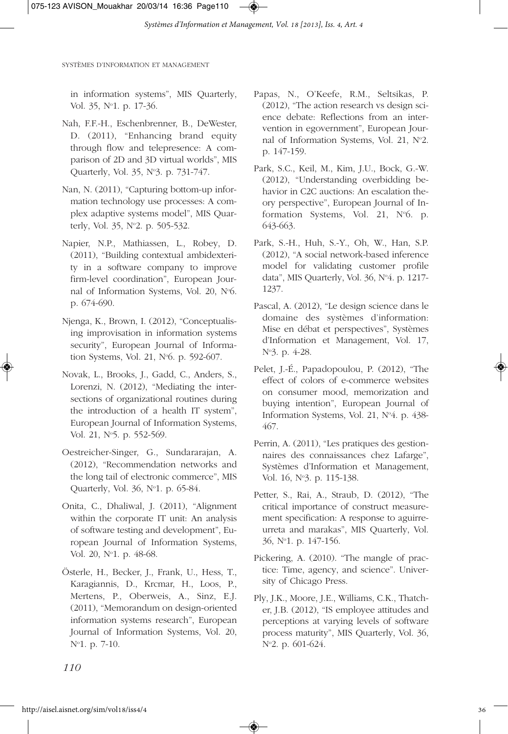in information systems", MIS Quarterly, Vol. 35, N°1. p. 17-36.

Nah, F.F.-H., Eschenbrenner, B., DeWester, D. (2011), "Enhancing brand equity through flow and telepresence: A comparison of 2D and 3D virtual worlds", MIS Quarterly, Vol. 35, N°3. p. 731-747.

Nan, N. (2011), "Capturing bottom-up information technology use processes: A complex adaptive systems model", MIS Quarterly, Vol. 35, N°2. p. 505-532.

Napier, N.P., Mathiassen, L., Robey, D. (2011), "Building contextual ambidexterity in a software company to improve firm-level coordination", European Journal of Information Systems, Vol. 20, N°6. p. 674-690.

Njenga, K., Brown, I. (2012), "Conceptualising improvisation in information systems security", European Journal of Information Systems, Vol. 21, N°6. p. 592-607.

Novak, L., Brooks, J., Gadd, C., Anders, S., Lorenzi, N. (2012), "Mediating the intersections of organizational routines during the introduction of a health IT system", European Journal of Information Systems, Vol. 21, N°5. p. 552-569.

Oestreicher-Singer, G., Sundararajan, A. (2012), "Recommendation networks and the long tail of electronic commerce", MIS Quarterly, Vol. 36, N°1. p. 65-84.

Onita, C., Dhaliwal, J. (2011), "Alignment within the corporate IT unit: An analysis of software testing and development", European Journal of Information Systems, Vol. 20, N°1. p. 48-68.

Österle, H., Becker, J., Frank, U., Hess, T., Karagiannis, D., Krcmar, H., Loos, P., Mertens, P., Oberweis, A., Sinz, E.J. (2011), "Memorandum on design-oriented information systems research", European Journal of Information Systems, Vol. 20, N°1. p. 7-10.

Papas, N., O'Keefe, R.M., Seltsikas, P. (2012), "The action research vs design science debate: Reflections from an intervention in egovernment", European Journal of Information Systems, Vol. 21, N°2. p. 147-159.

Park, S.C., Keil, M., Kim, J.U., Bock, G.-W. (2012), "Understanding overbidding behavior in C2C auctions: An escalation theory perspective", European Journal of Information Systems, Vol. 21, N°6. p. 643-663.

Park, S.-H., Huh, S.-Y., Oh, W., Han, S.P. (2012), "A social network-based inference model for validating customer profile data", MIS Quarterly, Vol. 36, N°4. p. 1217-1237.

Pascal, A. (2012), "Le design science dans le domaine des systèmes d'information: Mise en débat et perspectives", Systèmes d'Information et Management, Vol. 17, N°3. p. 4-28.

Pelet, J.-É., Papadopoulou, P. (2012), "The effect of colors of e-commerce websites on consumer mood, memorization and buying intention", European Journal of Information Systems, Vol. 21, N°4. p. 438-467.

Perrin, A. (2011), "Les pratiques des gestionnaires des connaissances chez Lafarge", Systèmes d'Information et Management, Vol. 16, N°3. p. 115-138.

Petter, S., Rai, A., Straub, D. (2012), "The critical importance of construct measurement specification: A response to aguirre-urreta and marakas", MIS Quarterly, Vol. 36, N°1. p. 147-156.

Pickering, A. (2010). "The mangle of practice: Time, agency, and science". University of Chicago Press.

Ply, J.K., Moore, J.E., Williams, C.K., Thatcher, J.B. (2012), "IS employee attitudes and perceptions at varying levels of software process maturity", MIS Quarterly, Vol. 36, N°2. p. 601-624.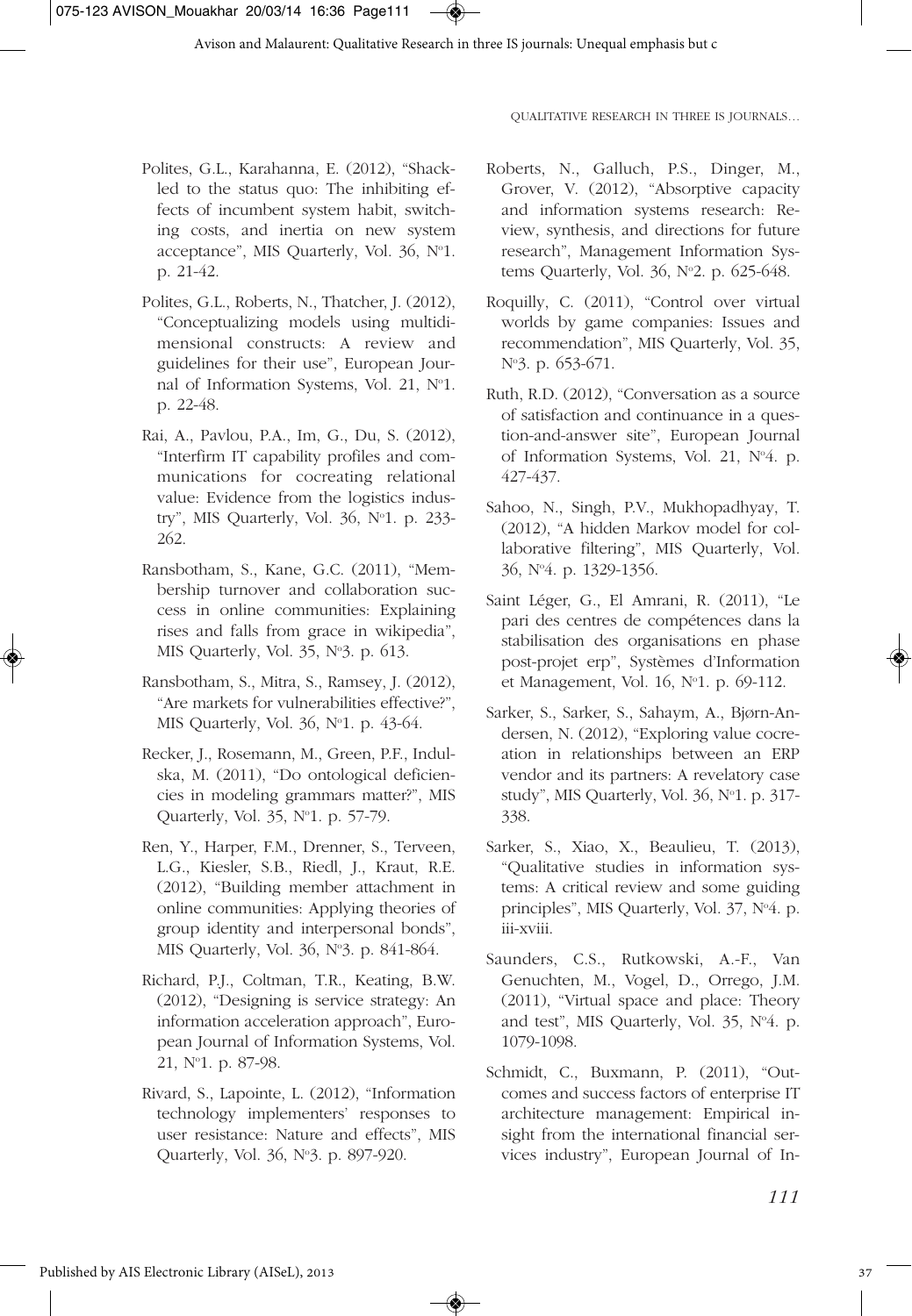Polites, G.L., Karahanna, E. (2012), "Shackled to the status quo: The inhibiting effects of incumbent system habit, switching costs, and inertia on new system acceptance", MIS Quarterly, Vol. 36, N°1. p. 21-42.

Polites, G.L., Roberts, N., Thatcher, J. (2012), "Conceptualizing models using multidimensional constructs: A review and guidelines for their use", European Journal of Information Systems, Vol. 21, N°1. p. 22-48.

Rai, A., Pavlou, P.A., Im, G., Du, S. (2012), "Interfirm IT capability profiles and communications for cocreating relational value: Evidence from the logistics industry", MIS Quarterly, Vol. 36, N°1. p. 233-262.

Ransbotham, S., Kane, G.C. (2011), "Membership turnover and collaboration success in online communities: Explaining rises and falls from grace in wikipedia", MIS Quarterly, Vol. 35, N°3. p. 613.

Ransbotham, S., Mitra, S., Ramsey, J. (2012), "Are markets for vulnerabilities effective?", MIS Quarterly, Vol. 36, N°1. p. 43-64.

Recker, J., Rosemann, M., Green, P.F., Indulska, M. (2011), "Do ontological deficiencies in modeling grammars matter?", MIS Quarterly, Vol. 35, N°1. p. 57-79.

Ren, Y., Harper, F.M., Drenner, S., Terveen, L.G., Kiesler, S.B., Riedl, J., Kraut, R.E. (2012), "Building member attachment in online communities: Applying theories of group identity and interpersonal bonds", MIS Quarterly, Vol. 36, N°3. p. 841-864.

Richard, P.J., Coltman, T.R., Keating, B.W. (2012), "Designing is service strategy: An information acceleration approach", European Journal of Information Systems, Vol. 21, N°1. p. 87-98.

Rivard, S., Lapointe, L. (2012), "Information technology implementers' responses to user resistance: Nature and effects", MIS Quarterly, Vol. 36, N°3. p. 897-920.

Roberts, N., Galluch, P.S., Dinger, M., Grover, V. (2012), "Absorptive capacity and information systems research: Review, synthesis, and directions for future research", Management Information Systems Quarterly, Vol. 36, N°2. p. 625-648.

Roquilly, C. (2011), "Control over virtual worlds by game companies: Issues and recommendation", MIS Quarterly, Vol. 35, N°3. p. 653-671.

Ruth, R.D. (2012), "Conversation as a source of satisfaction and continuance in a question-and-answer site", European Journal of Information Systems, Vol. 21, N°4. p. 427-437.

Sahoo, N., Singh, P.V., Mukhopadhyay, T. (2012), "A hidden Markov model for collaborative filtering", MIS Quarterly, Vol. 36, N°4. p. 1329-1356.

Saint Léger, G., El Amrani, R. (2011), "Le pari des centres de compétences dans la stabilisation des organisations en phase post-projet erp", Systèmes d'Information et Management, Vol. 16, N°1. p. 69-112.

Sarker, S., Sarker, S., Sahaym, A., Bjørn-Andersen, N. (2012), "Exploring value cocreation in relationships between an ERP vendor and its partners: A revelatory case study", MIS Quarterly, Vol. 36, N°1. p. 317-338.

Sarker, S., Xiao, X., Beaulieu, T. (2013), "Qualitative studies in information systems: A critical review and some guiding principles", MIS Quarterly, Vol. 37, N°4. p. iii-xviii.

Saunders, C.S., Rutkowski, A.-F., Van Genuchten, M., Vogel, D., Orrego, J.M. (2011), "Virtual space and place: Theory and test", MIS Quarterly, Vol. 35, N°4. p. 1079-1098.

Schmidt, C., Buxmann, P. (2011), "Outcomes and success factors of enterprise IT architecture management: Empirical insight from the international financial services industry", European Journal of In-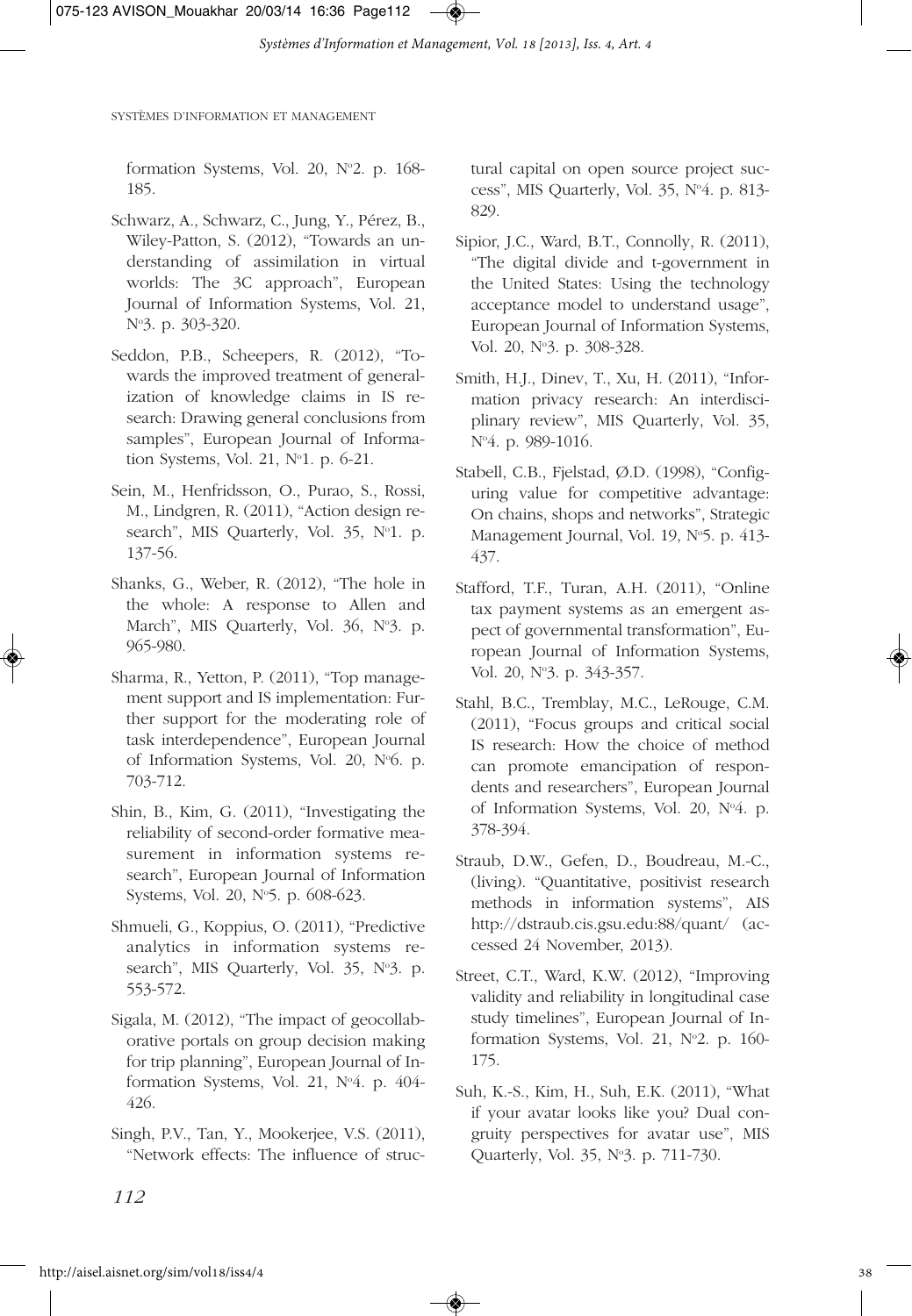formation Systems, Vol. 20, N°2. p. 168-185.

Schwarz, A., Schwarz, C., Jung, Y., Pérez, B., Wiley-Patton, S. (2012), "Towards an understanding of assimilation in virtual worlds: The 3C approach", European Journal of Information Systems, Vol. 21, N°3. p. 303-320.

Seddon, P.B., Scheepers, R. (2012), "Towards the improved treatment of generalization of knowledge claims in IS research: Drawing general conclusions from samples", European Journal of Information Systems, Vol. 21, N°1. p. 6-21.

Sein, M., Henfridsson, O., Purao, S., Rossi, M., Lindgren, R. (2011), "Action design research", MIS Quarterly, Vol. 35, N°1. p. 137-56.

Shanks, G., Weber, R. (2012), "The hole in the whole: A response to Allen and March", MIS Quarterly, Vol. 36, N°3. p. 965-980.

Sharma, R., Yetton, P. (2011), "Top management support and IS implementation: Further support for the moderating role of task interdependence", European Journal of Information Systems, Vol. 20, N°6. p. 703-712.

Shin, B., Kim, G. (2011), "Investigating the reliability of second-order formative measurement in information systems research", European Journal of Information Systems, Vol. 20, N°5. p. 608-623.

Shmueli, G., Koppius, O. (2011), "Predictive analytics in information systems research", MIS Quarterly, Vol. 35, N°3. p. 553-572.

Sigala, M. (2012), "The impact of geocollaborative portals on group decision making for trip planning", European Journal of Information Systems, Vol. 21, N°4. p. 404-426.

Singh, P.V., Tan, Y., Mookerjee, V.S. (2011), "Network effects: The influence of structural capital on open source project success", MIS Quarterly, Vol. 35, N°4. p. 813-829.

Sipior, J.C., Ward, B.T., Connolly, R. (2011), "The digital divide and t-government in the United States: Using the technology acceptance model to understand usage", European Journal of Information Systems, Vol. 20, N°3. p. 308-328.

Smith, H.J., Dinev, T., Xu, H. (2011), "Information privacy research: An interdisciplinary review", MIS Quarterly, Vol. 35, N°4. p. 989-1016.

Stabell, C.B., Fjelstad, Ø.D. (1998), "Configuring value for competitive advantage: On chains, shops and networks", Strategic Management Journal, Vol. 19, N°5. p. 413-437.

Stafford, T.F., Turan, A.H. (2011), "Online tax payment systems as an emergent aspect of governmental transformation", European Journal of Information Systems, Vol. 20, N°3. p. 343-357.

Stahl, B.C., Tremblay, M.C., LeRouge, C.M. (2011), "Focus groups and critical social IS research: How the choice of method can promote emancipation of respondents and researchers", European Journal of Information Systems, Vol. 20, N°4. p. 378-394.

Straub, D.W., Gefen, D., Boudreau, M.-C., (living). "Quantitative, positivist research methods in information systems", AIS http://dstraub.cis.gsu.edu:88/quant/ (accessed 24 November, 2013).

Street, C.T., Ward, K.W. (2012), "Improving validity and reliability in longitudinal case study timelines", European Journal of Information Systems, Vol. 21, N°2. p. 160-175.

Suh, K.-S., Kim, H., Suh, E.K. (2011), "What if your avatar looks like you? Dual congruity perspectives for avatar use", MIS Quarterly, Vol. 35, N°3. p. 711-730.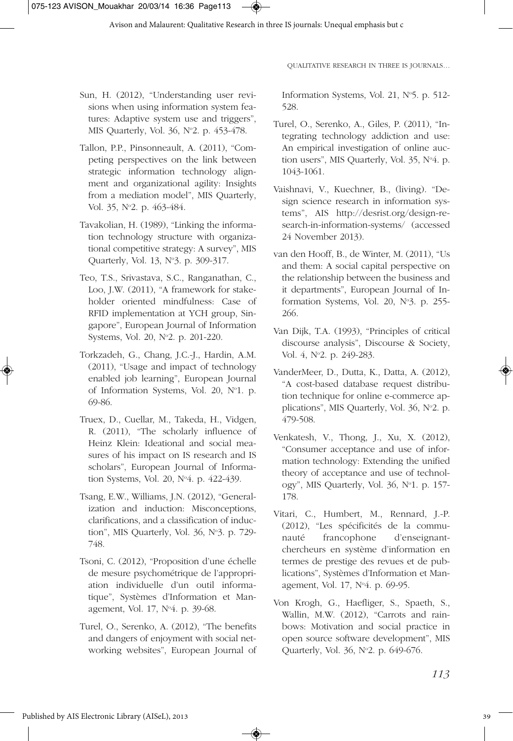Sun, H. (2012), "Understanding user revisions when using information system features: Adaptive system use and triggers", MIS Quarterly, Vol. 36, N°2. p. 453-478.

Tallon, P.P., Pinsonneault, A. (2011), "Competing perspectives on the link between strategic information technology alignment and organizational agility: Insights from a mediation model", MIS Quarterly, Vol. 35, N°2. p. 463-484.

Tavakolian, H. (1989), "Linking the information technology structure with organizational competitive strategy: A survey", MIS Quarterly, Vol. 13, N°3. p. 309-317.

Teo, T.S., Srivastava, S.C., Ranganathan, C., Loo, J.W. (2011), "A framework for stakeholder oriented mindfulness: Case of RFID implementation at YCH group, Singapore", European Journal of Information Systems, Vol. 20, N°2. p. 201-220.

Torkzadeh, G., Chang, J.C.-J., Hardin, A.M. (2011), "Usage and impact of technology enabled job learning", European Journal of Information Systems, Vol. 20, N°1. p. 69-86.

Truex, D., Cuellar, M., Takeda, H., Vidgen, R. (2011), "The scholarly influence of Heinz Klein: Ideational and social measures of his impact on IS research and IS scholars", European Journal of Information Systems, Vol. 20, N°4. p. 422-439.

Tsang, E.W., Williams, J.N. (2012), "Generalization and induction: Misconceptions, clarifications, and a classification of induction", MIS Quarterly, Vol. 36, N°3. p. 729-748.

Tsoni, C. (2012), "Proposition d'une échelle de mesure psychométrique de l'appropriation individuelle d'un outil informatique", Systèmes d'Information et Management, Vol. 17, N°4. p. 39-68.

Turel, O., Serenko, A. (2012), "The benefits and dangers of enjoyment with social networking websites", European Journal of Information Systems, Vol. 21, N°5. p. 512-528.

Turel, O., Serenko, A., Giles, P. (2011), "Integrating technology addiction and use: An empirical investigation of online auction users", MIS Quarterly, Vol. 35, N°4. p. 1043-1061.

Vaishnavi, V., Kuechner, B., (living). "Design science research in information systems", AIS http://desrist.org/design-research-in-information-systems/ (accessed 24 November 2013).

van den Hooff, B., de Winter, M. (2011), "Us and them: A social capital perspective on the relationship between the business and it departments", European Journal of Information Systems, Vol. 20, N°3. p. 255-266.

Van Dijk, T.A. (1993), "Principles of critical discourse analysis", Discourse & Society, Vol. 4, N°2. p. 249-283.

VanderMeer, D., Dutta, K., Datta, A. (2012), "A cost-based database request distribution technique for online e-commerce applications", MIS Quarterly, Vol. 36, N°2. p. 479-508.

Venkatesh, V., Thong, J., Xu, X. (2012), "Consumer acceptance and use of information technology: Extending the unified theory of acceptance and use of technology", MIS Quarterly, Vol. 36, N°1. p. 157-178.

Vitari, C., Humbert, M., Rennard, J.-P. (2012), "Les spécificités de la communauté francophone d'enseignant-chercheurs en système d'information en termes de prestige des revues et de publications", Systèmes d'Information et Management, Vol. 17, N°4. p. 69-95.

Von Krogh, G., Haefliger, S., Spaeth, S., Wallin, M.W. (2012), "Carrots and rainbows: Motivation and social practice in open source software development", MIS Quarterly, Vol. 36, N°2. p. 649-676.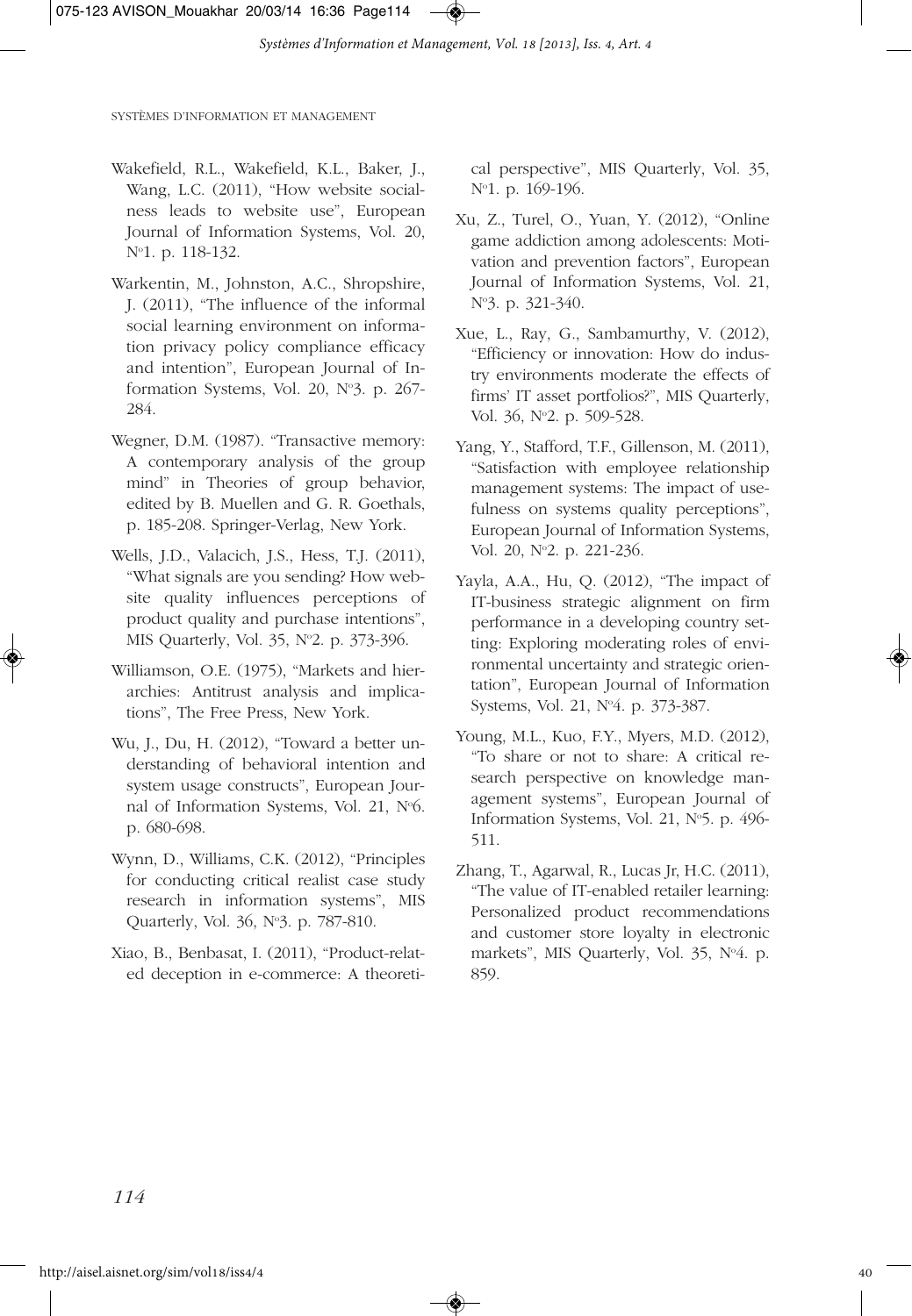Wakefield, R.L., Wakefield, K.L., Baker, J., Wang, L.C. (2011), "How website socialness leads to website use", European Journal of Information Systems, Vol. 20, N°1. p. 118-132.

Warkentin, M., Johnston, A.C., Shropshire, J. (2011), "The influence of the informal social learning environment on information privacy policy compliance efficacy and intention", European Journal of Information Systems, Vol. 20, N°3. p. 267-284.

Wegner, D.M. (1987). "Transactive memory: A contemporary analysis of the group mind" in Theories of group behavior, edited by B. Muellen and G. R. Goethals, p. 185-208. Springer-Verlag, New York.

Wells, J.D., Valacich, J.S., Hess, T.J. (2011), "What signals are you sending? How website quality influences perceptions of product quality and purchase intentions", MIS Quarterly, Vol. 35, N°2. p. 373-396.

Williamson, O.E. (1975), "Markets and hierarchies: Antitrust analysis and implications", The Free Press, New York.

Wu, J., Du, H. (2012), "Toward a better understanding of behavioral intention and system usage constructs", European Journal of Information Systems, Vol. 21, N°6. p. 680-698.

Wynn, D., Williams, C.K. (2012), "Principles for conducting critical realist case study research in information systems", MIS Quarterly, Vol. 36, N°3. p. 787-810.

Xiao, B., Benbasat, I. (2011), "Product-related deception in e-commerce: A theoretical perspective", MIS Quarterly, Vol. 35, N°1. p. 169-196.

Xu, Z., Turel, O., Yuan, Y. (2012), "Online game addiction among adolescents: Motivation and prevention factors", European Journal of Information Systems, Vol. 21, N°3. p. 321-340.

Xue, L., Ray, G., Sambamurthy, V. (2012), "Efficiency or innovation: How do industry environments moderate the effects of firms' IT asset portfolios?", MIS Quarterly, Vol. 36, N°2. p. 509-528.

Yang, Y., Stafford, T.F., Gillenson, M. (2011), "Satisfaction with employee relationship management systems: The impact of usefulness on systems quality perceptions", European Journal of Information Systems, Vol. 20, N°2. p. 221-236.

Yayla, A.A., Hu, Q. (2012), "The impact of IT-business strategic alignment on firm performance in a developing country setting: Exploring moderating roles of environmental uncertainty and strategic orientation", European Journal of Information Systems, Vol. 21, N°4. p. 373-387.

Young, M.L., Kuo, F.Y., Myers, M.D. (2012), "To share or not to share: A critical research perspective on knowledge management systems", European Journal of Information Systems, Vol. 21, N°5. p. 496-511.

Zhang, T., Agarwal, R., Lucas Jr, H.C. (2011), "The value of IT-enabled retailer learning: Personalized product recommendations and customer store loyalty in electronic markets", MIS Quarterly, Vol. 35, N°4. p. 859.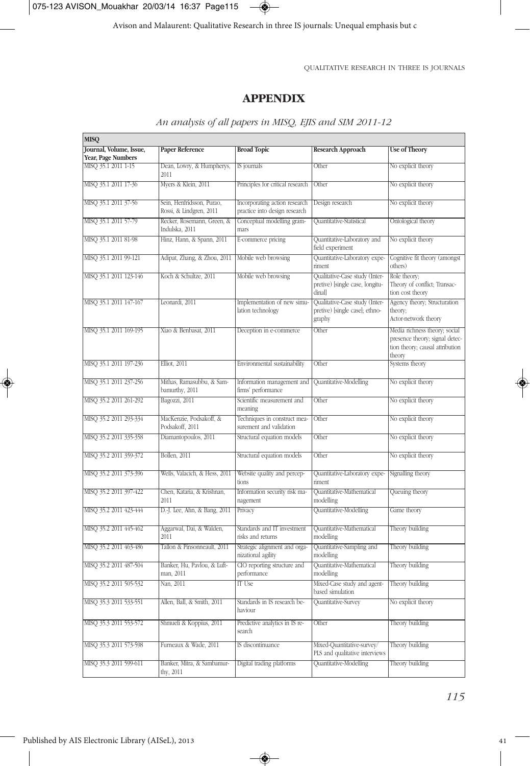## APPENDIX

*An analysis of all papers in MISQ, EJIS and SIM 2011-12*

| **MISQ** | | | | |
|---|---|---|---|---|
| **Journal, Volume, Issue, Year, Page Numbers** | **Paper Reference** | **Broad Topic** | **Research Approach** | **Use of Theory** |
| MISQ 35.1 2011 1-15 | Dean, Lowry, & Humpherys, 2011 | IS journals | Other | No explicit theory |
| MISQ 35.1 2011 17-36 | Myers & Klein, 2011 | Principles for critical research | Other | No explicit theory |
| MISQ 35.1 2011 37-56 | Sein, Henfridsson, Purao, Rossi, & Lindgren, 2011 | Incorporating action research practice into design research | Design research | No explicit theory |
| MISQ 35.1 2011 57-79 | Recker, Rosemann, Green, & Indulska, 2011 | Conceptual modelling grammars | Quantitative-Statistical | Ontological theory |
| MISQ 35.1 2011 81-98 | Hinz, Hann, & Spann, 2011 | E-commerce pricing | Quantitative-Laboratory and field experiment | No explicit theory |
| MISQ 35.1 2011 99-121 | Adipat, Zhang, & Zhou, 2011 | Mobile web browsing | Quantitative-Laboratory experiment | Cognitive fit theory (amongst others) |
| MISQ 35.1 2011 123-146 | Koch & Schultze, 2011 | Mobile web browsing | Qualitative-Case study (Interpretive) [single case, longitudinal] | Role theory; Theory of conflict; Transaction cost theory |
| MISQ 35.1 2011 147-167 | Leonardi, 2011 | Implementation of new simulation technology | Qualitative-Case study (Interpretive) [single case]; ethnography | Agency theory; Structuration theory; Actor-network theory |
| MISQ 35.1 2011 169-195 | Xiao & Benbasat, 2011 | Deception in e-commerce | Other | Media richness theory; social presence theory; signal detection theory; causal attribution theory |
| MISQ 35.1 2011 197-236 | Elliot, 2011 | Environmental sustainability | Other | Systems theory |
| MISQ 35.1 2011 237-256 | Mithas, Ramasubbu, & Sambamurthy, 2011 | Information management and firms' performance | Quantitative-Modelling | No explicit theory |
| MISQ 35.2 2011 261-292 | Bagozzi, 2011 | Scientific measurement and meaning | Other | No explicit theory |
| MISQ 35.2 2011 293-334 | MacKenzie, Podsakoff, & Podsakoff, 2011 | Techniques in construct measurement and validation | Other | No explicit theory |
| MISQ 35.2 2011 335-358 | Diamantopoulos, 2011 | Structural equation models | Other | No explicit theory |
| MISQ 35.2 2011 359-372 | Bollen, 2011 | Structural equation models | Other | No explicit theory |
| MISQ 35.2 2011 373-396 | Wells, Valacich, & Hess, 2011 | Website quality and perceptions | Quantitative-Laboratory experiment | Signalling theory |
| MISQ 35.2 2011 397-422 | Chen, Kataria, & Krishnan, 2011 | Information security risk management | Quantitative-Mathematical modelling | Queuing theory |
| MISQ 35.2 2011 423-444 | D.-J. Lee, Ahn, & Bang, 2011 | Privacy | Quantitative-Modelling | Game theory |
| MISQ 35.2 2011 445-462 | Aggarwal, Dai, & Walden, 2011 | Standards and IT investment risks and returns | Quantitative-Mathematical modelling | Theory building |
| MISQ 35.2 2011 463-486 | Tallon & Pinsonneault, 2011 | Strategic alignment and organizational agility | Quantitative-Sampling and modelling | Theory building |
| MISQ 35.2 2011 487-504 | Banker, Hu, Pavlou, & Luftman, 2011 | CIO reporting structure and performance | Quantitative-Mathematical modelling | Theory building |
| MISQ 35.2 2011 505-532 | Nan, 2011 | IT Use | Mixed-Case study and agent-based simulation | Theory building |
| MISQ 35.3 2011 533-551 | Allen, Ball, & Smith, 2011 | Standards in IS research behaviour | Quantitative-Survey | No explicit theory |
| MISQ 35.3 2011 553-572 | Shmueli & Koppius, 2011 | Predictive analytics in IS research | Other | Theory building |
| MISQ 35.3 2011 573-598 | Furneaux & Wade, 2011 | IS discontinuance | Mixed-Quantitative-survey/ PLS and qualitative interviews | Theory building |
| MISQ 35.3 2011 599-611 | Banker, Mitra, & Sambamurthy, 2011 | Digital trading platforms | Quantitative-Modelling | Theory building |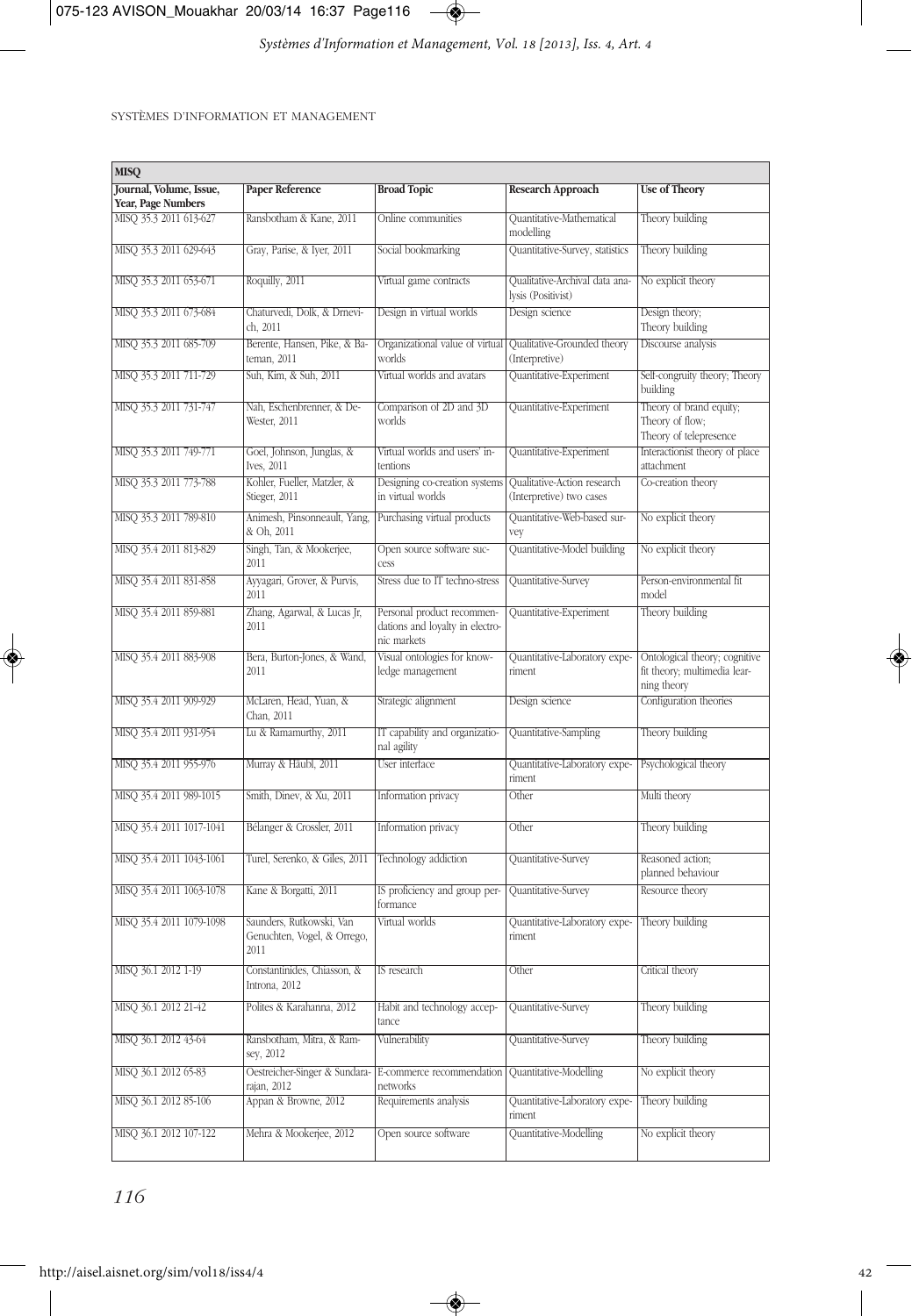| MISQ | | | | |
|---|---|---|---|---|
| Journal, Volume, Issue, Year, Page Numbers | Paper Reference | Broad Topic | Research Approach | Use of Theory |
| MISQ 35.3 2011 613-627 | Ransbotham & Kane, 2011 | Online communities | Quantitative-Mathematical modelling | Theory building |
| MISQ 35.3 2011 629-643 | Gray, Parise, & Iyer, 2011 | Social bookmarking | Quantitative-Survey, statistics | Theory building |
| MISQ 35.3 2011 653-671 | Roquilly, 2011 | Virtual game contracts | Qualitative-Archival data analysis (Positivist) | No explicit theory |
| MISQ 35.3 2011 673-684 | Chaturvedi, Dolk, & Drnevich, 2011 | Design in virtual worlds | Design science | Design theory; Theory building |
| MISQ 35.3 2011 685-709 | Berente, Hansen, Pike, & Bateman, 2011 | Organizational value of virtual worlds | Qualitative-Grounded theory (Interpretive) | Discourse analysis |
| MISQ 35.3 2011 711-729 | Suh, Kim, & Suh, 2011 | Virtual worlds and avatars | Quantitative-Experiment | Self-congruity theory; Theory building |
| MISQ 35.3 2011 731-747 | Nah, Eschenbrenner, & DeWester, 2011 | Comparison of 2D and 3D worlds | Quantitative-Experiment | Theory of brand equity; Theory of flow; Theory of telepresence |
| MISQ 35.3 2011 749-771 | Goel, Johnson, Junglas, & Ives, 2011 | Virtual worlds and users' intentions | Quantitative-Experiment | Interactionist theory of place attachment |
| MISQ 35.3 2011 773-788 | Kohler, Fueller, Matzler, & Stieger, 2011 | Designing co-creation systems in virtual worlds | Qualitative-Action research (Interpretive) two cases | Co-creation theory |
| MISQ 35.3 2011 789-810 | Animesh, Pinsonneault, Yang, & Oh, 2011 | Purchasing virtual products | Quantitative-Web-based survey | No explicit theory |
| MISQ 35.4 2011 813-829 | Singh, Tan, & Mookerjee, 2011 | Open source software success | Quantitative-Model building | No explicit theory |
| MISQ 35.4 2011 831-858 | Ayyagari, Grover, & Purvis, 2011 | Stress due to IT techno-stress | Quantitative-Survey | Person-environmental fit model |
| MISQ 35.4 2011 859-881 | Zhang, Agarwal, & Lucas Jr, 2011 | Personal product recommendations and loyalty in electronic markets | Quantitative-Experiment | Theory building |
| MISQ 35.4 2011 883-908 | Bera, Burton-Jones, & Wand, 2011 | Visual ontologies for knowledge management | Quantitative-Laboratory experiment | Ontological theory; cognitive fit theory; multimedia learning theory |
| MISQ 35.4 2011 909-929 | McLaren, Head, Yuan, & Chan, 2011 | Strategic alignment | Design science | Configuration theories |
| MISQ 35.4 2011 931-954 | Lu & Ramamurthy, 2011 | IT capability and organizational agility | Quantitative-Sampling | Theory building |
| MISQ 35.4 2011 955-976 | Murray & Häubl, 2011 | User interface | Quantitative-Laboratory experiment | Psychological theory |
| MISQ 35.4 2011 989-1015 | Smith, Dinev, & Xu, 2011 | Information privacy | Other | Multi theory |
| MISQ 35.4 2011 1017-1041 | Bélanger & Crossler, 2011 | Information privacy | Other | Theory building |
| MISQ 35.4 2011 1043-1061 | Turel, Serenko, & Giles, 2011 | Technology addiction | Quantitative-Survey | Reasoned action; planned behaviour |
| MISQ 35.4 2011 1063-1078 | Kane & Borgatti, 2011 | IS proficiency and group performance | Quantitative-Survey | Resource theory |
| MISQ 35.4 2011 1079-1098 | Saunders, Rutkowski, Van Genuchten, Vogel, & Orrego, 2011 | Virtual worlds | Quantitative-Laboratory experiment | Theory building |
| MISQ 36.1 2012 1-19 | Constantinides, Chiasson, & Introna, 2012 | IS research | Other | Critical theory |
| MISQ 36.1 2012 21-42 | Polites & Karahanna, 2012 | Habit and technology acceptance | Quantitative-Survey | Theory building |
| MISQ 36.1 2012 43-64 | Ransbotham, Mitra, & Ramsey, 2012 | Vulnerability | Quantitative-Survey | Theory building |
| MISQ 36.1 2012 65-83 | Oestreicher-Singer & Sundararajan, 2012 | E-commerce recommendation networks | Quantitative-Modelling | No explicit theory |
| MISQ 36.1 2012 85-106 | Appan & Browne, 2012 | Requirements analysis | Quantitative-Laboratory experiment | Theory building |
| MISQ 36.1 2012 107-122 | Mehra & Mookerjee, 2012 | Open source software | Quantitative-Modelling | No explicit theory |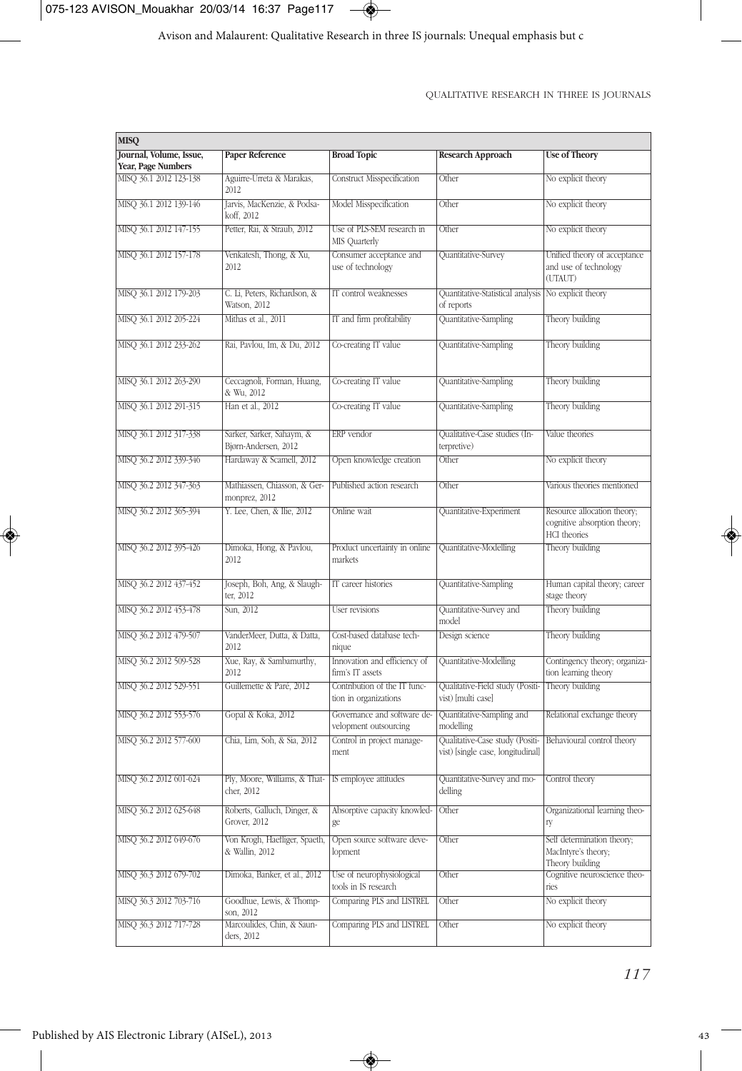| MISQ | | | | |
|---|---|---|---|---|
| **Journal, Volume, Issue, Year, Page Numbers** | **Paper Reference** | **Broad Topic** | **Research Approach** | **Use of Theory** |
| MISQ 36.1 2012 123-138 | Aguirre-Urreta & Marakas, 2012 | Construct Misspecification | Other | No explicit theory |
| MISQ 36.1 2012 139-146 | Jarvis, MacKenzie, & Podsakoff, 2012 | Model Misspecification | Other | No explicit theory |
| MISQ 36.1 2012 147-155 | Petter, Rai, & Straub, 2012 | Use of PLS-SEM research in MIS Quarterly | Other | No explicit theory |
| MISQ 36.1 2012 157-178 | Venkatesh, Thong, & Xu, 2012 | Consumer acceptance and use of technology | Quantitative-Survey | Unified theory of acceptance and use of technology (UTAUT) |
| MISQ 36.1 2012 179-203 | C. Li, Peters, Richardson, & Watson, 2012 | IT control weaknesses | Quantitative-Statistical analysis of reports | No explicit theory |
| MISQ 36.1 2012 205-224 | Mithas et al., 2011 | IT and firm profitability | Quantitative-Sampling | Theory building |
| MISQ 36.1 2012 233-262 | Rai, Pavlou, Im, & Du, 2012 | Co-creating IT value | Quantitative-Sampling | Theory building |
| MISQ 36.1 2012 263-290 | Ceccagnoli, Forman, Huang, & Wu, 2012 | Co-creating IT value | Quantitative-Sampling | Theory building |
| MISQ 36.1 2012 291-315 | Han et al., 2012 | Co-creating IT value | Quantitative-Sampling | Theory building |
| MISQ 36.1 2012 317-338 | Sarker, Sarker, Sahaym, & Bjørn-Andersen, 2012 | ERP vendor | Qualitative-Case studies (Interpretive) | Value theories |
| MISQ 36.2 2012 339-346 | Hardaway & Scamell, 2012 | Open knowledge creation | Other | No explicit theory |
| MISQ 36.2 2012 347-363 | Mathiassen, Chiasson, & Germonprez, 2012 | Published action research | Other | Various theories mentioned |
| MISQ 36.2 2012 365-394 | Y. Lee, Chen, & Ilie, 2012 | Online wait | Quantitative-Experiment | Resource allocation theory; cognitive absorption theory; HCI theories |
| MISQ 36.2 2012 395-426 | Dimoka, Hong, & Pavlou, 2012 | Product uncertainty in online markets | Quantitative-Modelling | Theory building |
| MISQ 36.2 2012 437-452 | Joseph, Boh, Ang, & Slaughter, 2012 | IT career histories | Quantitative-Sampling | Human capital theory; career stage theory |
| MISQ 36.2 2012 453-478 | Sun, 2012 | User revisions | Quantitative-Survey and model | Theory building |
| MISQ 36.2 2012 479-507 | VanderMeer, Dutta, & Datta, 2012 | Cost-based database technique | Design science | Theory building |
| MISQ 36.2 2012 509-528 | Xue, Ray, & Sambamurthy, 2012 | Innovation and efficiency of firm's IT assets | Quantitative-Modelling | Contingency theory; organization learning theory |
| MISQ 36.2 2012 529-551 | Guillemette & Paré, 2012 | Contribution of the IT function in organizations | Qualitative-Field study (Positivist) [multi case] | Theory building |
| MISQ 36.2 2012 553-576 | Gopal & Koka, 2012 | Governance and software development outsourcing | Quantitative-Sampling and modelling | Relational exchange theory |
| MISQ 36.2 2012 577-600 | Chia, Lim, Soh, & Sia, 2012 | Control in project management | Qualitative-Case study (Positivist) [single case, longitudinal] | Behavioural control theory |
| MISQ 36.2 2012 601-624 | Ply, Moore, Williams, & Thatcher, 2012 | IS employee attitudes | Quantitative-Survey and modelling | Control theory |
| MISQ 36.2 2012 625-648 | Roberts, Galluch, Dinger, & Grover, 2012 | Absorptive capacity knowledge | Other | Organizational learning theory |
| MISQ 36.2 2012 649-676 | Von Krogh, Haefliger, Spaeth, & Wallin, 2012 | Open source software development | Other | Self determination theory; MacIntyre's theory; Theory building |
| MISQ 36.3 2012 679-702 | Dimoka, Banker, et al., 2012 | Use of neurophysiological tools in IS research | Other | Cognitive neuroscience theories |
| MISQ 36.3 2012 703-716 | Goodhue, Lewis, & Thompson, 2012 | Comparing PLS and LISTREL | Other | No explicit theory |
| MISQ 36.3 2012 717-728 | Marcoulides, Chin, & Saunders, 2012 | Comparing PLS and LISTREL | Other | No explicit theory |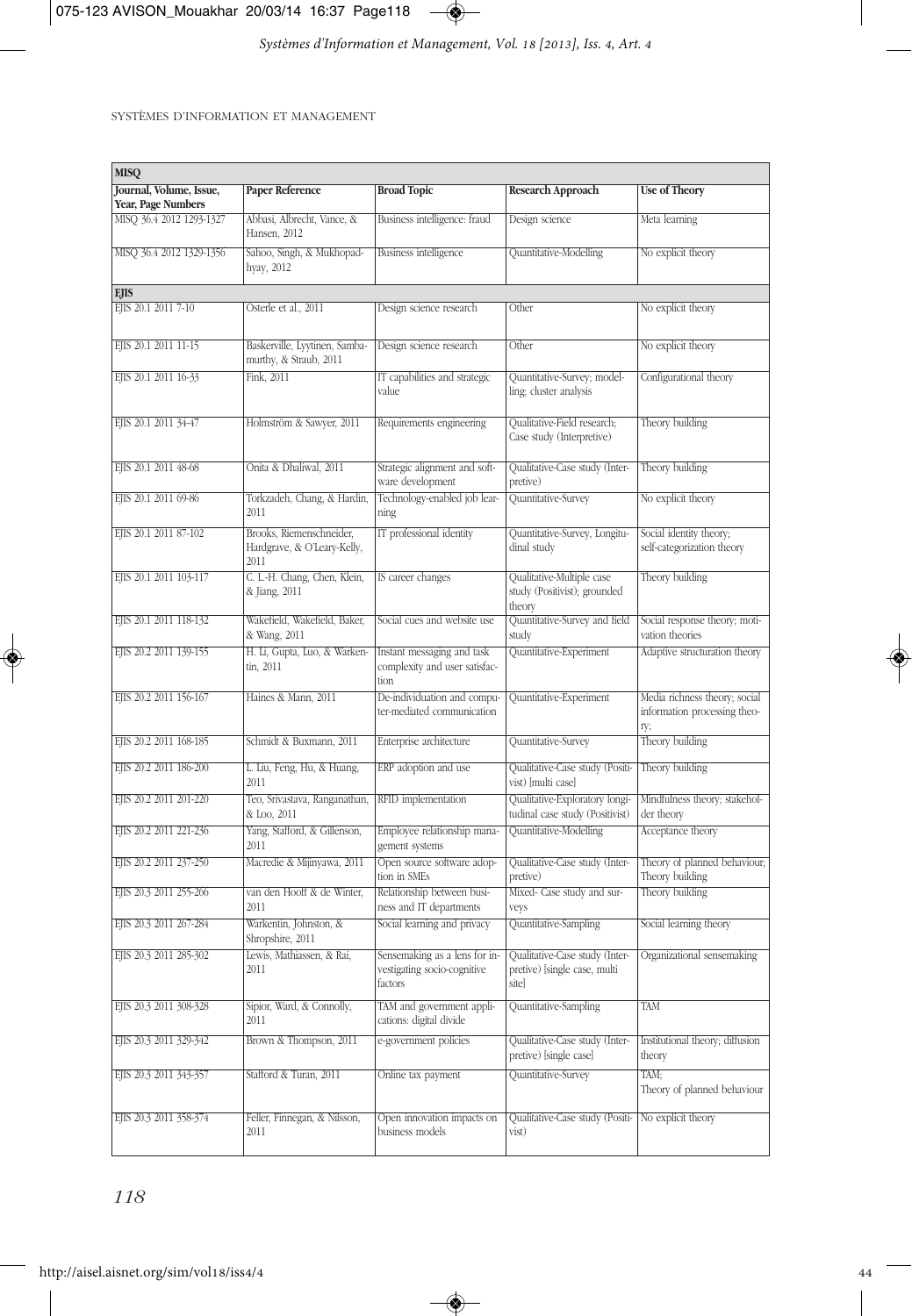| Journal, Volume, Issue, Year, Page Numbers | Paper Reference | Broad Topic | Research Approach | Use of Theory |
|---|---|---|---|---|
| **MISQ** | | | | |
| MISQ 36.4 2012 1293-1327 | Abbasi, Albrecht, Vance, & Hansen, 2012 | Business intelligence: fraud | Design science | Meta learning |
| MISQ 36.4 2012 1329-1356 | Sahoo, Singh, & Mukhopadhyay, 2012 | Business intelligence | Quantitative-Modelling | No explicit theory |
| **EJIS** | | | | |
| EJIS 20.1 2011 7-10 | Osterle et al., 2011 | Design science research | Other | No explicit theory |
| EJIS 20.1 2011 11-15 | Baskerville, Lyytinen, Sambamurthy, & Straub, 2011 | Design science research | Other | No explicit theory |
| EJIS 20.1 2011 16-33 | Fink, 2011 | IT capabilities and strategic value | Quantitative-Survey; modelling; cluster analysis | Configurational theory |
| EJIS 20.1 2011 34-47 | Holmström & Sawyer, 2011 | Requirements engineering | Qualitative-Field research; Case study (Interpretive) | Theory building |
| EJIS 20.1 2011 48-68 | Onita & Dhaliwal, 2011 | Strategic alignment and software development | Qualitative-Case study (Interpretive) | Theory building |
| EJIS 20.1 2011 69-86 | Torkzadeh, Chang, & Hardin, 2011 | Technology-enabled job learning | Quantitative-Survey | No explicit theory |
| EJIS 20.1 2011 87-102 | Brooks, Riemenschneider, Hardgrave, & O'Leary-Kelly, 2011 | IT professional identity | Quantitative-Survey, Longitudinal study | Social identity theory; self-categorization theory |
| EJIS 20.1 2011 103-117 | C. L.-H. Chang, Chen, Klein, & Jiang, 2011 | IS career changes | Qualitative-Multiple case study (Positivist); grounded theory | Theory building |
| EJIS 20.1 2011 118-132 | Wakefield, Wakefield, Baker, & Wang, 2011 | Social cues and website use | Quantitative-Survey and field study | Social response theory; motivation theories |
| EJIS 20.2 2011 139-155 | H. Li, Gupta, Luo, & Warkentin, 2011 | Instant messaging and task complexity and user satisfaction | Quantitative-Experiment | Adaptive structuration theory |
| EJIS 20.2 2011 156-167 | Haines & Mann, 2011 | De-individuation and computer-mediated communication | Quantitative-Experiment | Media richness theory; social information processing theory; |
| EJIS 20.2 2011 168-185 | Schmidt & Buxmann, 2011 | Enterprise architecture | Quantitative-Survey | Theory building |
| EJIS 20.2 2011 186-200 | L. Liu, Feng, Hu, & Huang, 2011 | ERP adoption and use | Qualitative-Case study (Positivist) [multi case] | Theory building |
| EJIS 20.2 2011 201-220 | Teo, Srivastava, Ranganathan, & Loo, 2011 | RFID implementation | Qualitative-Exploratory longitudinal case study (Positivist) | Mindfulness theory; stakeholder theory |
| EJIS 20.2 2011 221-236 | Yang, Stafford, & Gillenson, 2011 | Employee relationship management systems | Quantitative-Modelling | Acceptance theory |
| EJIS 20.2 2011 237-250 | Macredie & Mijinyawa, 2011 | Open source software adoption in SMEs | Qualitative-Case study (Interpretive) | Theory of planned behaviour; Theory building |
| EJIS 20.3 2011 255-266 | van den Hooff & de Winter, 2011 | Relationship between business and IT departments | Mixed- Case study and surveys | Theory building |
| EJIS 20.3 2011 267-284 | Warkentin, Johnston, & Shropshire, 2011 | Social learning and privacy | Quantitative-Sampling | Social learning theory |
| EJIS 20.3 2011 285-302 | Lewis, Mathiassen, & Rai, 2011 | Sensemaking as a lens for investigating socio-cognitive factors | Qualitative-Case study (Interpretive) [single case, multi site] | Organizational sensemaking |
| EJIS 20.3 2011 308-328 | Sipior, Ward, & Connolly, 2011 | TAM and government applications: digital divide | Quantitative-Sampling | TAM |
| EJIS 20.3 2011 329-342 | Brown & Thompson, 2011 | e-government policies | Qualitative-Case study (Interpretive) [single case] | Institutional theory; diffusion theory |
| EJIS 20.3 2011 343-357 | Stafford & Turan, 2011 | Online tax payment | Quantitative-Survey | TAM; Theory of planned behaviour |
| EJIS 20.3 2011 358-374 | Feller, Finnegan, & Nilsson, 2011 | Open innovation impacts on business models | Qualitative-Case study (Positivist) | No explicit theory |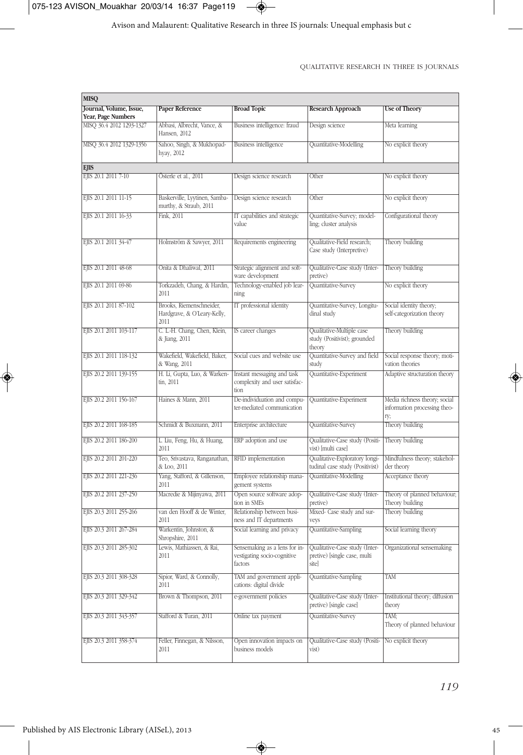| **MISQ** | | | | |
|---|---|---|---|---|
| **Journal, Volume, Issue, Year, Page Numbers** | **Paper Reference** | **Broad Topic** | **Research Approach** | **Use of Theory** |
| MISQ 36.4 2012 1293-1327 | Abbasi, Albrecht, Vance, & Hansen, 2012 | Business intelligence: fraud | Design science | Meta learning |
| MISQ 36.4 2012 1329-1356 | Sahoo, Singh, & Mukhopadhyay, 2012 | Business intelligence | Quantitative-Modelling | No explicit theory |
| **EJIS** | | | | |
| EJIS 20.1 2011 7-10 | Österle et al., 2011 | Design science research | Other | No explicit theory |
| EJIS 20.1 2011 11-15 | Baskerville, Lyytinen, Sambamurthy, & Straub, 2011 | Design science research | Other | No explicit theory |
| EJIS 20.1 2011 16-33 | Fink, 2011 | IT capabilities and strategic value | Quantitative-Survey; modelling; cluster analysis | Configurational theory |
| EJIS 20.1 2011 34-47 | Holmström & Sawyer, 2011 | Requirements engineering | Qualitative-Field research; Case study (Interpretive) | Theory building |
| EJIS 20.1 2011 48-68 | Onita & Dhaliwal, 2011 | Strategic alignment and software development | Qualitative-Case study (Interpretive) | Theory building |
| EJIS 20.1 2011 69-86 | Torkzadeh, Chang, & Hardin, 2011 | Technology-enabled job learning | Quantitative-Survey | No explicit theory |
| EJIS 20.1 2011 87-102 | Brooks, Riemenschneider, Hardgrave, & O'Leary-Kelly, 2011 | IT professional identity | Quantitative-Survey, Longitudinal study | Social identity theory; self-categorization theory |
| EJIS 20.1 2011 103-117 | C. L.-H. Chang, Chen, Klein, & Jiang, 2011 | IS career changes | Qualitative-Multiple case study (Positivist); grounded theory | Theory building |
| EJIS 20.1 2011 118-132 | Wakefield, Wakefield, Baker, & Wang, 2011 | Social cues and website use | Quantitative-Survey and field study | Social response theory; motivation theories |
| EJIS 20.2 2011 139-155 | H. Li, Gupta, Luo, & Warkentin, 2011 | Instant messaging and task complexity and user satisfaction | Quantitative-Experiment | Adaptive structuration theory |
| EJIS 20.2 2011 156-167 | Haines & Mann, 2011 | De-individuation and computer-mediated communication | Quantitative-Experiment | Media richness theory; social information processing theory; |
| EJIS 20.2 2011 168-185 | Schmidt & Buxmann, 2011 | Enterprise architecture | Quantitative-Survey | Theory building |
| EJIS 20.2 2011 186-200 | L. Liu, Feng, Hu, & Huang, 2011 | ERP adoption and use | Qualitative-Case study (Positivist) [multi case] | Theory building |
| EJIS 20.2 2011 201-220 | Teo, Srivastava, Ranganathan, & Loo, 2011 | RFID implementation | Qualitative-Exploratory longitudinal case study (Positivist) | Mindfulness theory; stakeholder theory |
| EJIS 20.2 2011 221-236 | Yang, Stafford, & Gillenson, 2011 | Employee relationship management systems | Quantitative-Modelling | Acceptance theory |
| EJIS 20.2 2011 237-250 | Macredie & Mijinyawa, 2011 | Open source software adoption in SMEs | Qualitative-Case study (Interpretive) | Theory of planned behaviour; Theory building |
| EJIS 20.3 2011 255-266 | van den Hooff & de Winter, 2011 | Relationship between business and IT departments | Mixed- Case study and surveys | Theory building |
| EJIS 20.3 2011 267-284 | Warkentin, Johnston, & Shropshire, 2011 | Social learning and privacy | Quantitative-Sampling | Social learning theory |
| EJIS 20.3 2011 285-302 | Lewis, Mathiassen, & Rai, 2011 | Sensemaking as a lens for investigating socio-cognitive factors | Qualitative-Case study (Interpretive) [single case, multi site] | Organizational sensemaking |
| EJIS 20.3 2011 308-328 | Sipior, Ward, & Connolly, 2011 | TAM and government applications: digital divide | Quantitative-Sampling | TAM |
| EJIS 20.3 2011 329-342 | Brown & Thompson, 2011 | e-government policies | Qualitative-Case study (Interpretive) [single case] | Institutional theory; diffusion theory |
| EJIS 20.3 2011 343-357 | Stafford & Turan, 2011 | Online tax payment | Quantitative-Survey | TAM; Theory of planned behaviour |
| EJIS 20.3 2011 358-374 | Feller, Finnegan, & Nilsson, 2011 | Open innovation impacts on business models | Qualitative-Case study (Positivist) | No explicit theory |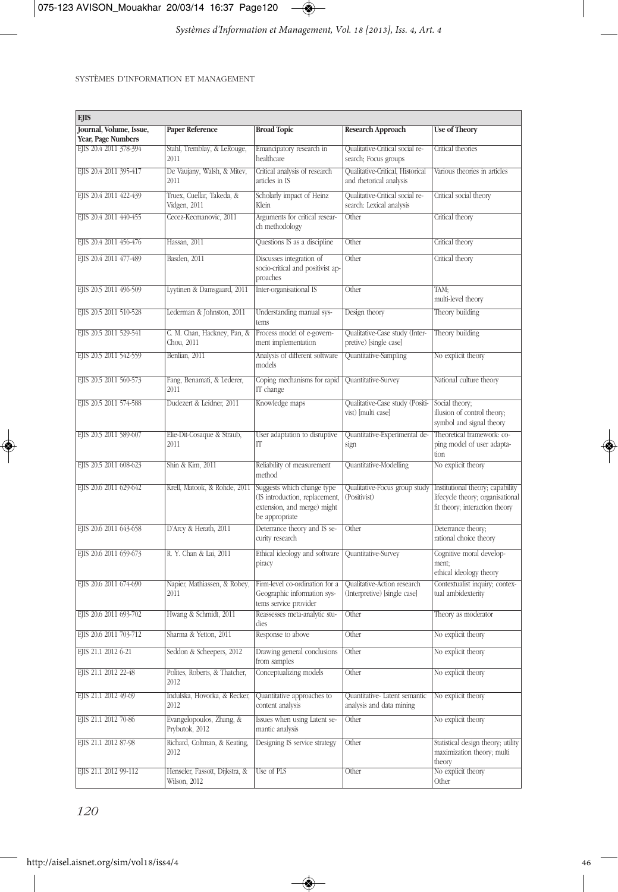| EJIS | | | | |
|---|---|---|---|---|
| Journal, Volume, Issue, Year, Page Numbers | Paper Reference | Broad Topic | Research Approach | Use of Theory |
| EJIS 20.4 2011 378-394 | Stahl, Tremblay, & LeRouge, 2011 | Emancipatory research in healthcare | Qualitative-Critical social research; Focus groups | Critical theories |
| EJIS 20.4 2011 395-417 | De Vaujany, Walsh, & Mitev, 2011 | Critical analysis of research articles in IS | Qualitative-Critical, Historical and rhetorical analysis | Various theories in articles |
| EJIS 20.4 2011 422-439 | Truex, Cuellar, Takeda, & Vidgen, 2011 | Scholarly impact of Heinz Klein | Qualitative-Critical social research: Lexical analysis | Critical social theory |
| EJIS 20.4 2011 440-455 | Cecez-Kecmanovic, 2011 | Arguments for critical research methodology | Other | Critical theory |
| EJIS 20.4 2011 456-476 | Hassan, 2011 | Questions IS as a discipline | Other | Critical theory |
| EJIS 20.4 2011 477-489 | Basden, 2011 | Discusses integration of socio-critical and positivist approaches | Other | Critical theory |
| EJIS 20.5 2011 496-509 | Lyytinen & Damsgaard, 2011 | Inter-organisational IS | Other | TAM; multi-level theory |
| EJIS 20.5 2011 510-528 | Lederman & Johnston, 2011 | Understanding manual systems | Design theory | Theory building |
| EJIS 20.5 2011 529-541 | C. M. Chan, Hackney, Pan, & Chou, 2011 | Process model of e-government implementation | Qualitative-Case study (Interpretive) [single case] | Theory building |
| EJIS 20.5 2011 542-559 | Benlian, 2011 | Analysis of different software models | Quantitative-Sampling | No explicit theory |
| EJIS 20.5 2011 560-573 | Fang, Benamati, & Lederer, 2011 | Coping mechanisms for rapid IT change | Quantitative-Survey | National culture theory |
| EJIS 20.5 2011 574-588 | Dudezert & Leidner, 2011 | Knowledge maps | Qualitative-Case study (Positivist) [multi case] | Social theory; illusion of control theory; symbol and signal theory |
| EJIS 20.5 2011 589-607 | Elie-Dit-Cosaque & Straub, 2011 | User adaptation to disruptive IT | Quantitative-Experimental design | Theoretical framework: coping model of user adaptation |
| EJIS 20.5 2011 608-623 | Shin & Kim, 2011 | Reliability of measurement method | Quantitative-Modelling | No explicit theory |
| EJIS 20.6 2011 629-642 | Krell, Matook, & Rohde, 2011 | Suggests which change type (IS introduction, replacement, extension, and merge) might be appropriate | Qualitative-Focus group study (Positivist) | Institutional theory; capability lifecycle theory; organisational fit theory; interaction theory |
| EJIS 20.6 2011 643-658 | D'Arcy & Herath, 2011 | Deterrance theory and IS security research | Other | Deterrance theory; rational choice theory |
| EJIS 20.6 2011 659-673 | R. Y. Chan & Lai, 2011 | Ethical ideology and software piracy | Quantitative-Survey | Cognitive moral development; ethical ideology theory |
| EJIS 20.6 2011 674-690 | Napier, Mathiassen, & Robey, 2011 | Firm-level co-ordination for a Geographic information systems service provider | Qualitative-Action research (Interpretive) [single case] | Contextualist inquiry; contextual ambidexterity |
| EJIS 20.6 2011 693-702 | Hwang & Schmidt, 2011 | Reassesses meta-analytic studies | Other | Theory as moderator |
| EJIS 20.6 2011 703-712 | Sharma & Yetton, 2011 | Response to above | Other | No explicit theory |
| EJIS 21.1 2012 6-21 | Seddon & Scheepers, 2012 | Drawing general conclusions from samples | Other | No explicit theory |
| EJIS 21.1 2012 22-48 | Polites, Roberts, & Thatcher, 2012 | Conceptualizing models | Other | No explicit theory |
| EJIS 21.1 2012 49-69 | Indulska, Hovorka, & Recker, 2012 | Quantitative approaches to content analysis | Quantitative- Latent semantic analysis and data mining | No explicit theory |
| EJIS 21.1 2012 70-86 | Evangelopoulos, Zhang, & Prybutok, 2012 | Issues when using Latent semantic analysis | Other | No explicit theory |
| EJIS 21.1 2012 87-98 | Richard, Coltman, & Keating, 2012 | Designing IS service strategy | Other | Statistical design theory; utility maximization theory; multi theory |
| EJIS 21.1 2012 99-112 | Henseler, Fassott, Dijkstra, & Wilson, 2012 | Use of PLS | Other | No explicit theory Other |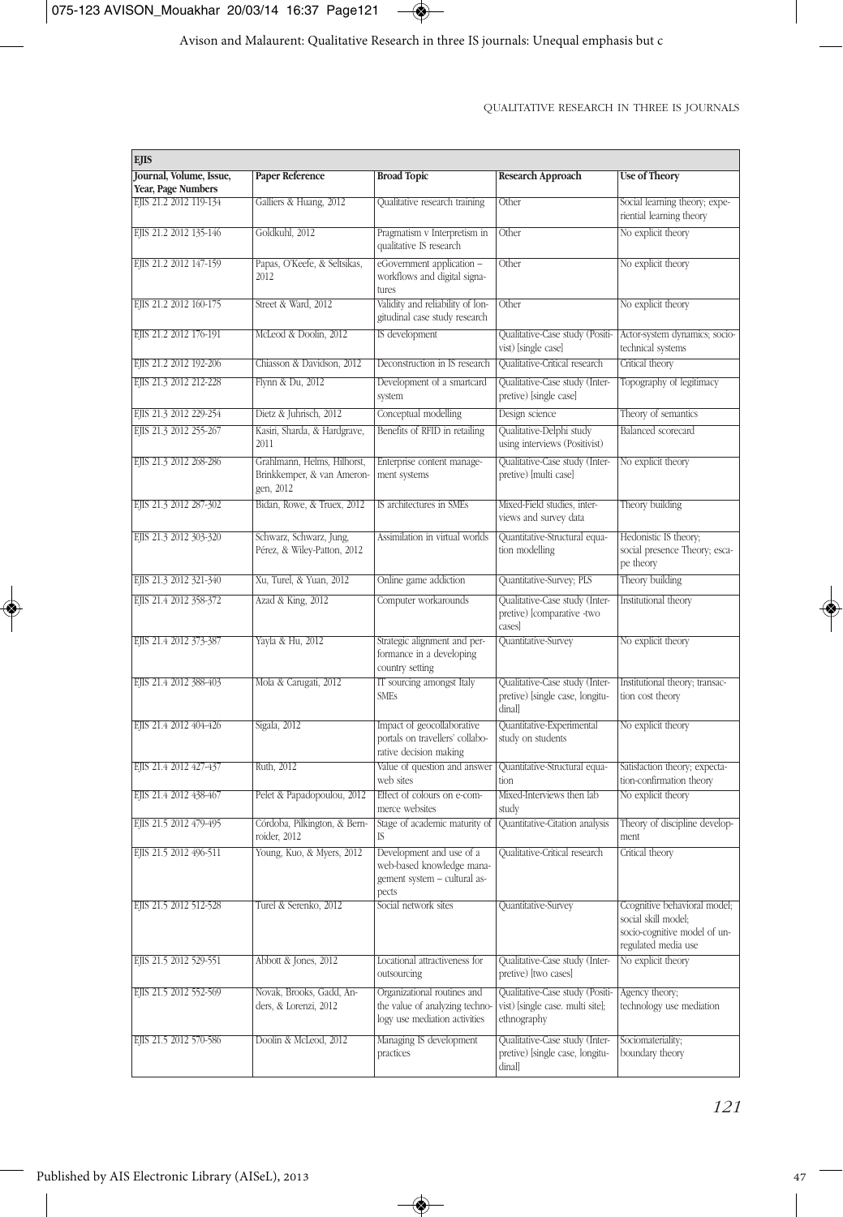| EJIS | | | | |
|---|---|---|---|---|
| **Journal, Volume, Issue, Year, Page Numbers** | **Paper Reference** | **Broad Topic** | **Research Approach** | **Use of Theory** |
| EJIS 21.2 2012 119-134 | Galliers & Huang, 2012 | Qualitative research training | Other | Social learning theory; experiential learning theory |
| EJIS 21.2 2012 135-146 | Goldkuhl, 2012 | Pragmatism v Interpretism in qualitative IS research | Other | No explicit theory |
| EJIS 21.2 2012 147-159 | Papas, O'Keefe, & Seltsikas, 2012 | eGovernment application – workflows and digital signatures | Other | No explicit theory |
| EJIS 21.2 2012 160-175 | Street & Ward, 2012 | Validity and reliability of longitudinal case study research | Other | No explicit theory |
| EJIS 21.2 2012 176-191 | McLeod & Doolin, 2012 | IS development | Qualitative-Case study (Positivist) [single case] | Actor-system dynamics; sociotechnical systems |
| EJIS 21.2 2012 192-206 | Chiasson & Davidson, 2012 | Deconstruction in IS research | Qualitative-Critical research | Critical theory |
| EJIS 21.3 2012 212-228 | Flynn & Du, 2012 | Development of a smartcard system | Qualitative-Case study (Interpretive) [single case] | Topography of legitimacy |
| EJIS 21.3 2012 229-254 | Dietz & Juhrisch, 2012 | Conceptual modelling | Design science | Theory of semantics |
| EJIS 21.3 2012 255-267 | Kasiri, Sharda, & Hardgrave, 2011 | Benefits of RFID in retailing | Qualitative-Delphi study using interviews (Positivist) | Balanced scorecard |
| EJIS 21.3 2012 268-286 | Grahlmann, Helms, Hilhorst, Brinkkemper, & van Amerongen, 2012 | Enterprise content management systems | Qualitative-Case study (Interpretive) [multi case] | No explicit theory |
| EJIS 21.3 2012 287-302 | Bidan, Rowe, & Truex, 2012 | IS architectures in SMEs | Mixed-Field studies, interviews and survey data | Theory building |
| EJIS 21.3 2012 303-320 | Schwarz, Schwarz, Jung, Pérez, & Wiley-Patton, 2012 | Assimilation in virtual worlds | Quantitative-Structural equation modelling | Hedonistic IS theory; social presence Theory; escape theory |
| EJIS 21.3 2012 321-340 | Xu, Turel, & Yuan, 2012 | Online game addiction | Quantitative-Survey; PLS | Theory building |
| EJIS 21.4 2012 358-372 | Azad & King, 2012 | Computer workarounds | Qualitative-Case study (Interpretive) [comparative -two cases] | Institutional theory |
| EJIS 21.4 2012 373-387 | Yayla & Hu, 2012 | Strategic alignment and performance in a developing country setting | Quantitative-Survey | No explicit theory |
| EJIS 21.4 2012 388-403 | Mola & Carugati, 2012 | IT sourcing amongst Italy SMEs | Qualitative-Case study (Interpretive) [single case, longitudinal] | Institutional theory; transaction cost theory |
| EJIS 21.4 2012 404-426 | Sigala, 2012 | Impact of geocollaborative portals on travellers' collaborative decision making | Quantitative-Experimental study on students | No explicit theory |
| EJIS 21.4 2012 427-437 | Ruth, 2012 | Value of question and answer web sites | Quantitative-Structural equation | Satisfaction theory; expectation-confirmation theory |
| EJIS 21.4 2012 438-467 | Pelet & Papadopoulou, 2012 | Effect of colours on e-commerce websites | Mixed-Interviews then lab study | No explicit theory |
| EJIS 21.5 2012 479-495 | Córdoba, Pilkington, & Bernroider, 2012 | Stage of academic maturity of IS | Quantitative-Citation analysis | Theory of discipline development |
| EJIS 21.5 2012 496-511 | Young, Kuo, & Myers, 2012 | Development and use of a web-based knowledge management system – cultural aspects | Qualitative-Critical research | Critical theory |
| EJIS 21.5 2012 512-528 | Turel & Serenko, 2012 | Social network sites | Quantitative-Survey | Ccognitive behavioral model; social skill model; socio-cognitive model of unregulated media use |
| EJIS 21.5 2012 529-551 | Abbott & Jones, 2012 | Locational attractiveness for outsourcing | Qualitative-Case study (Interpretive) [two cases] | No explicit theory |
| EJIS 21.5 2012 552-569 | Novak, Brooks, Gadd, Anders, & Lorenzi, 2012 | Organizational routines and the value of analyzing technology use mediation activities | Qualitative-Case study (Positivist) [single case. multi site]; ethnography | Agency theory; technology use mediation |
| EJIS 21.5 2012 570-586 | Doolin & McLeod, 2012 | Managing IS development practices | Qualitative-Case study (Interpretive) [single case, longitudinal] | Sociomateriality; boundary theory |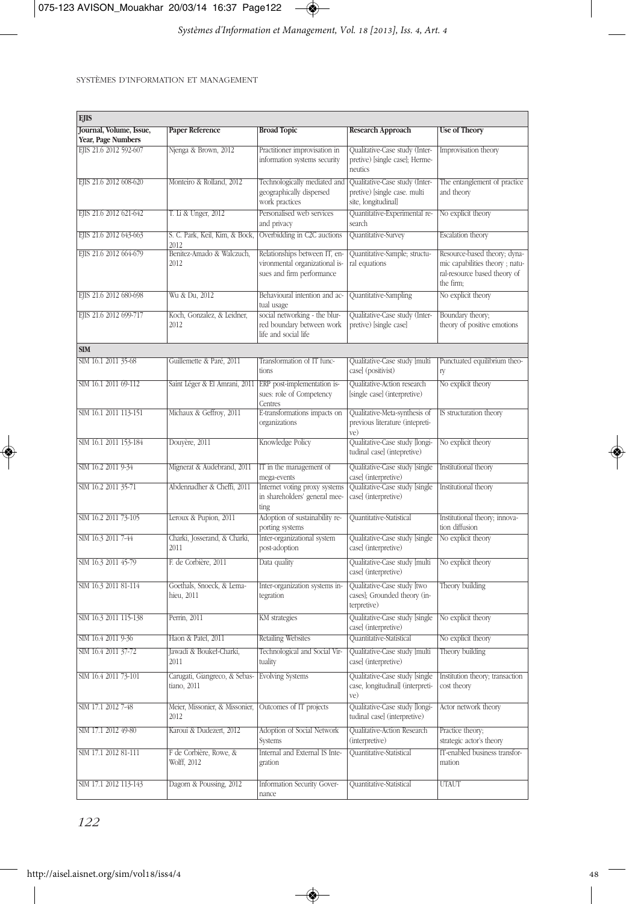| EJIS | | | | |
|---|---|---|---|---|
| **Journal, Volume, Issue, Year, Page Numbers** | **Paper Reference** | **Broad Topic** | **Research Approach** | **Use of Theory** |
| EJIS 21.6 2012 592-607 | Njenga & Brown, 2012 | Practitioner improvisation in information systems security | Qualitative-Case study (Interpretive) [single case]; Hermeneutics | Improvisation theory |
| EJIS 21.6 2012 608-620 | Monteiro & Rolland, 2012 | Technologically mediated and geographically dispersed work practices | Qualitative-Case study (Interpretive) [single case. multi site, longitudinal] | The entanglement of practice and theory |
| EJIS 21.6 2012 621-642 | T. Li & Unger, 2012 | Personalised web services and privacy | Quantitative-Experimental research | No explicit theory |
| EJIS 21.6 2012 643-663 | S. C. Park, Keil, Kim, & Bock, 2012 | Overbidding in C2C auctions | Quantitative-Survey | Escalation theory |
| EJIS 21.6 2012 664-679 | Benitez-Amado & Walczuch, 2012 | Relationships between IT, environmental organizational issues and firm performance | Quantitative-Sample; structural equations | Resource-based theory; dynamic capabilities theory ; natural-resource based theory of the firm; |
| EJIS 21.6 2012 680-698 | Wu & Du, 2012 | Behavioural intention and actual usage | Quantitative-Sampling | No explicit theory |
| EJIS 21.6 2012 699-717 | Koch, Gonzalez, & Leidner, 2012 | social networking - the blurred boundary between work life and social life | Qualitative-Case study (Interpretive) [single case] | Boundary theory; theory of positive emotions |
| **SIM** | | | | |
| SIM 16.1 2011 35-68 | Guillemette & Paré, 2011 | Transformation of IT functions | Qualitative-Case study [multi case] (positivist) | Punctuated equilibrium theory |
| SIM 16.1 2011 69-112 | Saint Léger & El Amrani, 2011 | ERP post-implementation issues: role of Competency Centres | Qualitative-Action research [single case] (interpretive) | No explicit theory |
| SIM 16.1 2011 113-151 | Michaux & Geffroy, 2011 | E-transformations impacts on organizations | Qualitative-Meta-synthesis of previous literature (intepretive) | IS structuration theory |
| SIM 16.1 2011 153-184 | Douyère, 2011 | Knowledge Policy | Qualitative-Case study [longitudinal case] (intepretive) | No explicit theory |
| SIM 16.2 2011 9-34 | Mignerat & Audebrand, 2011 | IT in the management of mega-events | Qualitative-Case study [single case] (interpretive) | Institutional theory |
| SIM 16.2 2011 35-71 | Abdennadher & Cheffi, 2011 | Internet voting proxy systems in shareholders' general meeting | Qualitative-Case study [single case] (interpretive) | Institutional theory |
| SIM 16.2 2011 73-105 | Leroux & Pupion, 2011 | Adoption of sustainability reporting systems | Quantitative-Statistical | Institutional theory; innovation diffusion |
| SIM 16.3 2011 7-44 | Charki, Josserand, & Charki, 2011 | Inter-organizational system post-adoption | Qualitative-Case study [single case] (interpretive) | No explicit theory |
| SIM 16.3 2011 45-79 | F. de Corbière, 2011 | Data quality | Qualitative-Case study [multi case] (interpretive) | No explicit theory |
| SIM 16.3 2011 81-114 | Goethals, Snoeck, & Lemahieu, 2011 | Inter-organization systems integration | Qualitative-Case study [two cases]; Grounded theory (interpretive) | Theory building |
| SIM 16.3 2011 115-138 | Perrin, 2011 | KM strategies | Qualitative-Case study [single case] (interpretive) | No explicit theory |
| SIM 16.4 2011 9-36 | Haon & Patel, 2011 | Retailing Websites | Quantitative-Statistical | No explicit theory |
| SIM 16.4 2011 37-72 | Jawadi & Boukef-Charki, 2011 | Technological and Social Virtuality | Qualitative-Case study [multi case] (interpretive) | Theory building |
| SIM 16.4 2011 73-101 | Carugati, Giangreco, & Sebastiano, 2011 | Evolving Systems | Qualitative-Case study [single case, longitudinal] (interpretive) | Institution theory; transaction cost theory |
| SIM 17.1 2012 7-48 | Meier, Missonier, & Missonier, 2012 | Outcomes of IT projects | Qualitative-Case study [longitudinal case] (interpretive) | Actor network theory |
| SIM 17.1 2012 49-80 | Karoui & Dudezert, 2012 | Adoption of Social Network Systems | Qualitative-Action Research (interpretive) | Practice theory; strategic actor's theory |
| SIM 17.1 2012 81-111 | F de Corbière, Rowe, & Wolff, 2012 | Internal and External IS Integration | Quantitative-Statistical | IT-enabled business transformation |
| SIM 17.1 2012 113-143 | Dagorn & Poussing, 2012 | Information Security Governance | Quantitative-Statistical | UTAUT |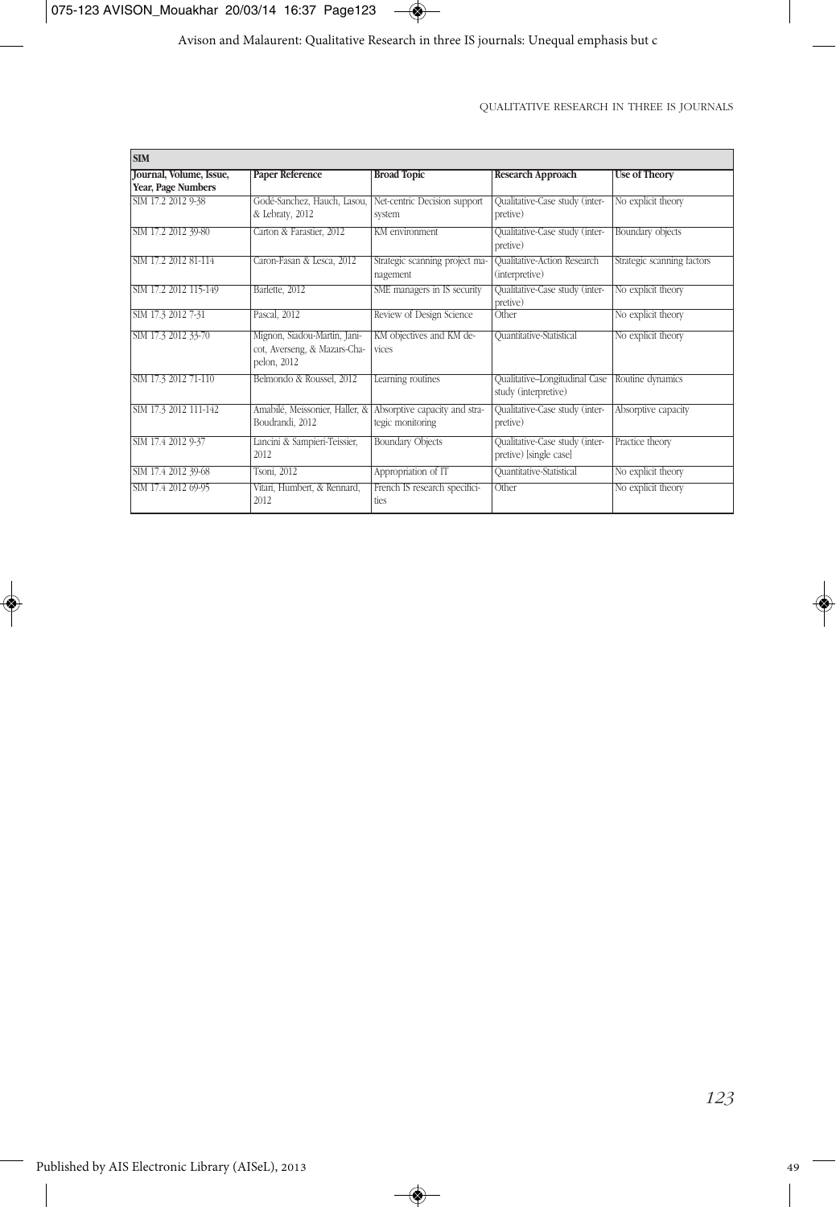| SIM | | | | |
|---|---|---|---|---|
| **Journal, Volume, Issue, Year, Page Numbers** | **Paper Reference** | **Broad Topic** | **Research Approach** | **Use of Theory** |
| SIM 17.2 2012 9-38 | Godé-Sanchez, Hauch, Lasou, & Lebraty, 2012 | Net-centric Decision support system | Qualitative-Case study (interpretive) | No explicit theory |
| SIM 17.2 2012 39-80 | Carton & Farastier, 2012 | KM environment | Qualitative-Case study (interpretive) | Boundary objects |
| SIM 17.2 2012 81-114 | Caron-Fasan & Lesca, 2012 | Strategic scanning project management | Qualitative-Action Research (interpretive) | Strategic scanning factors |
| SIM 17.2 2012 115-149 | Barlette, 2012 | SME managers in IS security | Qualitative-Case study (interpretive) | No explicit theory |
| SIM 17.3 2012 7-31 | Pascal, 2012 | Review of Design Science | Other | No explicit theory |
| SIM 17.3 2012 33-70 | Mignon, Siadou-Martin, Janicot, Averseng, & Mazars-Chapelon, 2012 | KM objectives and KM devices | Quantitative-Statistical | No explicit theory |
| SIM 17.3 2012 71-110 | Belmondo & Roussel, 2012 | Learning routines | Qualitative–Longitudinal Case study (interpretive) | Routine dynamics |
| SIM 17.3 2012 111-142 | Amabilé, Meissonier, Haller, & Boudrandi, 2012 | Absorptive capacity and strategic monitoring | Qualitative-Case study (interpretive) | Absorptive capacity |
| SIM 17.4 2012 9-37 | Lancini & Sampieri-Teissier, 2012 | Boundary Objects | Qualitative-Case study (interpretive) [single case] | Practice theory |
| SIM 17.4 2012 39-68 | Tsoni, 2012 | Appropriation of IT | Quantitative-Statistical | No explicit theory |
| SIM 17.4 2012 69-95 | Vitari, Humbert, & Rennard, 2012 | French IS research specificities | Other | No explicit theory |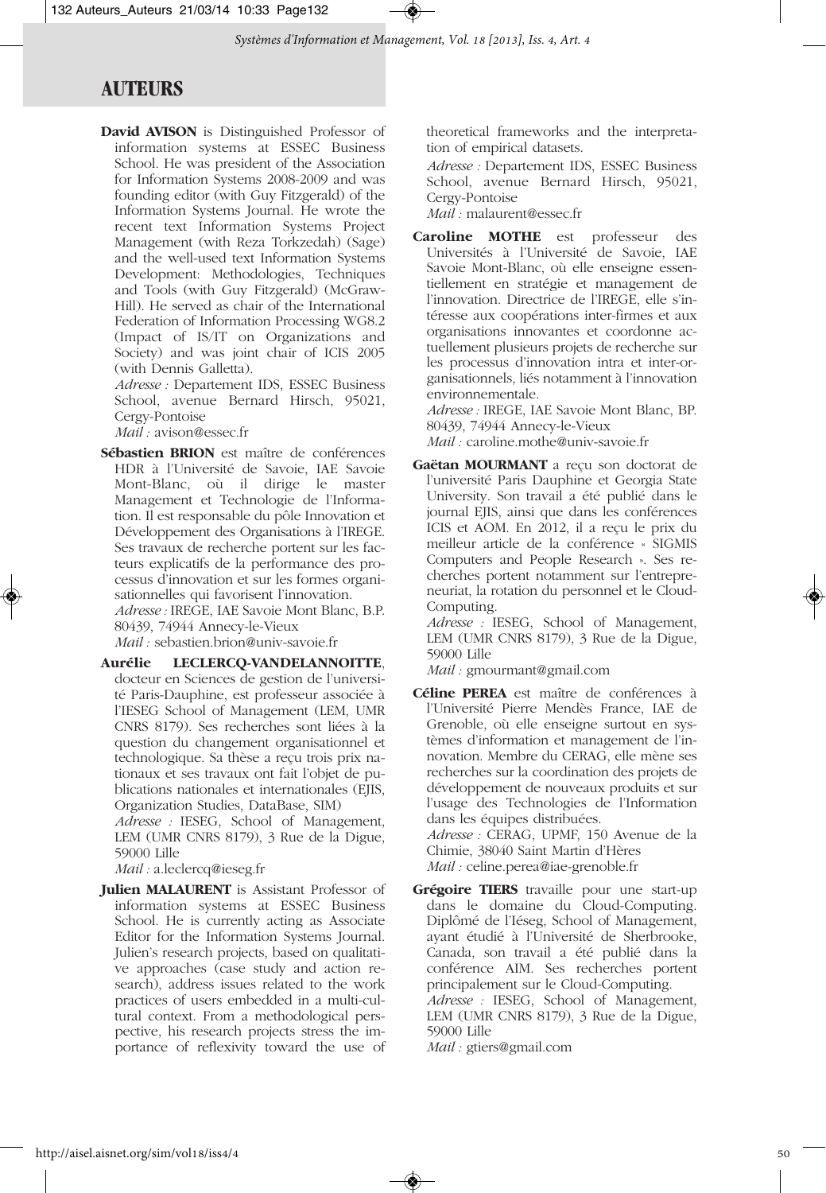# AUTEURS

**David AVISON** is Distinguished Professor of information systems at ESSEC Business School. He was president of the Association for Information Systems 2008-2009 and was founding editor (with Guy Fitzgerald) of the Information Systems Journal. He wrote the recent text Information Systems Project Management (with Reza Torkzedah) (Sage) and the well-used text Information Systems Development: Methodologies, Techniques and Tools (with Guy Fitzgerald) (McGraw-Hill). He served as chair of the International Federation of Information Processing WG8.2 (Impact of IS/IT on Organizations and Society) and was joint chair of ICIS 2005 (with Dennis Galletta).
*Adresse :* Departement IDS, ESSEC Business School, avenue Bernard Hirsch, 95021, Cergy-Pontoise
*Mail :* avison@essec.fr

**Sébastien BRION** est maître de conférences HDR à l'Université de Savoie, IAE Savoie Mont-Blanc, où il dirige le master Management et Technologie de l'Information. Il est responsable du pôle Innovation et Développement des Organisations à l'IREGE. Ses travaux de recherche portent sur les facteurs explicatifs de la performance des processus d'innovation et sur les formes organisationnelles qui favorisent l'innovation.
*Adresse :* IREGE, IAE Savoie Mont Blanc, B.P. 80439, 74944 Annecy-le-Vieux
*Mail :* sebastien.brion@univ-savoie.fr

**Aurélie LECLERCQ-VANDELANNOITTE**, docteur en Sciences de gestion de l'université Paris-Dauphine, est professeur associée à l'IESEG School of Management (LEM, UMR CNRS 8179). Ses recherches sont liées à la question du changement organisationnel et technologique. Sa thèse a reçu trois prix nationaux et ses travaux ont fait l'objet de publications nationales et internationales (EJIS, Organization Studies, DataBase, SIM)
*Adresse :* IESEG, School of Management, LEM (UMR CNRS 8179), 3 Rue de la Digue, 59000 Lille
*Mail :* a.leclercq@ieseg.fr

**Julien MALAURENT** is Assistant Professor of information systems at ESSEC Business School. He is currently acting as Associate Editor for the Information Systems Journal. Julien's research projects, based on qualitative approaches (case study and action research), address issues related to the work practices of users embedded in a multi-cultural context. From a methodological perspective, his research projects stress the importance of reflexivity toward the use of theoretical frameworks and the interpretation of empirical datasets.
*Adresse :* Departement IDS, ESSEC Business School, avenue Bernard Hirsch, 95021, Cergy-Pontoise
*Mail :* malaurent@essec.fr

**Caroline MOTHE** est professeur des Universités à l'Université de Savoie, IAE Savoie Mont-Blanc, où elle enseigne essentiellement en stratégie et management de l'innovation. Directrice de l'IREGE, elle s'intéresse aux coopérations inter-firmes et aux organisations innovantes et coordonne actuellement plusieurs projets de recherche sur les processus d'innovation intra et inter-organisationnels, liés notamment à l'innovation environnementale.
*Adresse :* IREGE, IAE Savoie Mont Blanc, BP. 80439, 74944 Annecy-le-Vieux
*Mail :* caroline.mothe@univ-savoie.fr

**Gaëtan MOURMANT** a reçu son doctorat de l'université Paris Dauphine et Georgia State University. Son travail a été publié dans le journal EJIS, ainsi que dans les conférences ICIS et AOM. En 2012, il a reçu le prix du meilleur article de la conférence « SIGMIS Computers and People Research ». Ses recherches portent notamment sur l'entrepreneuriat, la rotation du personnel et le Cloud-Computing.
*Adresse :* IESEG, School of Management, LEM (UMR CNRS 8179), 3 Rue de la Digue, 59000 Lille
*Mail :* gmourmant@gmail.com

**Céline PEREA** est maître de conférences à l'Université Pierre Mendès France, IAE de Grenoble, où elle enseigne surtout en systèmes d'information et management de l'innovation. Membre du CERAG, elle mène ses recherches sur la coordination des projets de développement de nouveaux produits et sur l'usage des Technologies de l'Information dans les équipes distribuées.
*Adresse :* CERAG, UPMF, 150 Avenue de la Chimie, 38040 Saint Martin d'Hères
*Mail :* celine.perea@iae-grenoble.fr

**Grégoire TIERS** travaille pour une start-up dans le domaine du Cloud-Computing. Diplômé de l'Iéseg, School of Management, ayant étudié à l'Université de Sherbrooke, Canada, son travail a été publié dans la conférence AIM. Ses recherches portent principalement sur le Cloud-Computing.
*Adresse :* IESEG, School of Management, LEM (UMR CNRS 8179), 3 Rue de la Digue, 59000 Lille
*Mail :* gtiers@gmail.com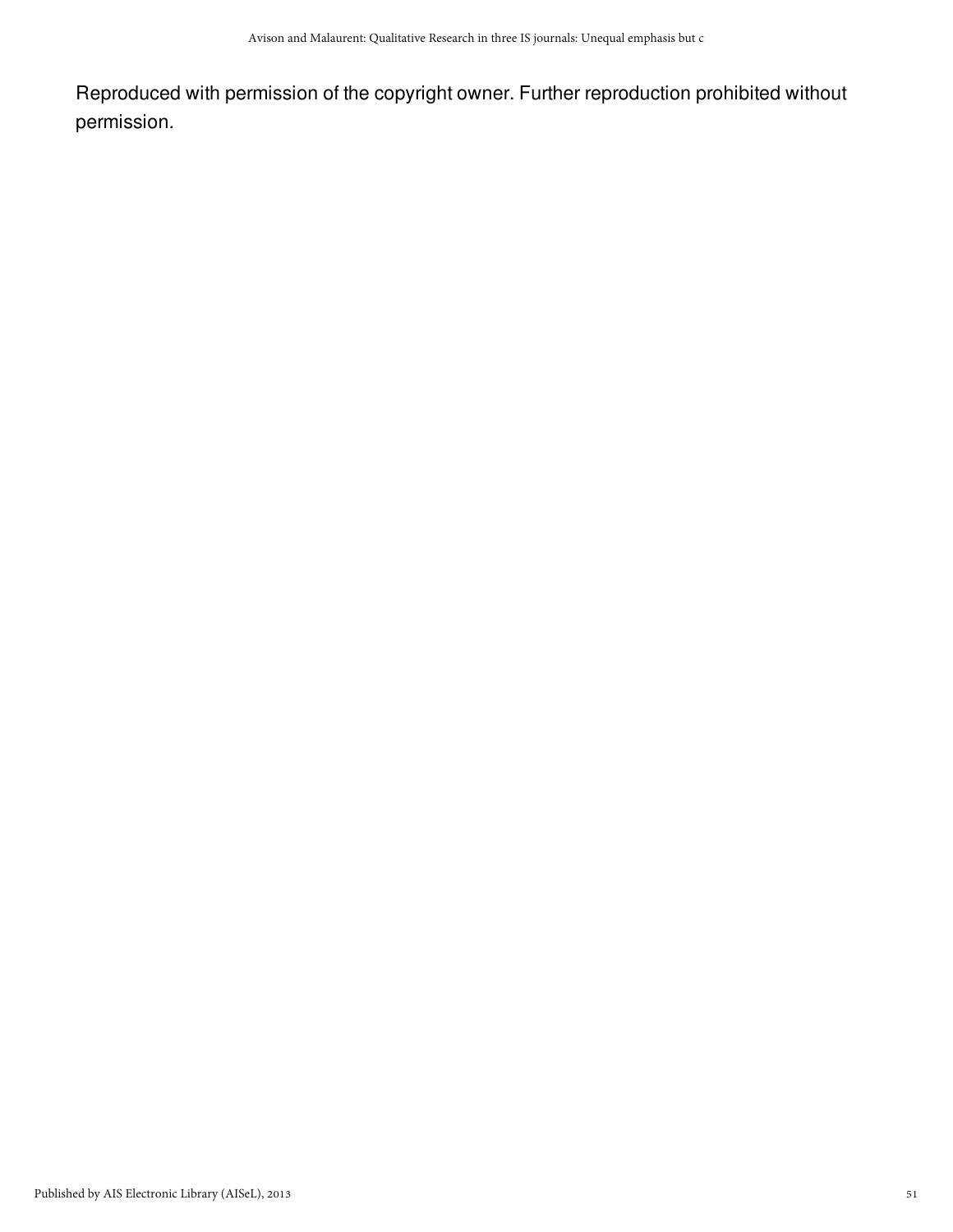Reproduced with permission of the copyright owner. Further reproduction prohibited without permission.